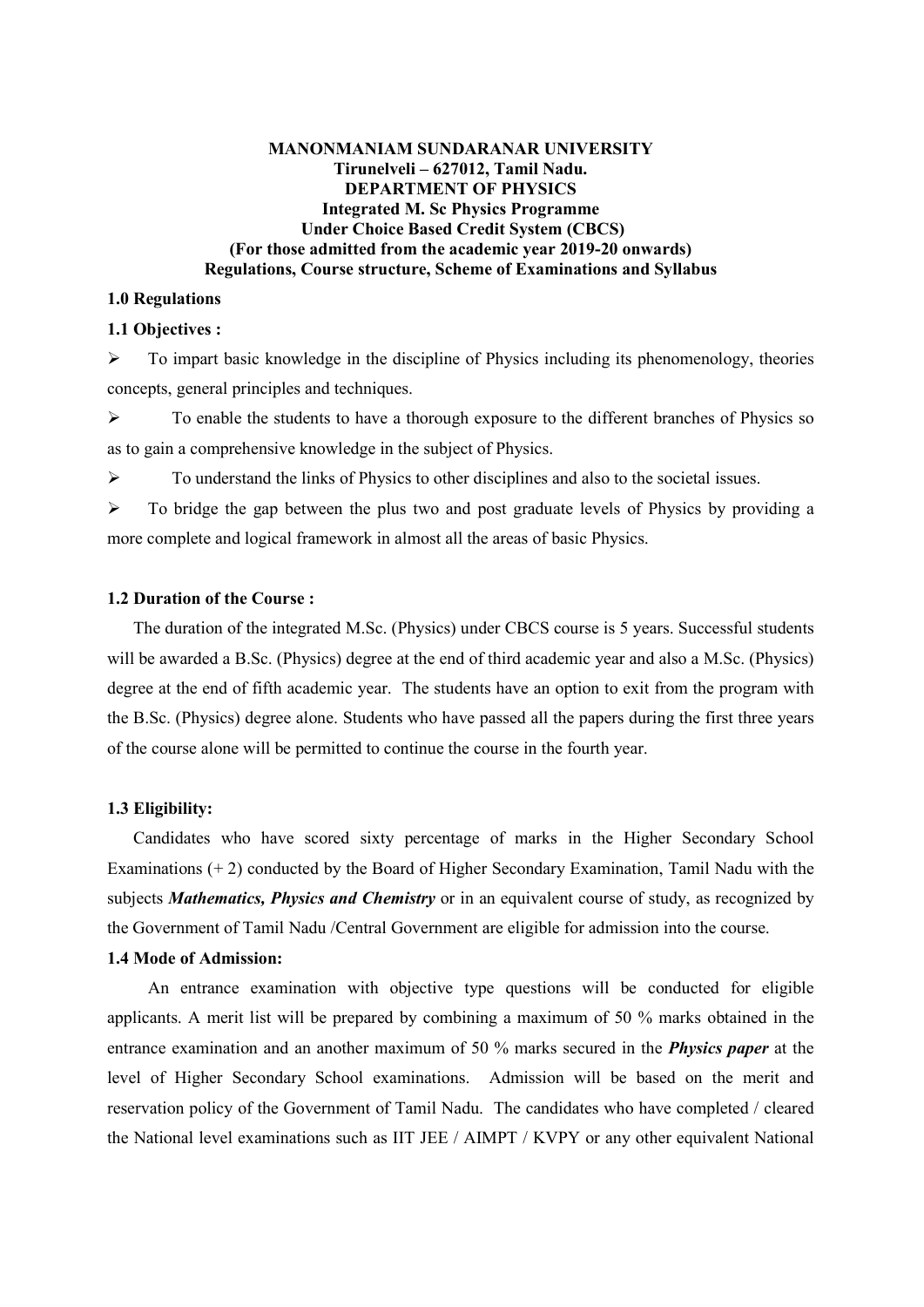**MANONMANIAM SUNDARANAR UNIVERSITY**
**Tirunelveli – 627012, Tamil Nadu.**
**DEPARTMENT OF PHYSICS**
**Integrated M. Sc Physics Programme**
**Under Choice Based Credit System (CBCS)**
**(For those admitted from the academic year 2019-20 onwards)**
**Regulations, Course structure, Scheme of Examinations and Syllabus**

## 1.0 Regulations

### 1.1 Objectives :

- To impart basic knowledge in the discipline of Physics including its phenomenology, theories concepts, general principles and techniques.
- To enable the students to have a thorough exposure to the different branches of Physics so as to gain a comprehensive knowledge in the subject of Physics.
- To understand the links of Physics to other disciplines and also to the societal issues.
- To bridge the gap between the plus two and post graduate levels of Physics by providing a more complete and logical framework in almost all the areas of basic Physics.

### 1.2 Duration of the Course :

The duration of the integrated M.Sc. (Physics) under CBCS course is 5 years. Successful students will be awarded a B.Sc. (Physics) degree at the end of third academic year and also a M.Sc. (Physics) degree at the end of fifth academic year. The students have an option to exit from the program with the B.Sc. (Physics) degree alone. Students who have passed all the papers during the first three years of the course alone will be permitted to continue the course in the fourth year.

### 1.3 Eligibility:

Candidates who have scored sixty percentage of marks in the Higher Secondary School Examinations (+ 2) conducted by the Board of Higher Secondary Examination, Tamil Nadu with the subjects ***Mathematics, Physics and Chemistry*** or in an equivalent course of study, as recognized by the Government of Tamil Nadu /Central Government are eligible for admission into the course.

### 1.4 Mode of Admission:

An entrance examination with objective type questions will be conducted for eligible applicants. A merit list will be prepared by combining a maximum of 50 % marks obtained in the entrance examination and an another maximum of 50 % marks secured in the ***Physics paper*** at the level of Higher Secondary School examinations. Admission will be based on the merit and reservation policy of the Government of Tamil Nadu. The candidates who have completed / cleared the National level examinations such as IIT JEE / AIMPT / KVPY or any other equivalent National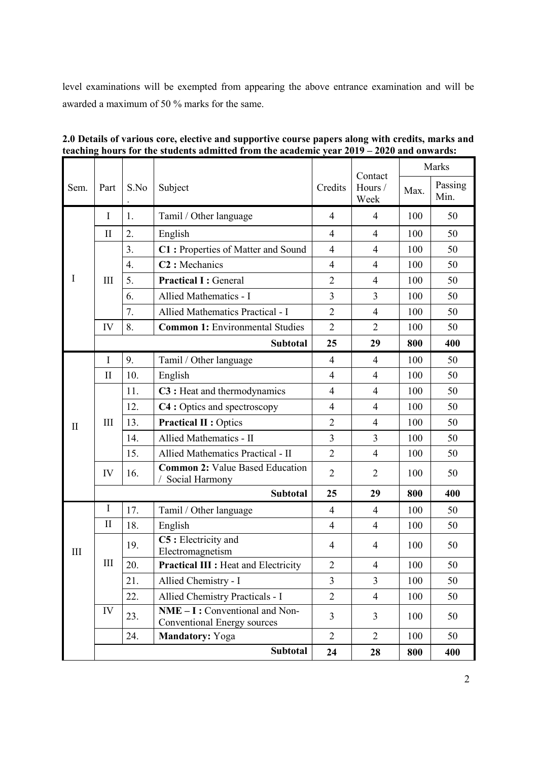level examinations will be exempted from appearing the above entrance examination and will be awarded a maximum of 50 % marks for the same.

**2.0 Details of various core, elective and supportive course papers along with credits, marks and teaching hours for the students admitted from the academic year 2019 – 2020 and onwards:**

| Sem. | Part | S.No. | Subject | Credits | Contact Hours / Week | Marks | |
|---|---|---|---|---|---|---|---|
| | | | | | | Max. | Passing Min. |
| I | I | 1. | Tamil / Other language | 4 | 4 | 100 | 50 |
| | II | 2. | English | 4 | 4 | 100 | 50 |
| | III | 3. | **C1 :** Properties of Matter and Sound | 4 | 4 | 100 | 50 |
| | | 4. | **C2 :** Mechanics | 4 | 4 | 100 | 50 |
| | | 5. | **Practical I :** General | 2 | 4 | 100 | 50 |
| | | 6. | Allied Mathematics - I | 3 | 3 | 100 | 50 |
| | | 7. | Allied Mathematics Practical - I | 2 | 4 | 100 | 50 |
| | IV | 8. | **Common 1:** Environmental Studies | 2 | 2 | 100 | 50 |
| | | | **Subtotal** | **25** | **29** | **800** | **400** |
| II | I | 9. | Tamil / Other language | 4 | 4 | 100 | 50 |
| | II | 10. | English | 4 | 4 | 100 | 50 |
| | III | 11. | **C3 :** Heat and thermodynamics | 4 | 4 | 100 | 50 |
| | | 12. | **C4 :** Optics and spectroscopy | 4 | 4 | 100 | 50 |
| | | 13. | **Practical II :** Optics | 2 | 4 | 100 | 50 |
| | | 14. | Allied Mathematics - II | 3 | 3 | 100 | 50 |
| | | 15. | Allied Mathematics Practical - II | 2 | 4 | 100 | 50 |
| | IV | 16. | **Common 2:** Value Based Education / Social Harmony | 2 | 2 | 100 | 50 |
| | | | **Subtotal** | **25** | **29** | **800** | **400** |
| III | I | 17. | Tamil / Other language | 4 | 4 | 100 | 50 |
| | II | 18. | English | 4 | 4 | 100 | 50 |
| | III | 19. | **C5 :** Electricity and Electromagnetism | 4 | 4 | 100 | 50 |
| | | 20. | **Practical III :** Heat and Electricity | 2 | 4 | 100 | 50 |
| | | 21. | Allied Chemistry - I | 3 | 3 | 100 | 50 |
| | | 22. | Allied Chemistry Practicals - I | 2 | 4 | 100 | 50 |
| | IV | 23. | **NME – I :** Conventional and Non-Conventional Energy sources | 3 | 3 | 100 | 50 |
| | | 24. | **Mandatory:** Yoga | 2 | 2 | 100 | 50 |
| | | | **Subtotal** | **24** | **28** | **800** | **400** |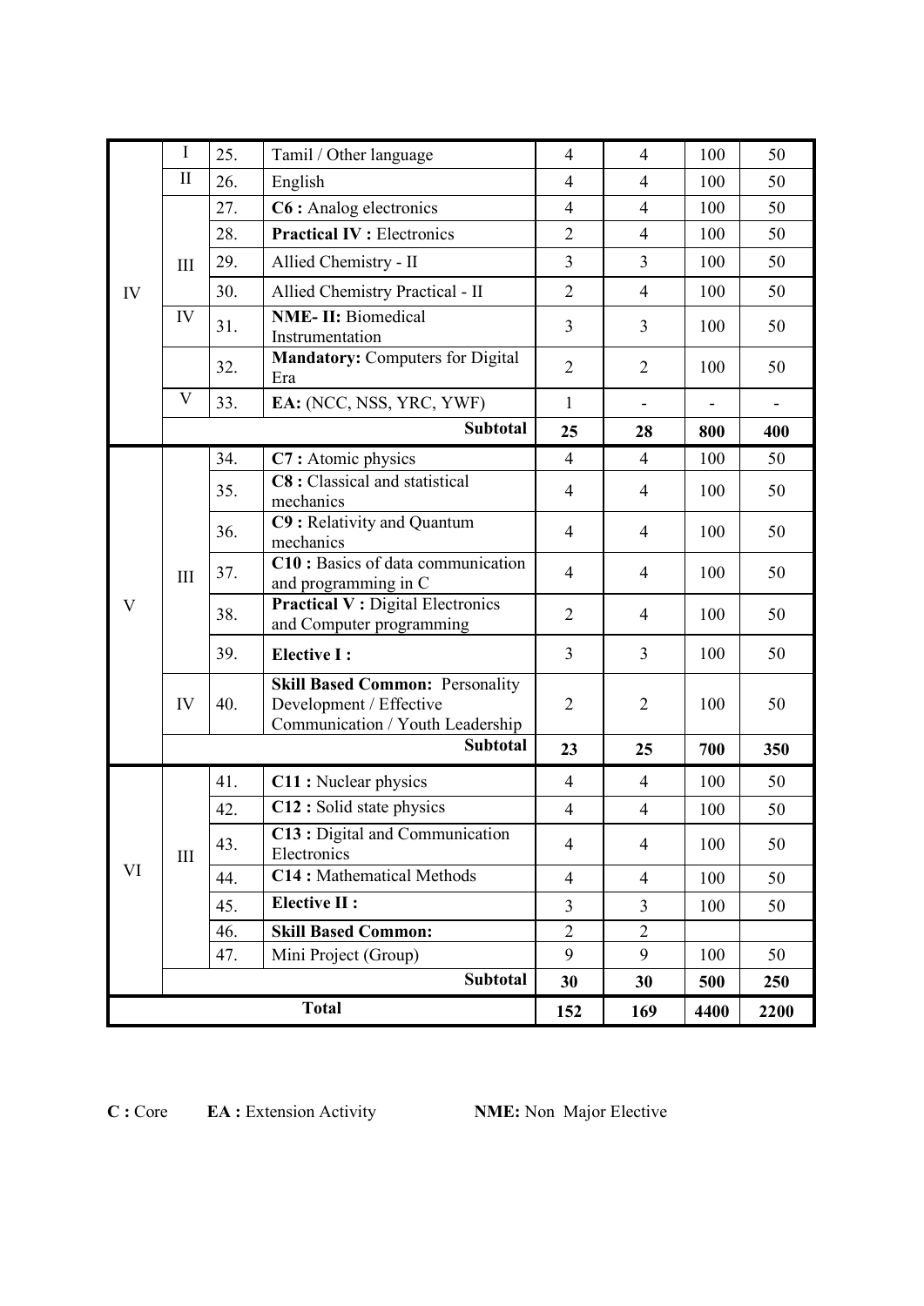| | | | | | | | |
|---|---|---|---|---|---|---|---|
| IV | I | 25. | Tamil / Other language | 4 | 4 | 100 | 50 |
| | II | 26. | English | 4 | 4 | 100 | 50 |
| | III | 27. | **C6 :** Analog electronics | 4 | 4 | 100 | 50 |
| | | 28. | **Practical IV :** Electronics | 2 | 4 | 100 | 50 |
| | | 29. | Allied Chemistry - II | 3 | 3 | 100 | 50 |
| | | 30. | Allied Chemistry Practical - II | 2 | 4 | 100 | 50 |
| | IV | 31. | **NME- II:** Biomedical Instrumentation | 3 | 3 | 100 | 50 |
| | | 32. | **Mandatory:** Computers for Digital Era | 2 | 2 | 100 | 50 |
| | V | 33. | **EA:** (NCC, NSS, YRC, YWF) | 1 | - | - | - |
| | | | **Subtotal** | **25** | **28** | **800** | **400** |
| V | III | 34. | **C7 :** Atomic physics | 4 | 4 | 100 | 50 |
| | | 35. | **C8 :** Classical and statistical mechanics | 4 | 4 | 100 | 50 |
| | | 36. | **C9 :** Relativity and Quantum mechanics | 4 | 4 | 100 | 50 |
| | | 37. | **C10 :** Basics of data communication and programming in C | 4 | 4 | 100 | 50 |
| | | 38. | **Practical V :** Digital Electronics and Computer programming | 2 | 4 | 100 | 50 |
| | | 39. | **Elective I :** | 3 | 3 | 100 | 50 |
| | IV | 40. | **Skill Based Common:** Personality Development / Effective Communication / Youth Leadership | 2 | 2 | 100 | 50 |
| | | | **Subtotal** | **23** | **25** | **700** | **350** |
| VI | III | 41. | **C11 :** Nuclear physics | 4 | 4 | 100 | 50 |
| | | 42. | **C12 :** Solid state physics | 4 | 4 | 100 | 50 |
| | | 43. | **C13 :** Digital and Communication Electronics | 4 | 4 | 100 | 50 |
| | | 44. | **C14 :** Mathematical Methods | 4 | 4 | 100 | 50 |
| | | 45. | **Elective II :** | 3 | 3 | 100 | 50 |
| | | 46. | **Skill Based Common:** | 2 | 2 | | |
| | | 47. | Mini Project (Group) | 9 | 9 | 100 | 50 |
| | | | **Subtotal** | **30** | **30** | **500** | **250** |
| **Total** | | | | **152** | **169** | **4400** | **2200** |

**C :** Core  **EA :** Extension Activity  **NME:** Non Major Elective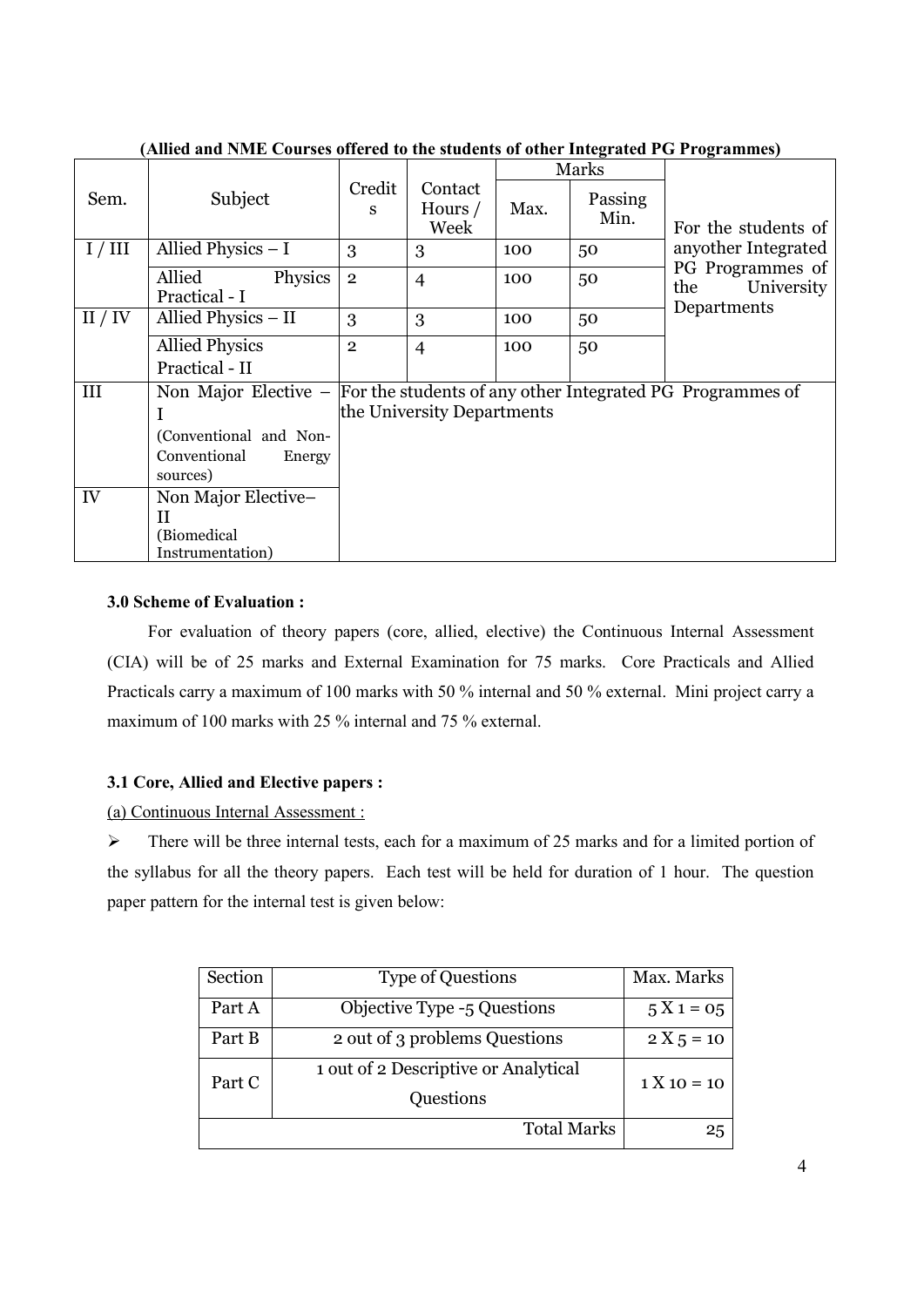**(Allied and NME Courses offered to the students of other Integrated PG Programmes)**

| Sem. | Subject | Credits | Contact Hours / Week | Marks | | |
|---|---|---|---|---|---|---|
| | | | | Max. | Passing Min. | |
| I / III | Allied Physics – I | 3 | 3 | 100 | 50 | For the students of anyother Integrated PG Programmes of the University Departments |
| | Allied Physics Practical - I | 2 | 4 | 100 | 50 | |
| II / IV | Allied Physics – II | 3 | 3 | 100 | 50 | |
| | Allied Physics Practical - II | 2 | 4 | 100 | 50 | |
| III | Non Major Elective – I (Conventional and Non-Conventional Energy sources) | For the students of any other Integrated PG Programmes of the University Departments | | | | |
| IV | Non Major Elective– II (Biomedical Instrumentation) | | | | | |

**3.0 Scheme of Evaluation :**

For evaluation of theory papers (core, allied, elective) the Continuous Internal Assessment (CIA) will be of 25 marks and External Examination for 75 marks. Core Practicals and Allied Practicals carry a maximum of 100 marks with 50 % internal and 50 % external. Mini project carry a maximum of 100 marks with 25 % internal and 75 % external.

**3.1 Core, Allied and Elective papers :**

(a) Continuous Internal Assessment :

- There will be three internal tests, each for a maximum of 25 marks and for a limited portion of the syllabus for all the theory papers. Each test will be held for duration of 1 hour. The question paper pattern for the internal test is given below:

| Section | Type of Questions | Max. Marks |
|---|---|---|
| Part A | Objective Type -5 Questions | 5 X 1 = 05 |
| Part B | 2 out of 3 problems Questions | 2 X 5 = 10 |
| Part C | 1 out of 2 Descriptive or Analytical Questions | 1 X 10 = 10 |
| | Total Marks | 25 |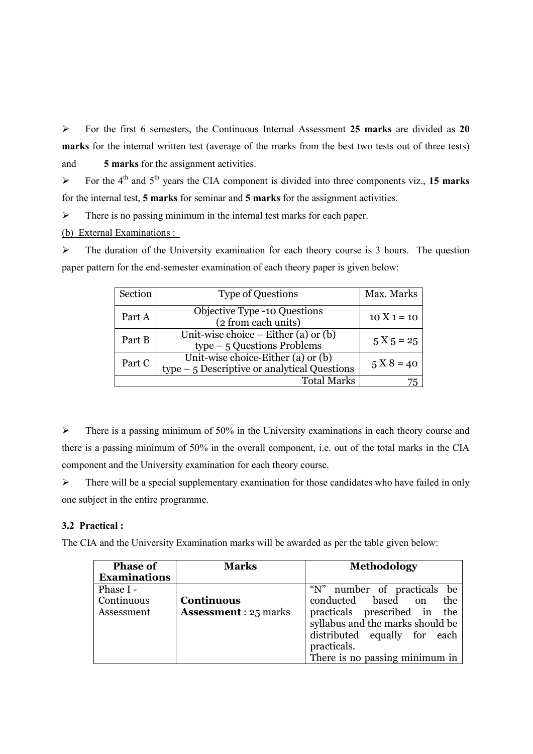- For the first 6 semesters, the Continuous Internal Assessment **25 marks** are divided as **20 marks** for the internal written test (average of the marks from the best two tests out of three tests) and **5 marks** for the assignment activities.
- For the 4th and 5th years the CIA component is divided into three components viz., **15 marks** for the internal test, **5 marks** for seminar and **5 marks** for the assignment activities.
- There is no passing minimum in the internal test marks for each paper.

(b) External Examinations :

- The duration of the University examination for each theory course is 3 hours. The question paper pattern for the end-semester examination of each theory paper is given below:

| Section | Type of Questions | Max. Marks |
|---|---|---|
| Part A | Objective Type -10 Questions (2 from each units) | 10 X 1 = 10 |
| Part B | Unit-wise choice – Either (a) or (b) type – 5 Questions Problems | 5 X 5 = 25 |
| Part C | Unit-wise choice-Either (a) or (b) type – 5 Descriptive or analytical Questions | 5 X 8 = 40 |
| | Total Marks | 75 |

- There is a passing minimum of 50% in the University examinations in each theory course and there is a passing minimum of 50% in the overall component, i.e. out of the total marks in the CIA component and the University examination for each theory course.
- There will be a special supplementary examination for those candidates who have failed in only one subject in the entire programme.

### 3.2 Practical :

The CIA and the University Examination marks will be awarded as per the table given below:

| Phase of Examinations | Marks | Methodology |
|---|---|---|
| Phase I - Continuous Assessment | **Continuous Assessment** : 25 marks | "N" number of practicals be conducted based on the practicals prescribed in the syllabus and the marks should be distributed equally for each practicals. There is no passing minimum in |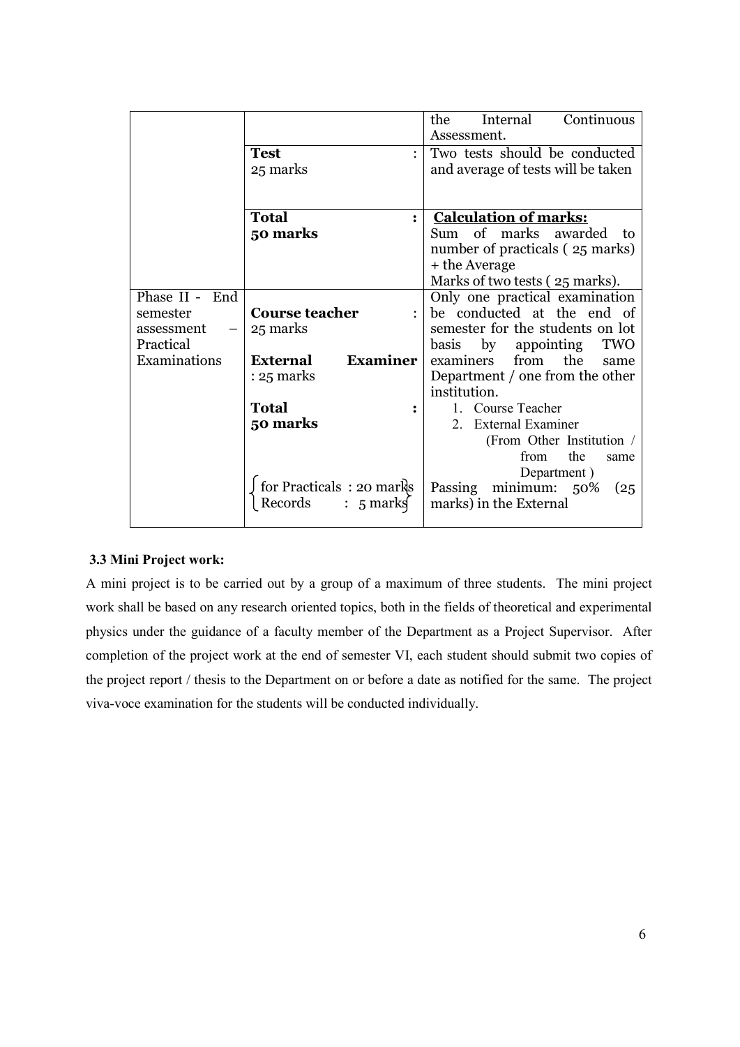| | | |
|---|---|---|
| | | the Internal Continuous Assessment. |
| | **Test** : 25 marks | Two tests should be conducted and average of tests will be taken |
| | **Total** : **50 marks** | **Calculation of marks:** Sum of marks awarded to number of practicals ( 25 marks) + the Average Marks of two tests ( 25 marks). |
| Phase II - End semester assessment – Practical Examinations | **Course teacher** : 25 marks<br><br>**External Examiner** : 25 marks<br><br>**Total** : **50 marks**<br><br>{ for Practicals : 20 marks<br>Records : 5 marks } | Only one practical examination be conducted at the end of semester for the students on lot basis by appointing TWO examiners from the same Department / one from the other institution.<br>1. Course Teacher<br>2. External Examiner (From Other Institution / from the same Department )<br>Passing minimum: 50% (25 marks) in the External |

**3.3 Mini Project work:**

A mini project is to be carried out by a group of a maximum of three students. The mini project work shall be based on any research oriented topics, both in the fields of theoretical and experimental physics under the guidance of a faculty member of the Department as a Project Supervisor. After completion of the project work at the end of semester VI, each student should submit two copies of the project report / thesis to the Department on or before a date as notified for the same. The project viva-voce examination for the students will be conducted individually.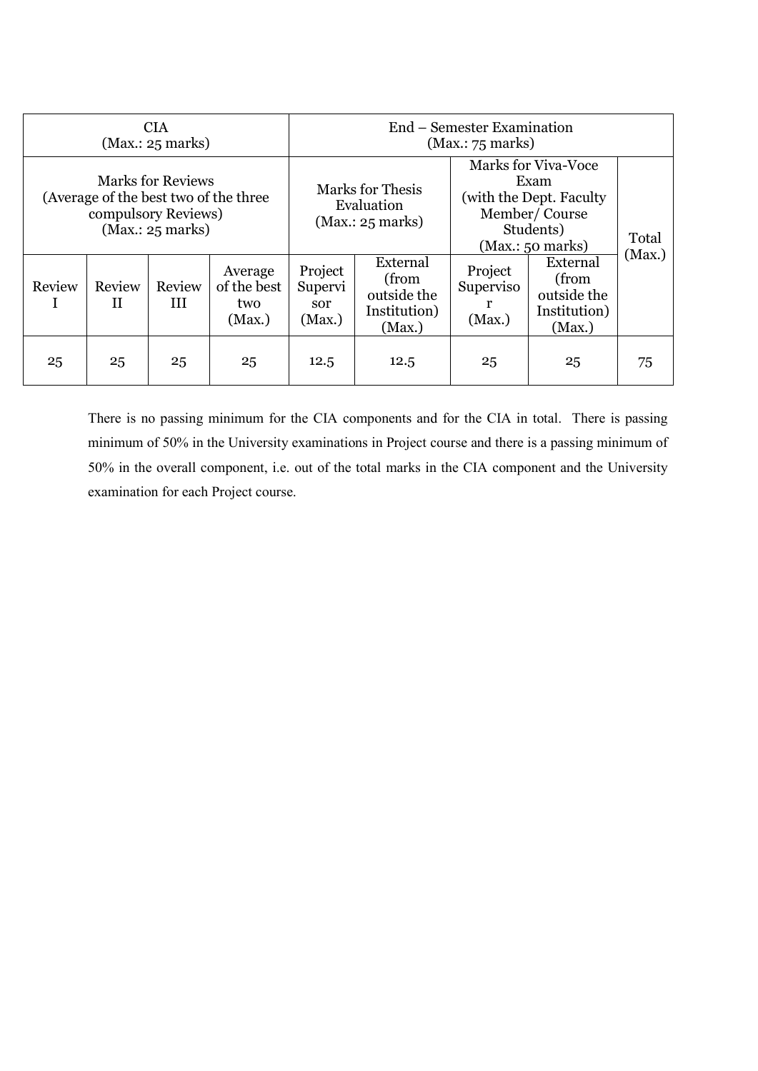| CIA (Max.: 25 marks) | | | | End – Semester Examination (Max.: 75 marks) | | | | |
|---|---|---|---|---|---|---|---|---|
| Marks for Reviews (Average of the best two of the three compulsory Reviews) (Max.: 25 marks) | | | | Marks for Thesis Evaluation (Max.: 25 marks) | | Marks for Viva-Voce Exam (with the Dept. Faculty Member/ Course Students) (Max.: 50 marks) | | Total (Max.) |
| Review I | Review II | Review III | Average of the best two (Max.) | Project Supervisor (Max.) | External (from outside the Institution) (Max.) | Project Supervisor (Max.) | External (from outside the Institution) (Max.) | |
| 25 | 25 | 25 | 25 | 12.5 | 12.5 | 25 | 25 | 75 |

There is no passing minimum for the CIA components and for the CIA in total. There is passing minimum of 50% in the University examinations in Project course and there is a passing minimum of 50% in the overall component, i.e. out of the total marks in the CIA component and the University examination for each Project course.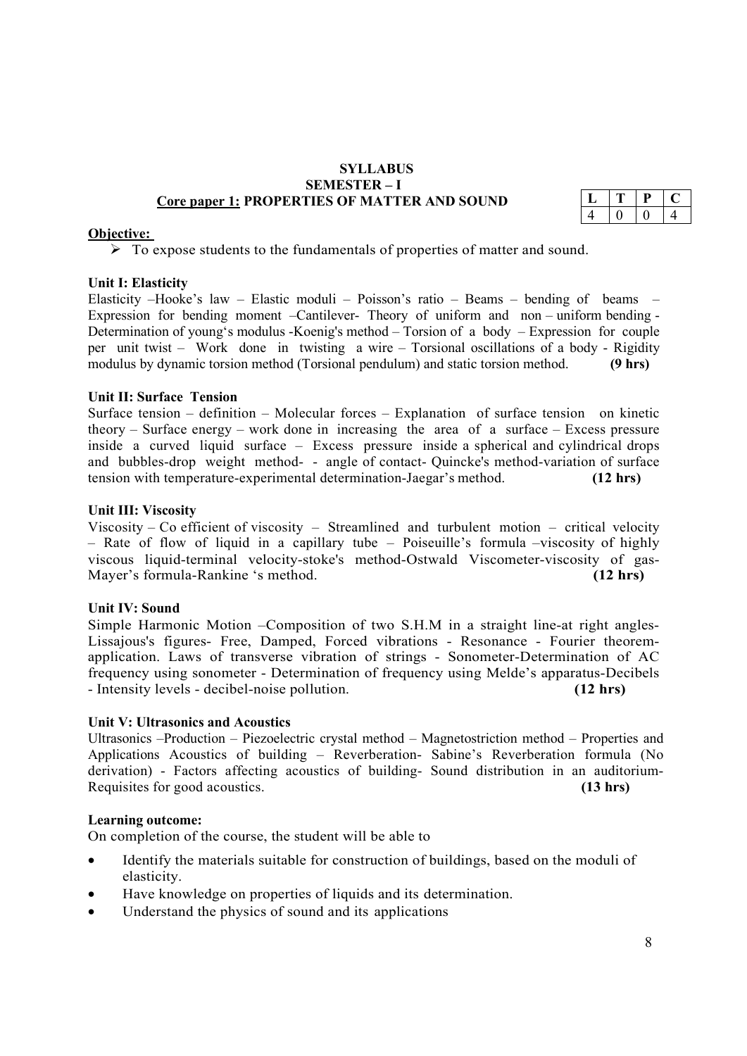# SYLLABUS

## SEMESTER – I

### Core paper 1: PROPERTIES OF MATTER AND SOUND

| L | T | P | C |
|---|---|---|---|
| 4 | 0 | 0 | 4 |

**Objective:**

- To expose students to the fundamentals of properties of matter and sound.

**Unit I: Elasticity**

Elasticity –Hooke's law – Elastic moduli – Poisson's ratio – Beams – bending of beams – Expression for bending moment –Cantilever- Theory of uniform and non – uniform bending - Determination of young's modulus -Koenig's method – Torsion of a body – Expression for couple per unit twist – Work done in twisting a wire – Torsional oscillations of a body - Rigidity modulus by dynamic torsion method (Torsional pendulum) and static torsion method. **(9 hrs)**

**Unit II: Surface Tension**

Surface tension – definition – Molecular forces – Explanation of surface tension on kinetic theory – Surface energy – work done in increasing the area of a surface – Excess pressure inside a curved liquid surface – Excess pressure inside a spherical and cylindrical drops and bubbles-drop weight method- - angle of contact- Quincke's method-variation of surface tension with temperature-experimental determination-Jaegar's method. **(12 hrs)**

**Unit III: Viscosity**

Viscosity – Co efficient of viscosity – Streamlined and turbulent motion – critical velocity – Rate of flow of liquid in a capillary tube – Poiseuille's formula –viscosity of highly viscous liquid-terminal velocity-stoke's method-Ostwald Viscometer-viscosity of gas-Mayer's formula-Rankine 's method. **(12 hrs)**

**Unit IV: Sound**

Simple Harmonic Motion –Composition of two S.H.M in a straight line-at right angles-Lissajous's figures- Free, Damped, Forced vibrations - Resonance - Fourier theorem-application. Laws of transverse vibration of strings - Sonometer-Determination of AC frequency using sonometer - Determination of frequency using Melde's apparatus-Decibels - Intensity levels - decibel-noise pollution. **(12 hrs)**

**Unit V: Ultrasonics and Acoustics**

Ultrasonics –Production – Piezoelectric crystal method – Magnetostriction method – Properties and Applications Acoustics of building – Reverberation- Sabine's Reverberation formula (No derivation) - Factors affecting acoustics of building- Sound distribution in an auditorium-Requisites for good acoustics. **(13 hrs)**

**Learning outcome:**

On completion of the course, the student will be able to

- Identify the materials suitable for construction of buildings, based on the moduli of elasticity.
- Have knowledge on properties of liquids and its determination.
- Understand the physics of sound and its applications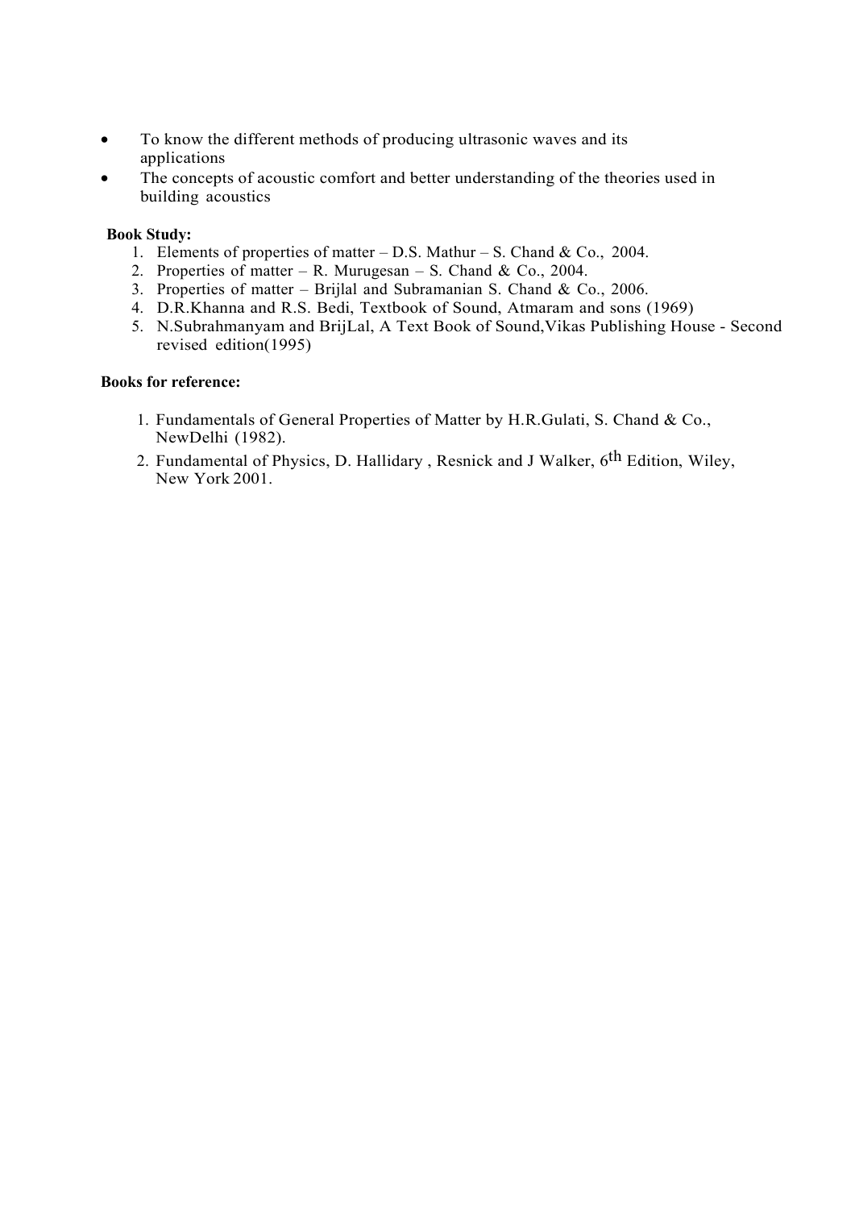- To know the different methods of producing ultrasonic waves and its applications
- The concepts of acoustic comfort and better understanding of the theories used in building acoustics

**Book Study:**

1. Elements of properties of matter – D.S. Mathur – S. Chand & Co., 2004.
2. Properties of matter – R. Murugesan – S. Chand & Co., 2004.
3. Properties of matter – Brijlal and Subramanian S. Chand & Co., 2006.
4. D.R.Khanna and R.S. Bedi, Textbook of Sound, Atmaram and sons (1969)
5. N.Subrahmanyam and BrijLal, A Text Book of Sound,Vikas Publishing House - Second revised edition(1995)

**Books for reference:**

1. Fundamentals of General Properties of Matter by H.R.Gulati, S. Chand & Co., NewDelhi (1982).
2. Fundamental of Physics, D. Hallidary , Resnick and J Walker, 6th Edition, Wiley, New York 2001.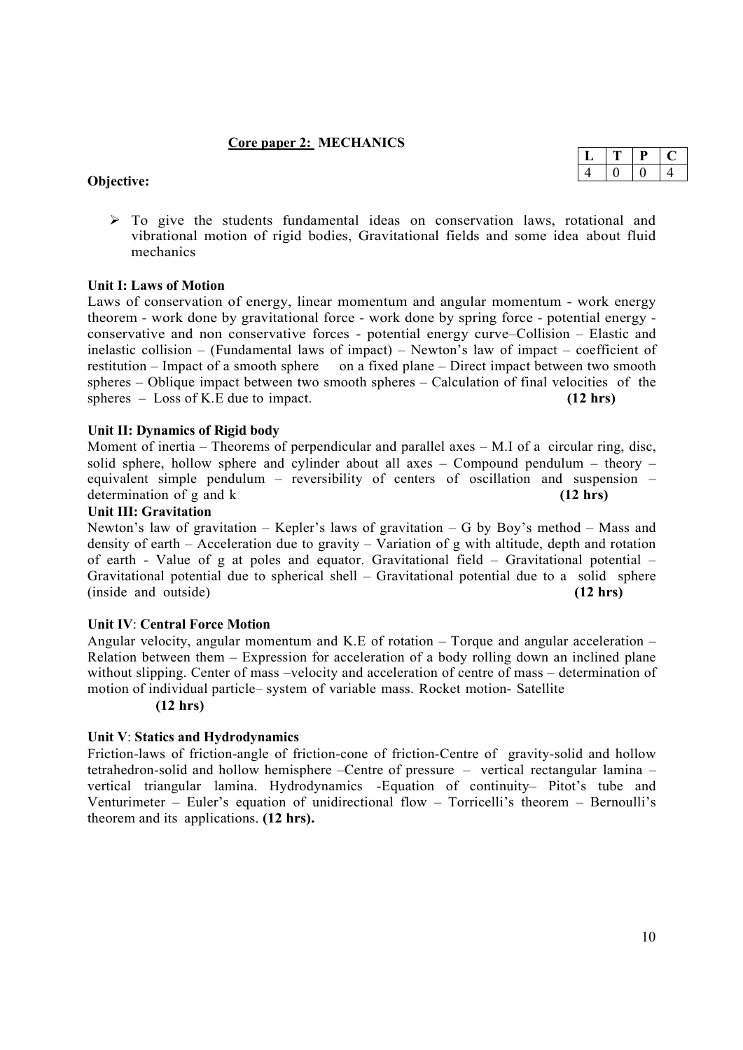## Core paper 2: MECHANICS

| L | T | P | C |
|---|---|---|---|
| 4 | 0 | 0 | 4 |

**Objective:**

- To give the students fundamental ideas on conservation laws, rotational and vibrational motion of rigid bodies, Gravitational fields and some idea about fluid mechanics

**Unit I: Laws of Motion**

Laws of conservation of energy, linear momentum and angular momentum - work energy theorem - work done by gravitational force - work done by spring force - potential energy - conservative and non conservative forces - potential energy curve–Collision – Elastic and inelastic collision – (Fundamental laws of impact) – Newton's law of impact – coefficient of restitution – Impact of a smooth sphere on a fixed plane – Direct impact between two smooth spheres – Oblique impact between two smooth spheres – Calculation of final velocities of the spheres – Loss of K.E due to impact. **(12 hrs)**

**Unit II: Dynamics of Rigid body**

Moment of inertia – Theorems of perpendicular and parallel axes – M.I of a circular ring, disc, solid sphere, hollow sphere and cylinder about all axes – Compound pendulum – theory – equivalent simple pendulum – reversibility of centers of oscillation and suspension – determination of g and k **(12 hrs)**

**Unit III: Gravitation**

Newton's law of gravitation – Kepler's laws of gravitation – G by Boy's method – Mass and density of earth – Acceleration due to gravity – Variation of g with altitude, depth and rotation of earth - Value of g at poles and equator. Gravitational field – Gravitational potential – Gravitational potential due to spherical shell – Gravitational potential due to a solid sphere (inside and outside) **(12 hrs)**

**Unit IV: Central Force Motion**

Angular velocity, angular momentum and K.E of rotation – Torque and angular acceleration – Relation between them – Expression for acceleration of a body rolling down an inclined plane without slipping. Center of mass –velocity and acceleration of centre of mass – determination of motion of individual particle– system of variable mass. Rocket motion- Satellite **(12 hrs)**

**Unit V: Statics and Hydrodynamics**

Friction-laws of friction-angle of friction-cone of friction-Centre of gravity-solid and hollow tetrahedron-solid and hollow hemisphere –Centre of pressure – vertical rectangular lamina – vertical triangular lamina. Hydrodynamics -Equation of continuity– Pitot's tube and Venturimeter – Euler's equation of unidirectional flow – Torricelli's theorem – Bernoulli's theorem and its applications. **(12 hrs).**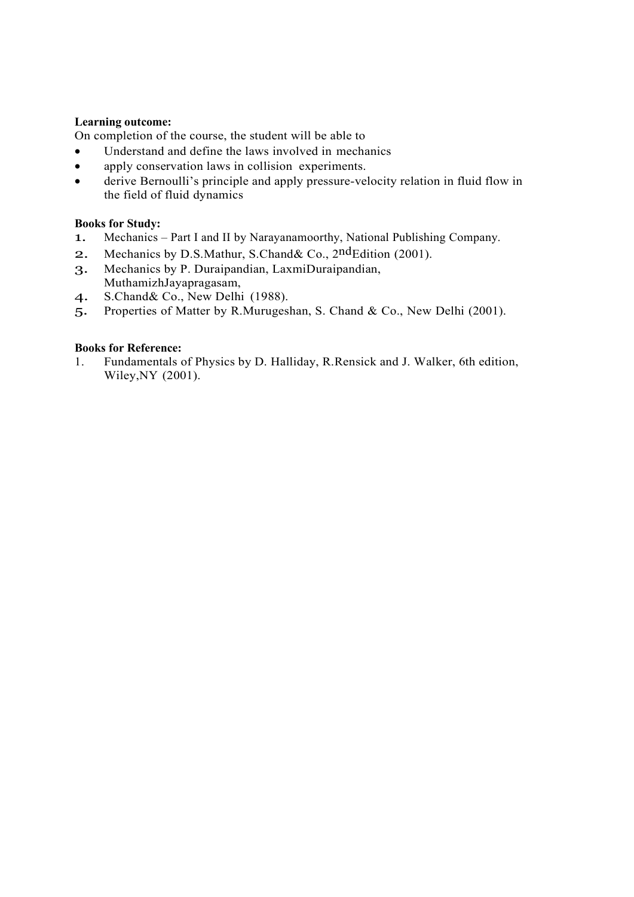**Learning outcome:**

On completion of the course, the student will be able to

- Understand and define the laws involved in mechanics
- apply conservation laws in collision experiments.
- derive Bernoulli's principle and apply pressure-velocity relation in fluid flow in the field of fluid dynamics

**Books for Study:**

1. Mechanics – Part I and II by Narayanamoorthy, National Publishing Company.
2. Mechanics by D.S.Mathur, S.Chand& Co., 2ndEdition (2001).
3. Mechanics by P. Duraipandian, LaxmiDuraipandian, MuthamizhJayapragasam,
4. S.Chand& Co., New Delhi (1988).
5. Properties of Matter by R.Murugeshan, S. Chand & Co., New Delhi (2001).

**Books for Reference:**

1. Fundamentals of Physics by D. Halliday, R.Rensick and J. Walker, 6th edition, Wiley,NY (2001).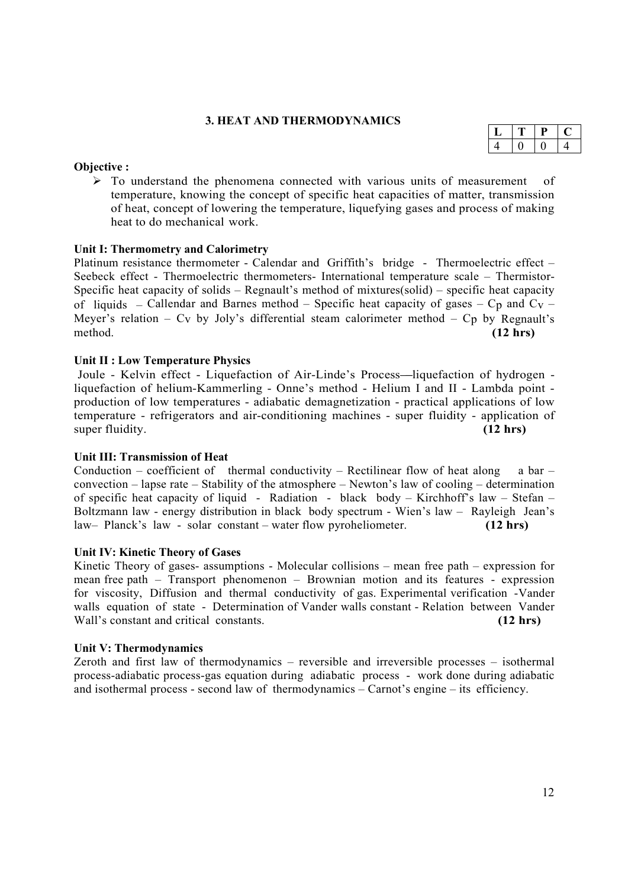## 3. HEAT AND THERMODYNAMICS

| L | T | P | C |
|---|---|---|---|
| 4 | 0 | 0 | 4 |

**Objective :**

- To understand the phenomena connected with various units of measurement of temperature, knowing the concept of specific heat capacities of matter, transmission of heat, concept of lowering the temperature, liquefying gases and process of making heat to do mechanical work.

**Unit I: Thermometry and Calorimetry**

Platinum resistance thermometer - Calendar and Griffith's bridge - Thermoelectric effect – Seebeck effect - Thermoelectric thermometers- International temperature scale – Thermistor- Specific heat capacity of solids – Regnault's method of mixtures(solid) – specific heat capacity of liquids – Callendar and Barnes method – Specific heat capacity of gases – $C_P$ and $C_V$ – Meyer's relation – $C_V$ by Joly's differential steam calorimeter method – $C_P$ by Regnault's method. **(12 hrs)**

**Unit II : Low Temperature Physics**

Joule - Kelvin effect - Liquefaction of Air-Linde's Process—liquefaction of hydrogen - liquefaction of helium-Kammerling - Onne's method - Helium I and II - Lambda point - production of low temperatures - adiabatic demagnetization - practical applications of low temperature - refrigerators and air-conditioning machines - super fluidity - application of super fluidity. **(12 hrs)**

**Unit III: Transmission of Heat**

Conduction – coefficient of thermal conductivity – Rectilinear flow of heat along a bar – convection – lapse rate – Stability of the atmosphere – Newton's law of cooling – determination of specific heat capacity of liquid - Radiation - black body – Kirchhoff's law – Stefan – Boltzmann law - energy distribution in black body spectrum - Wien's law – Rayleigh Jean's law– Planck's law - solar constant – water flow pyroheliometer. **(12 hrs)**

**Unit IV: Kinetic Theory of Gases**

Kinetic Theory of gases- assumptions - Molecular collisions – mean free path – expression for mean free path – Transport phenomenon – Brownian motion and its features - expression for viscosity, Diffusion and thermal conductivity of gas. Experimental verification -Vander walls equation of state - Determination of Vander walls constant - Relation between Vander Wall's constant and critical constants. **(12 hrs)**

**Unit V: Thermodynamics**

Zeroth and first law of thermodynamics – reversible and irreversible processes – isothermal process-adiabatic process-gas equation during adiabatic process - work done during adiabatic and isothermal process - second law of thermodynamics – Carnot's engine – its efficiency.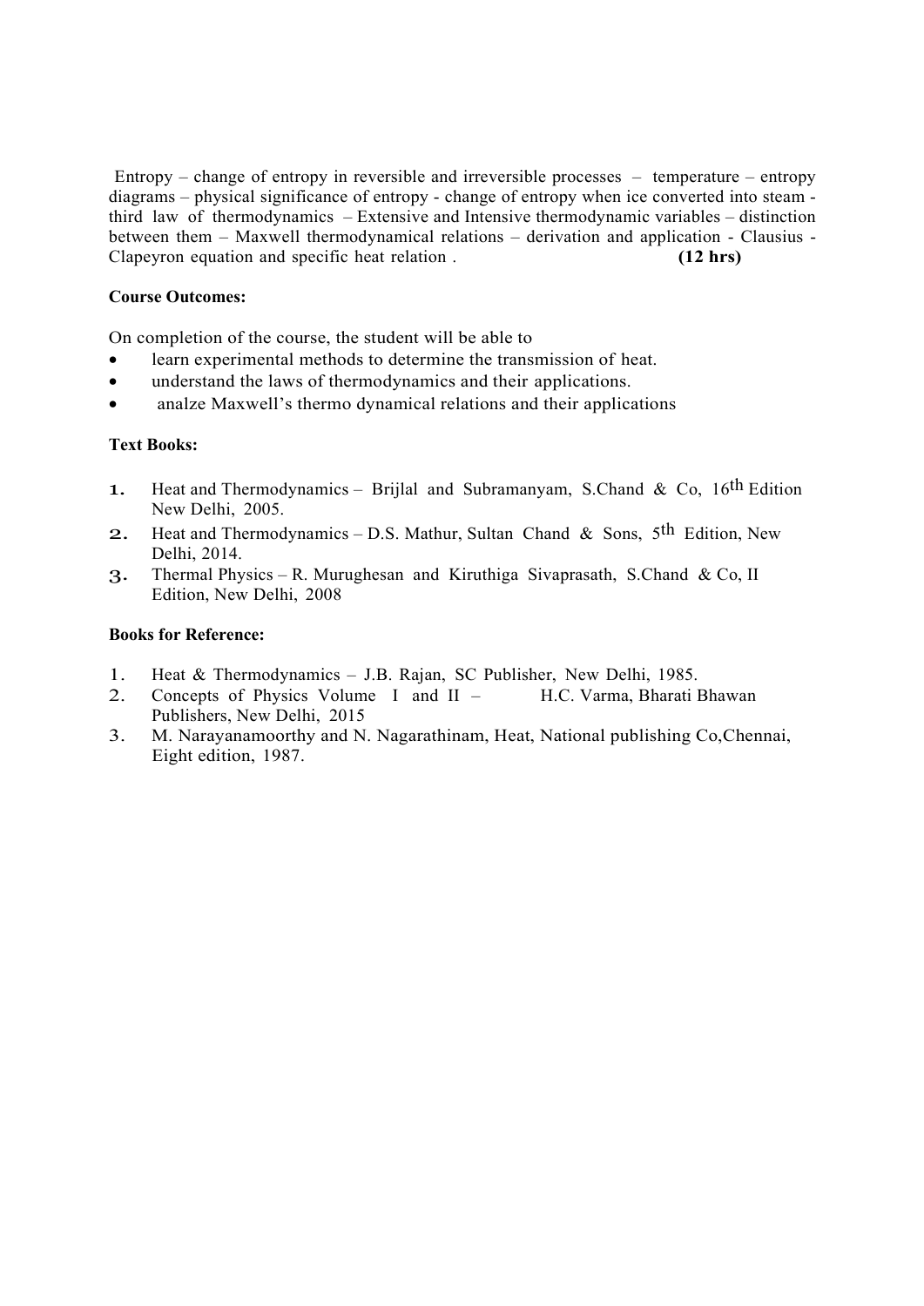Entropy – change of entropy in reversible and irreversible processes – temperature – entropy diagrams – physical significance of entropy - change of entropy when ice converted into steam - third law of thermodynamics – Extensive and Intensive thermodynamic variables – distinction between them – Maxwell thermodynamical relations – derivation and application - Clausius - Clapeyron equation and specific heat relation . **(12 hrs)**

**Course Outcomes:**

On completion of the course, the student will be able to

- learn experimental methods to determine the transmission of heat.
- understand the laws of thermodynamics and their applications.
- analze Maxwell's thermo dynamical relations and their applications

**Text Books:**

1. Heat and Thermodynamics – Brijlal and Subramanyam, S.Chand & Co, 16th Edition New Delhi, 2005.
2. Heat and Thermodynamics – D.S. Mathur, Sultan Chand & Sons, 5th Edition, New Delhi, 2014.
3. Thermal Physics – R. Murughesan and Kiruthiga Sivaprasath, S.Chand & Co, II Edition, New Delhi, 2008

**Books for Reference:**

1. Heat & Thermodynamics – J.B. Rajan, SC Publisher, New Delhi, 1985.
2. Concepts of Physics Volume I and II – H.C. Varma, Bharati Bhawan Publishers, New Delhi, 2015
3. M. Narayanamoorthy and N. Nagarathinam, Heat, National publishing Co,Chennai, Eight edition, 1987.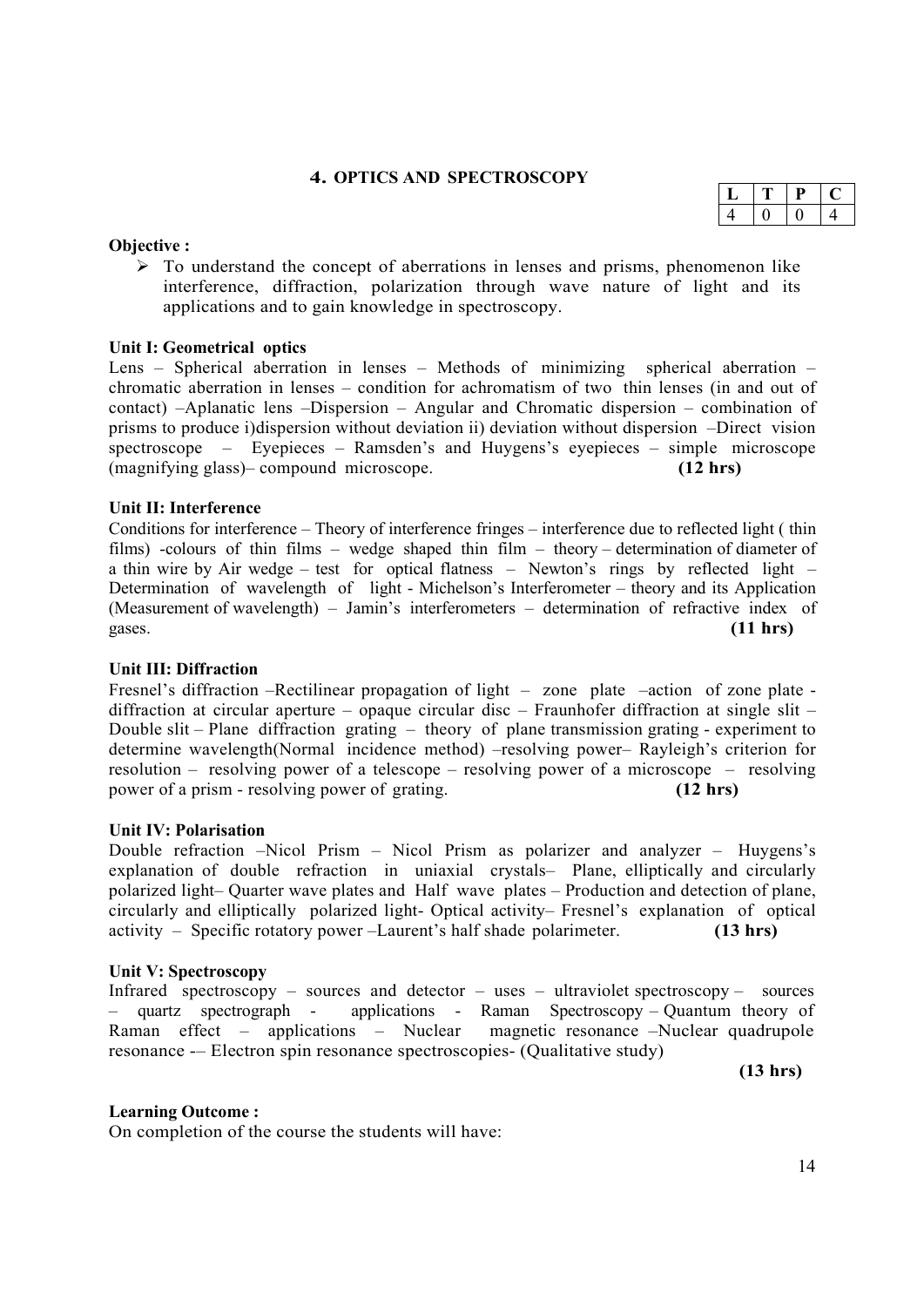## 4. OPTICS AND SPECTROSCOPY

| L | T | P | C |
|---|---|---|---|
| 4 | 0 | 0 | 4 |

**Objective :**

- To understand the concept of aberrations in lenses and prisms, phenomenon like interference, diffraction, polarization through wave nature of light and its applications and to gain knowledge in spectroscopy.

**Unit I: Geometrical optics**

Lens – Spherical aberration in lenses – Methods of minimizing spherical aberration – chromatic aberration in lenses – condition for achromatism of two thin lenses (in and out of contact) –Aplanatic lens –Dispersion – Angular and Chromatic dispersion – combination of prisms to produce i)dispersion without deviation ii) deviation without dispersion –Direct vision spectroscope – Eyepieces – Ramsden's and Huygens's eyepieces – simple microscope (magnifying glass)– compound microscope. **(12 hrs)**

**Unit II: Interference**

Conditions for interference – Theory of interference fringes – interference due to reflected light ( thin films) -colours of thin films – wedge shaped thin film – theory – determination of diameter of a thin wire by Air wedge – test for optical flatness – Newton's rings by reflected light – Determination of wavelength of light - Michelson's Interferometer – theory and its Application (Measurement of wavelength) – Jamin's interferometers – determination of refractive index of gases. **(11 hrs)**

**Unit III: Diffraction**

Fresnel's diffraction –Rectilinear propagation of light – zone plate –action of zone plate - diffraction at circular aperture – opaque circular disc – Fraunhofer diffraction at single slit – Double slit – Plane diffraction grating – theory of plane transmission grating - experiment to determine wavelength(Normal incidence method) –resolving power– Rayleigh's criterion for resolution – resolving power of a telescope – resolving power of a microscope – resolving power of a prism - resolving power of grating. **(12 hrs)**

**Unit IV: Polarisation**

Double refraction –Nicol Prism – Nicol Prism as polarizer and analyzer – Huygens's explanation of double refraction in uniaxial crystals– Plane, elliptically and circularly polarized light– Quarter wave plates and Half wave plates – Production and detection of plane, circularly and elliptically polarized light- Optical activity– Fresnel's explanation of optical activity – Specific rotatory power –Laurent's half shade polarimeter. **(13 hrs)**

**Unit V: Spectroscopy**

Infrared spectroscopy – sources and detector – uses – ultraviolet spectroscopy – sources – quartz spectrograph - applications - Raman Spectroscopy – Quantum theory of Raman effect – applications – Nuclear magnetic resonance –Nuclear quadrupole resonance -– Electron spin resonance spectroscopies- (Qualitative study)

**(13 hrs)**

**Learning Outcome :**

On completion of the course the students will have: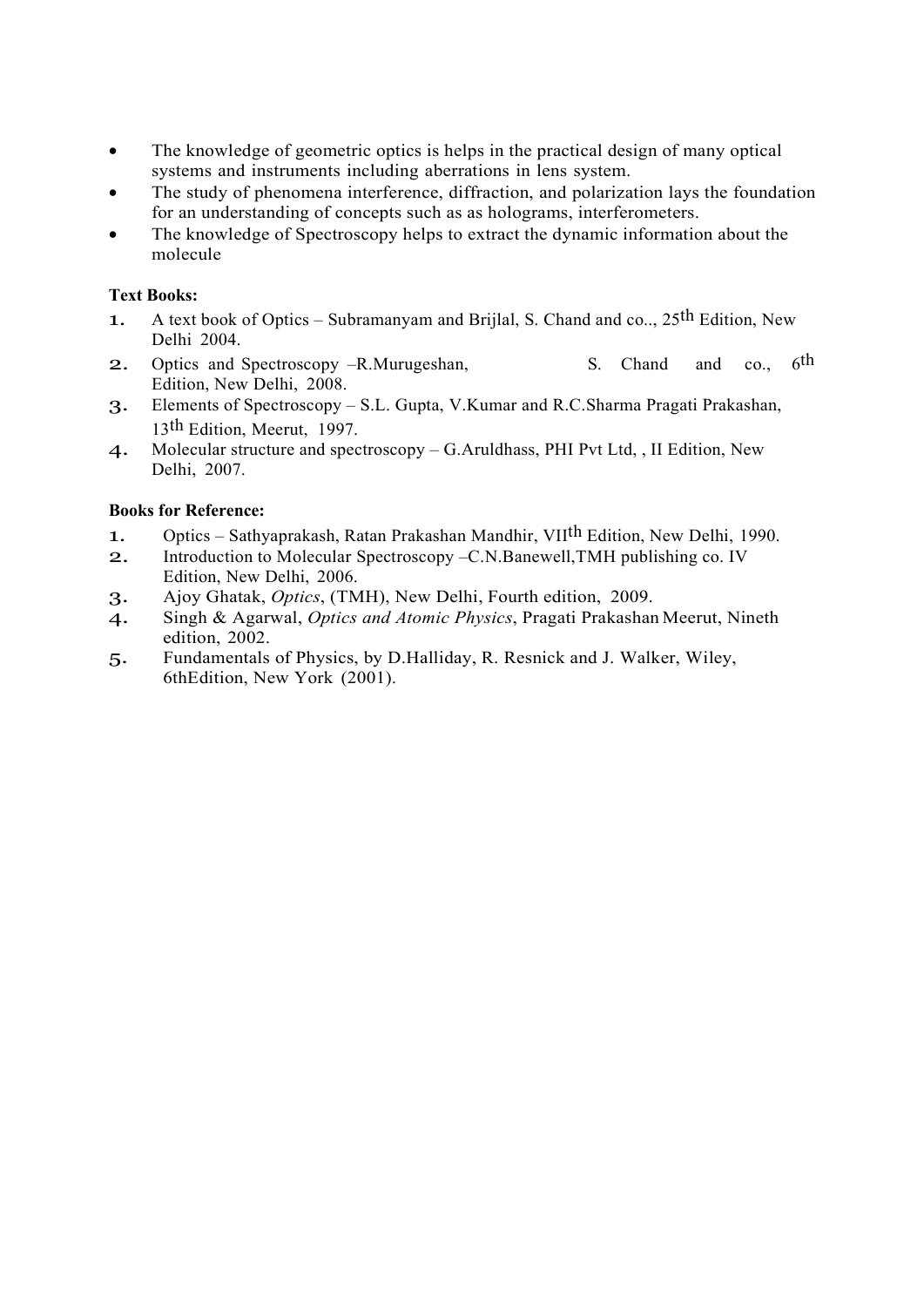- The knowledge of geometric optics is helps in the practical design of many optical systems and instruments including aberrations in lens system.
- The study of phenomena interference, diffraction, and polarization lays the foundation for an understanding of concepts such as as holograms, interferometers.
- The knowledge of Spectroscopy helps to extract the dynamic information about the molecule

**Text Books:**

1. A text book of Optics – Subramanyam and Brijlal, S. Chand and co.., 25th Edition, New Delhi 2004.
2. Optics and Spectroscopy –R.Murugeshan, S. Chand and co., 6th Edition, New Delhi, 2008.
3. Elements of Spectroscopy – S.L. Gupta, V.Kumar and R.C.Sharma Pragati Prakashan, 13th Edition, Meerut, 1997.
4. Molecular structure and spectroscopy – G.Aruldhass, PHI Pvt Ltd, , II Edition, New Delhi, 2007.

**Books for Reference:**

1. Optics – Sathyaprakash, Ratan Prakashan Mandhir, VIIth Edition, New Delhi, 1990.
2. Introduction to Molecular Spectroscopy –C.N.Banewell,TMH publishing co. IV Edition, New Delhi, 2006.
3. Ajoy Ghatak, *Optics*, (TMH), New Delhi, Fourth edition, 2009.
4. Singh & Agarwal, *Optics and Atomic Physics*, Pragati Prakashan Meerut, Nineth edition, 2002.
5. Fundamentals of Physics, by D.Halliday, R. Resnick and J. Walker, Wiley, 6thEdition, New York (2001).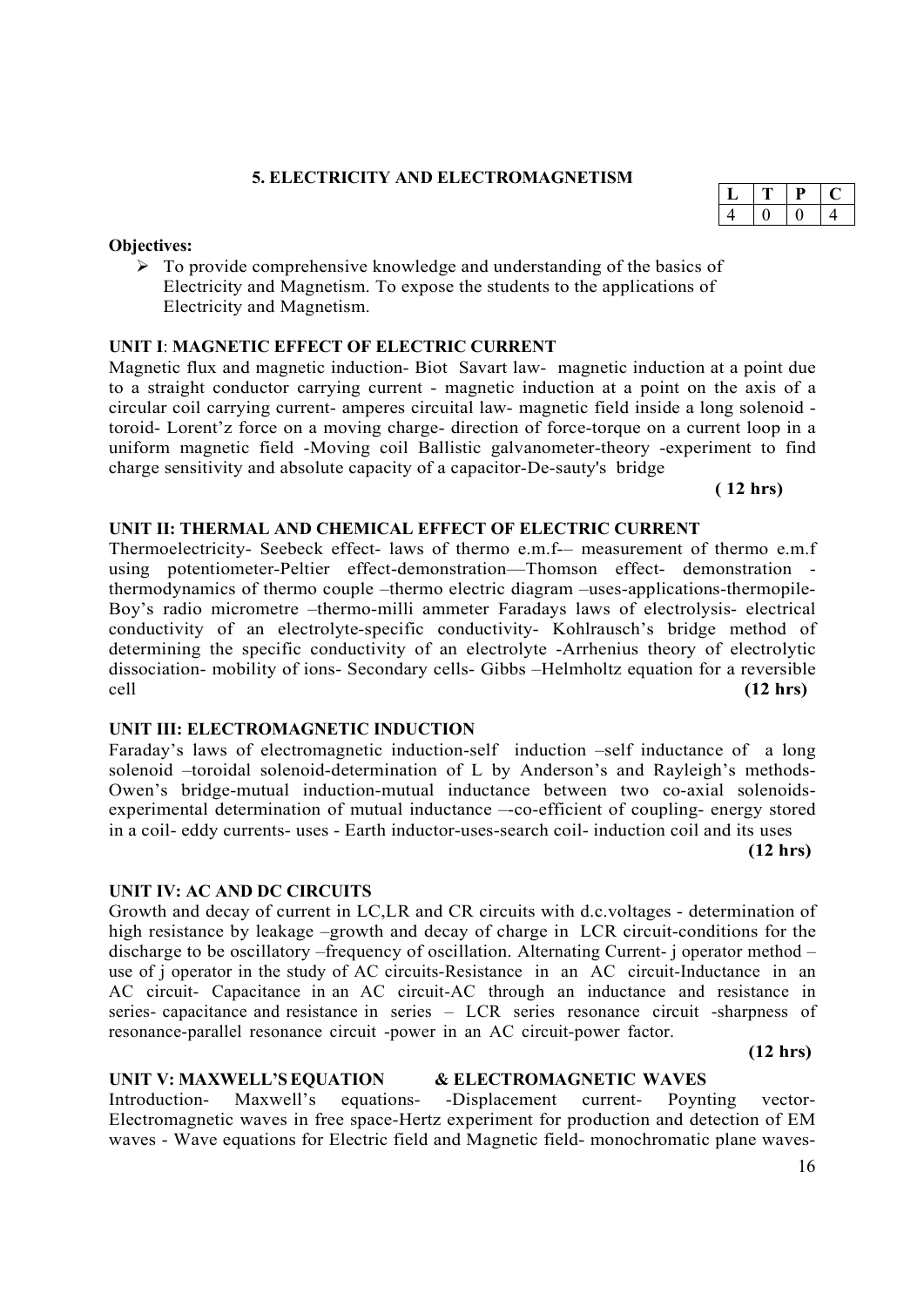### 5. ELECTRICITY AND ELECTROMAGNETISM

| L | T | P | C |
|---|---|---|---|
| 4 | 0 | 0 | 4 |

**Objectives:**

- To provide comprehensive knowledge and understanding of the basics of Electricity and Magnetism. To expose the students to the applications of Electricity and Magnetism.

**UNIT I**: **MAGNETIC EFFECT OF ELECTRIC CURRENT**

Magnetic flux and magnetic induction- Biot Savart law- magnetic induction at a point due to a straight conductor carrying current - magnetic induction at a point on the axis of a circular coil carrying current- amperes circuital law- magnetic field inside a long solenoid - toroid- Lorent'z force on a moving charge- direction of force-torque on a current loop in a uniform magnetic field -Moving coil Ballistic galvanometer-theory -experiment to find charge sensitivity and absolute capacity of a capacitor-De-sauty's bridge

**( 12 hrs)**

**UNIT II: THERMAL AND CHEMICAL EFFECT OF ELECTRIC CURRENT**

Thermoelectricity- Seebeck effect- laws of thermo e.m.f-– measurement of thermo e.m.f using potentiometer-Peltier effect-demonstration—Thomson effect- demonstration - thermodynamics of thermo couple –thermo electric diagram –uses-applications-thermopile-Boy's radio micrometre –thermo-milli ammeter Faradays laws of electrolysis- electrical conductivity of an electrolyte-specific conductivity- Kohlrausch's bridge method of determining the specific conductivity of an electrolyte -Arrhenius theory of electrolytic dissociation- mobility of ions- Secondary cells- Gibbs –Helmholtz equation for a reversible cell **(12 hrs)**

**UNIT III: ELECTROMAGNETIC INDUCTION**

Faraday's laws of electromagnetic induction-self induction –self inductance of a long solenoid –toroidal solenoid-determination of L by Anderson's and Rayleigh's methods-Owen's bridge-mutual induction-mutual inductance between two co-axial solenoids-experimental determination of mutual inductance –-co-efficient of coupling- energy stored in a coil- eddy currents- uses - Earth inductor-uses-search coil- induction coil and its uses

**(12 hrs)**

**UNIT IV: AC AND DC CIRCUITS**

Growth and decay of current in LC,LR and CR circuits with d.c.voltages - determination of high resistance by leakage –growth and decay of charge in LCR circuit-conditions for the discharge to be oscillatory –frequency of oscillation. Alternating Current- j operator method – use of j operator in the study of AC circuits-Resistance in an AC circuit-Inductance in an AC circuit- Capacitance in an AC circuit-AC through an inductance and resistance in series- capacitance and resistance in series – LCR series resonance circuit -sharpness of resonance-parallel resonance circuit -power in an AC circuit-power factor.

**(12 hrs)**

**UNIT V: MAXWELL'S EQUATION & ELECTROMAGNETIC WAVES**

Introduction- Maxwell's equations- -Displacement current- Poynting vector-Electromagnetic waves in free space-Hertz experiment for production and detection of EM waves - Wave equations for Electric field and Magnetic field- monochromatic plane waves-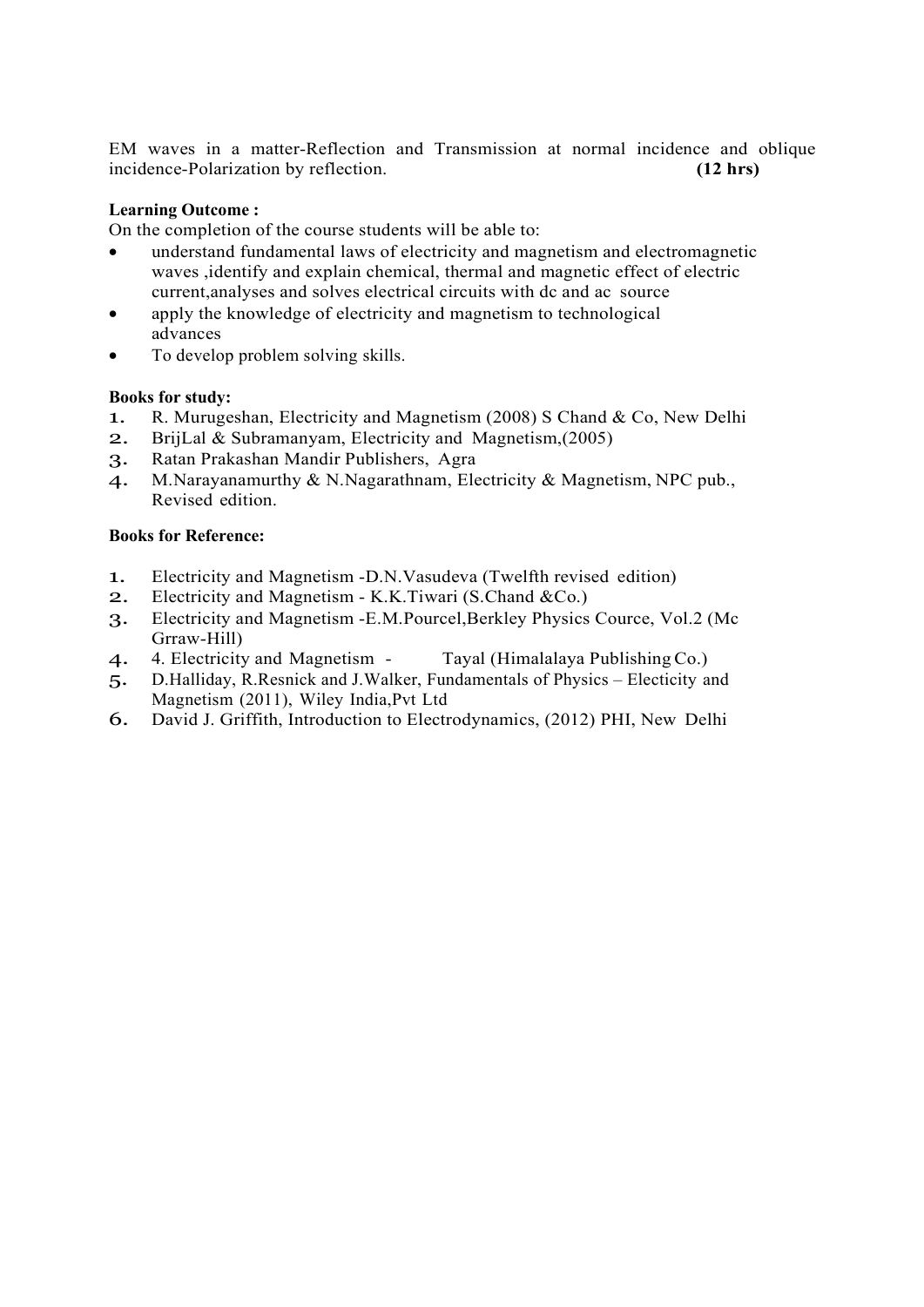EM waves in a matter-Reflection and Transmission at normal incidence and oblique incidence-Polarization by reflection. **(12 hrs)**

**Learning Outcome :**

On the completion of the course students will be able to:

- understand fundamental laws of electricity and magnetism and electromagnetic waves ,identify and explain chemical, thermal and magnetic effect of electric current,analyses and solves electrical circuits with dc and ac source
- apply the knowledge of electricity and magnetism to technological advances
- To develop problem solving skills.

**Books for study:**

1. R. Murugeshan, Electricity and Magnetism (2008) S Chand & Co, New Delhi
2. BrijLal & Subramanyam, Electricity and Magnetism,(2005)
3. Ratan Prakashan Mandir Publishers, Agra
4. M.Narayanamurthy & N.Nagarathnam, Electricity & Magnetism, NPC pub., Revised edition.

**Books for Reference:**

1. Electricity and Magnetism -D.N.Vasudeva (Twelfth revised edition)
2. Electricity and Magnetism - K.K.Tiwari (S.Chand &Co.)
3. Electricity and Magnetism -E.M.Pourcel,Berkley Physics Cource, Vol.2 (Mc Grraw-Hill)
4. 4. Electricity and Magnetism - Tayal (Himalalaya Publishing Co.)
5. D.Halliday, R.Resnick and J.Walker, Fundamentals of Physics – Electicity and Magnetism (2011), Wiley India,Pvt Ltd
6. David J. Griffith, Introduction to Electrodynamics, (2012) PHI, New Delhi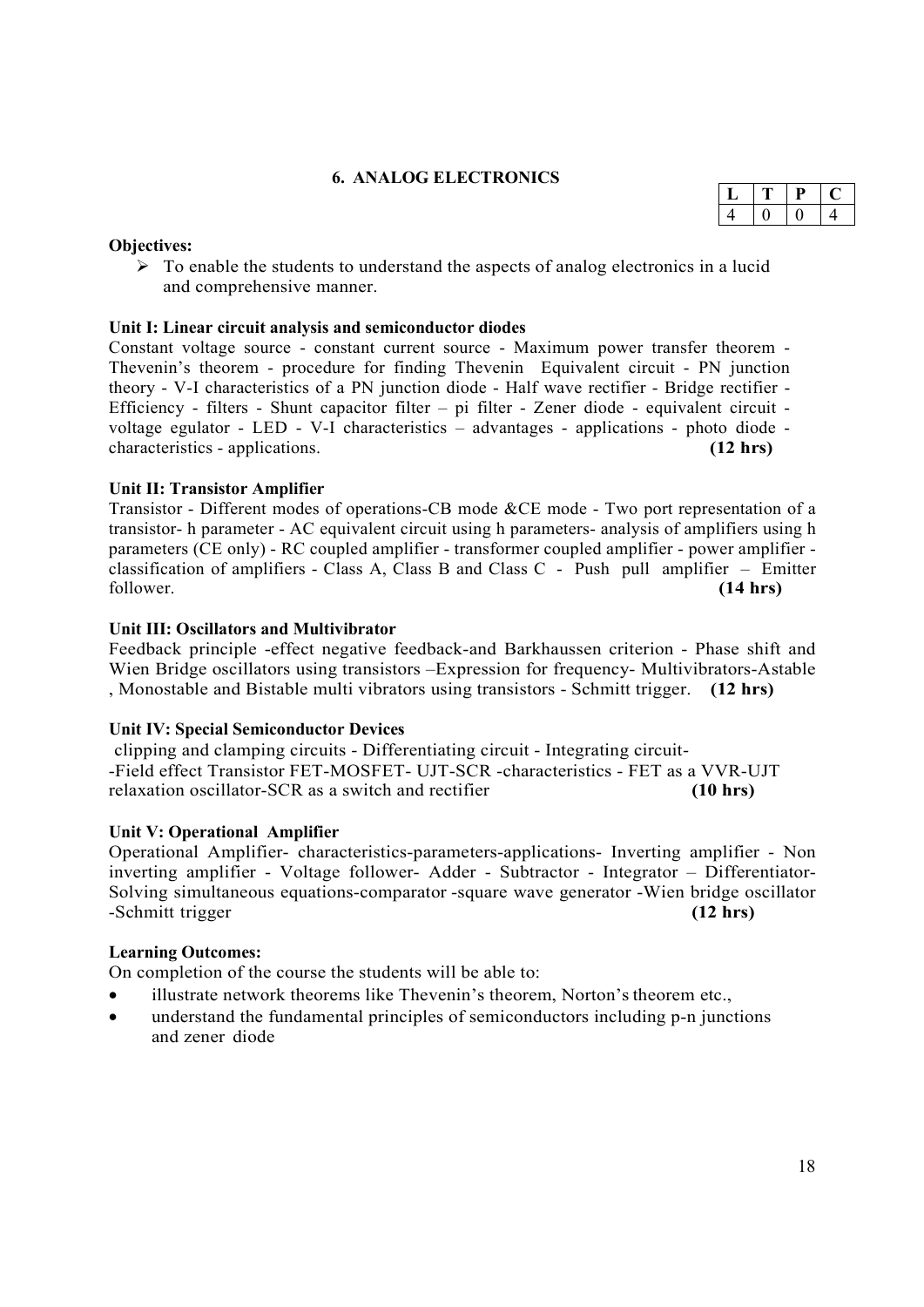## 6. ANALOG ELECTRONICS

| L | T | P | C |
|---|---|---|---|
| 4 | 0 | 0 | 4 |

**Objectives:**

- To enable the students to understand the aspects of analog electronics in a lucid and comprehensive manner.

**Unit I: Linear circuit analysis and semiconductor diodes**

Constant voltage source - constant current source - Maximum power transfer theorem - Thevenin's theorem - procedure for finding Thevenin Equivalent circuit - PN junction theory - V-I characteristics of a PN junction diode - Half wave rectifier - Bridge rectifier - Efficiency - filters - Shunt capacitor filter – pi filter - Zener diode - equivalent circuit - voltage egulator - LED - V-I characteristics – advantages - applications - photo diode - characteristics - applications. **(12 hrs)**

**Unit II: Transistor Amplifier**

Transistor - Different modes of operations-CB mode &CE mode - Two port representation of a transistor- h parameter - AC equivalent circuit using h parameters- analysis of amplifiers using h parameters (CE only) - RC coupled amplifier - transformer coupled amplifier - power amplifier - classification of amplifiers - Class A, Class B and Class C - Push pull amplifier – Emitter follower. **(14 hrs)**

**Unit III: Oscillators and Multivibrator**

Feedback principle -effect negative feedback-and Barkhaussen criterion - Phase shift and Wien Bridge oscillators using transistors –Expression for frequency- Multivibrators-Astable , Monostable and Bistable multi vibrators using transistors - Schmitt trigger. **(12 hrs)**

**Unit IV: Special Semiconductor Devices**

clipping and clamping circuits - Differentiating circuit - Integrating circuit- -Field effect Transistor FET-MOSFET- UJT-SCR -characteristics - FET as a VVR-UJT relaxation oscillator-SCR as a switch and rectifier **(10 hrs)**

**Unit V: Operational Amplifier**

Operational Amplifier- characteristics-parameters-applications- Inverting amplifier - Non inverting amplifier - Voltage follower- Adder - Subtractor - Integrator – Differentiator- Solving simultaneous equations-comparator -square wave generator -Wien bridge oscillator -Schmitt trigger **(12 hrs)**

**Learning Outcomes:**

On completion of the course the students will be able to:

- illustrate network theorems like Thevenin's theorem, Norton's theorem etc.,
- understand the fundamental principles of semiconductors including p-n junctions and zener diode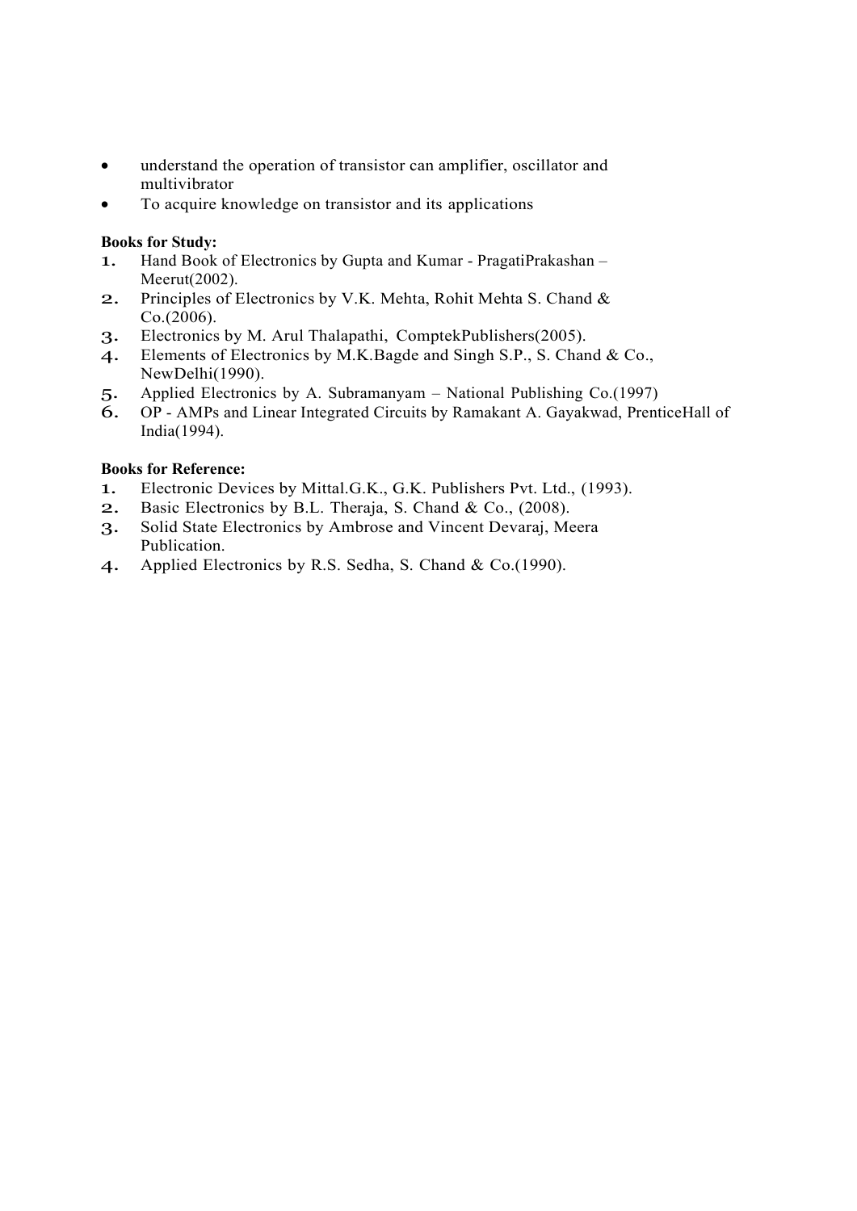- understand the operation of transistor can amplifier, oscillator and multivibrator
- To acquire knowledge on transistor and its applications

**Books for Study:**

1. Hand Book of Electronics by Gupta and Kumar - PragatiPrakashan – Meerut(2002).
2. Principles of Electronics by V.K. Mehta, Rohit Mehta S. Chand & Co.(2006).
3. Electronics by M. Arul Thalapathi, ComptekPublishers(2005).
4. Elements of Electronics by M.K.Bagde and Singh S.P., S. Chand & Co., NewDelhi(1990).
5. Applied Electronics by A. Subramanyam – National Publishing Co.(1997)
6. OP - AMPs and Linear Integrated Circuits by Ramakant A. Gayakwad, PrenticeHall of India(1994).

**Books for Reference:**

1. Electronic Devices by Mittal.G.K., G.K. Publishers Pvt. Ltd., (1993).
2. Basic Electronics by B.L. Theraja, S. Chand & Co., (2008).
3. Solid State Electronics by Ambrose and Vincent Devaraj, Meera Publication.
4. Applied Electronics by R.S. Sedha, S. Chand & Co.(1990).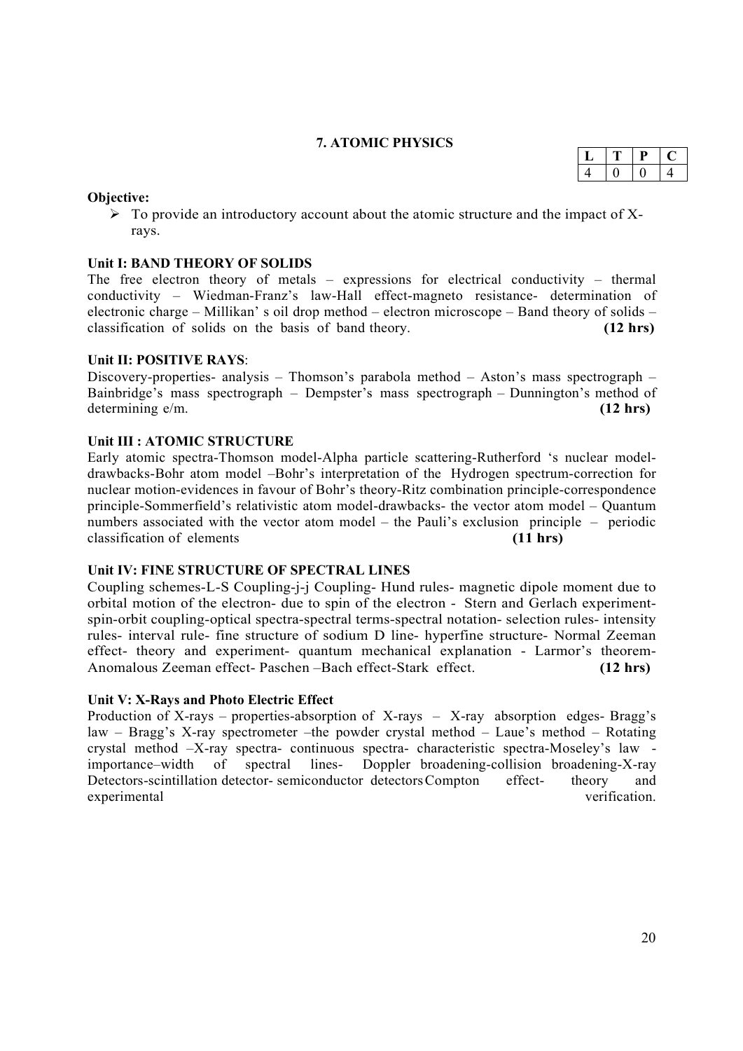## 7. ATOMIC PHYSICS

| L | T | P | C |
|---|---|---|---|
| 4 | 0 | 0 | 4 |

**Objective:**

- To provide an introductory account about the atomic structure and the impact of X-rays.

**Unit I: BAND THEORY OF SOLIDS**

The free electron theory of metals – expressions for electrical conductivity – thermal conductivity – Wiedman-Franz's law-Hall effect-magneto resistance- determination of electronic charge – Millikan' s oil drop method – electron microscope – Band theory of solids – classification of solids on the basis of band theory. **(12 hrs)**

**Unit II: POSITIVE RAYS**:

Discovery-properties- analysis – Thomson's parabola method – Aston's mass spectrograph – Bainbridge's mass spectrograph – Dempster's mass spectrograph – Dunnington's method of determining e/m. **(12 hrs)**

**Unit III : ATOMIC STRUCTURE**

Early atomic spectra-Thomson model-Alpha particle scattering-Rutherford 's nuclear model-drawbacks-Bohr atom model –Bohr's interpretation of the Hydrogen spectrum-correction for nuclear motion-evidences in favour of Bohr's theory-Ritz combination principle-correspondence principle-Sommerfield's relativistic atom model-drawbacks- the vector atom model – Quantum numbers associated with the vector atom model – the Pauli's exclusion principle – periodic classification of elements **(11 hrs)**

**Unit IV: FINE STRUCTURE OF SPECTRAL LINES**

Coupling schemes-L-S Coupling-j-j Coupling- Hund rules- magnetic dipole moment due to orbital motion of the electron- due to spin of the electron - Stern and Gerlach experiment-spin-orbit coupling-optical spectra-spectral terms-spectral notation- selection rules- intensity rules- interval rule- fine structure of sodium D line- hyperfine structure- Normal Zeeman effect- theory and experiment- quantum mechanical explanation - Larmor's theorem-Anomalous Zeeman effect- Paschen –Bach effect-Stark effect. **(12 hrs)**

**Unit V: X-Rays and Photo Electric Effect**

Production of X-rays – properties-absorption of X-rays – X-ray absorption edges- Bragg's law – Bragg's X-ray spectrometer –the powder crystal method – Laue's method – Rotating crystal method –X-ray spectra- continuous spectra- characteristic spectra-Moseley's law - importance–width of spectral lines- Doppler broadening-collision broadening-X-ray Detectors-scintillation detector- semiconductor detectors Compton effect- theory and experimental verification.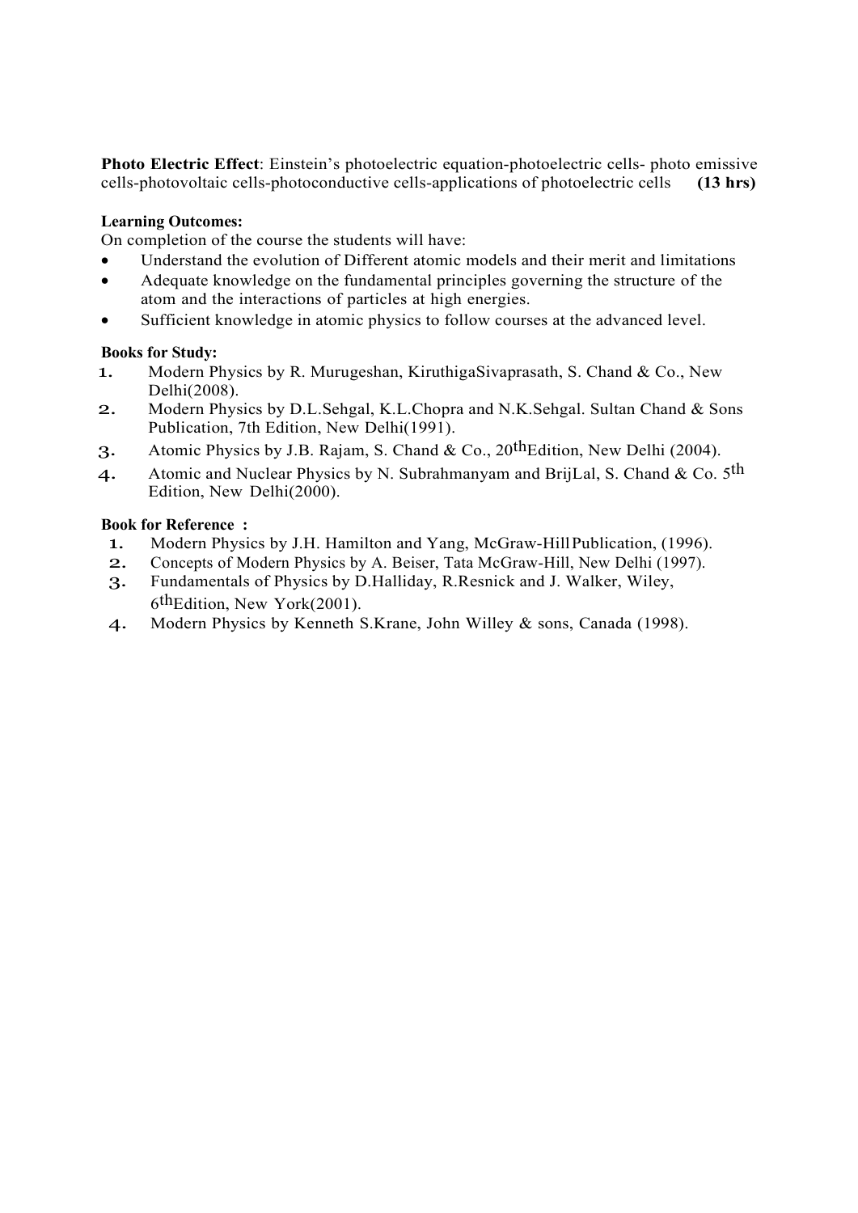**Photo Electric Effect**: Einstein's photoelectric equation-photoelectric cells- photo emissive cells-photovoltaic cells-photoconductive cells-applications of photoelectric cells **(13 hrs)**

**Learning Outcomes:**

On completion of the course the students will have:

- Understand the evolution of Different atomic models and their merit and limitations
- Adequate knowledge on the fundamental principles governing the structure of the atom and the interactions of particles at high energies.
- Sufficient knowledge in atomic physics to follow courses at the advanced level.

**Books for Study:**

1. Modern Physics by R. Murugeshan, KiruthigaSivaprasath, S. Chand & Co., New Delhi(2008).
2. Modern Physics by D.L.Sehgal, K.L.Chopra and N.K.Sehgal. Sultan Chand & Sons Publication, 7th Edition, New Delhi(1991).
3. Atomic Physics by J.B. Rajam, S. Chand & Co., 20thEdition, New Delhi (2004).
4. Atomic and Nuclear Physics by N. Subrahmanyam and BrijLal, S. Chand & Co. 5th Edition, New Delhi(2000).

**Book for Reference :**

1. Modern Physics by J.H. Hamilton and Yang, McGraw-Hill Publication, (1996).
2. Concepts of Modern Physics by A. Beiser, Tata McGraw-Hill, New Delhi (1997).
3. Fundamentals of Physics by D.Halliday, R.Resnick and J. Walker, Wiley, 6thEdition, New York(2001).
4. Modern Physics by Kenneth S.Krane, John Willey & sons, Canada (1998).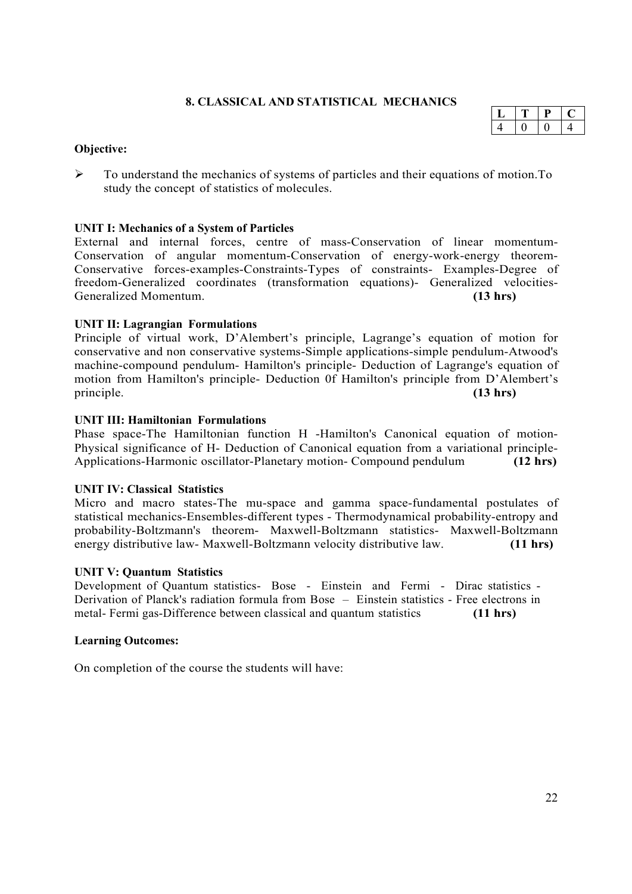## 8. CLASSICAL AND STATISTICAL MECHANICS

| L | T | P | C |
|---|---|---|---|
| 4 | 0 | 0 | 4 |

**Objective:**

- To understand the mechanics of systems of particles and their equations of motion.To study the concept of statistics of molecules.

**UNIT I: Mechanics of a System of Particles**

External and internal forces, centre of mass-Conservation of linear momentum-Conservation of angular momentum-Conservation of energy-work-energy theorem-Conservative forces-examples-Constraints-Types of constraints- Examples-Degree of freedom-Generalized coordinates (transformation equations)- Generalized velocities-Generalized Momentum. **(13 hrs)**

**UNIT II: Lagrangian Formulations**

Principle of virtual work, D'Alembert's principle, Lagrange's equation of motion for conservative and non conservative systems-Simple applications-simple pendulum-Atwood's machine-compound pendulum- Hamilton's principle- Deduction of Lagrange's equation of motion from Hamilton's principle- Deduction 0f Hamilton's principle from D'Alembert's principle. **(13 hrs)**

**UNIT III: Hamiltonian Formulations**

Phase space-The Hamiltonian function H -Hamilton's Canonical equation of motion-Physical significance of H- Deduction of Canonical equation from a variational principle-Applications-Harmonic oscillator-Planetary motion- Compound pendulum **(12 hrs)**

**UNIT IV: Classical Statistics**

Micro and macro states-The mu-space and gamma space-fundamental postulates of statistical mechanics-Ensembles-different types - Thermodynamical probability-entropy and probability-Boltzmann's theorem- Maxwell-Boltzmann statistics- Maxwell-Boltzmann energy distributive law- Maxwell-Boltzmann velocity distributive law. **(11 hrs)**

**UNIT V: Quantum Statistics**

Development of Quantum statistics- Bose - Einstein and Fermi - Dirac statistics - Derivation of Planck's radiation formula from Bose – Einstein statistics - Free electrons in metal- Fermi gas-Difference between classical and quantum statistics **(11 hrs)**

**Learning Outcomes:**

On completion of the course the students will have: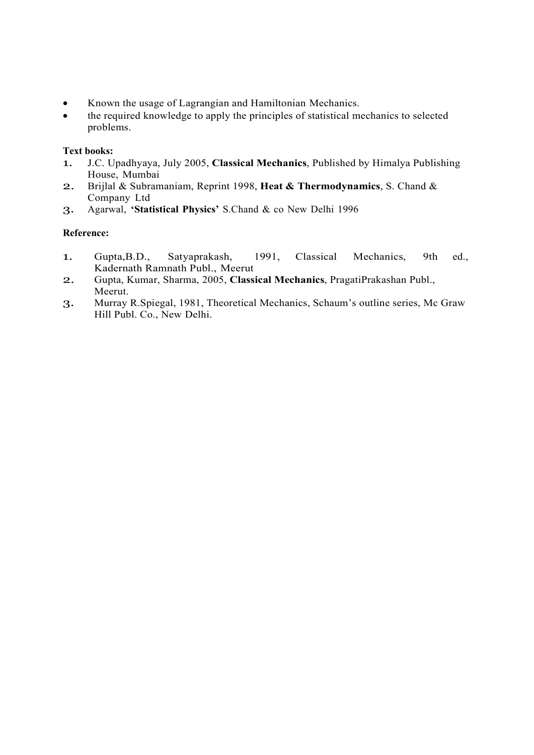- Known the usage of Lagrangian and Hamiltonian Mechanics.
- the required knowledge to apply the principles of statistical mechanics to selected problems.

**Text books:**

1. J.C. Upadhyaya, July 2005, **Classical Mechanics**, Published by Himalya Publishing House, Mumbai
2. Brijlal & Subramaniam, Reprint 1998, **Heat & Thermodynamics**, S. Chand & Company Ltd
3. Agarwal, **'Statistical Physics'** S.Chand & co New Delhi 1996

**Reference:**

1. Gupta,B.D., Satyaprakash, 1991, Classical Mechanics, 9th ed., Kadernath Ramnath Publ., Meerut
2. Gupta, Kumar, Sharma, 2005, **Classical Mechanics**, PragatiPrakashan Publ., Meerut.
3. Murray R.Spiegal, 1981, Theoretical Mechanics, Schaum's outline series, Mc Graw Hill Publ. Co., New Delhi.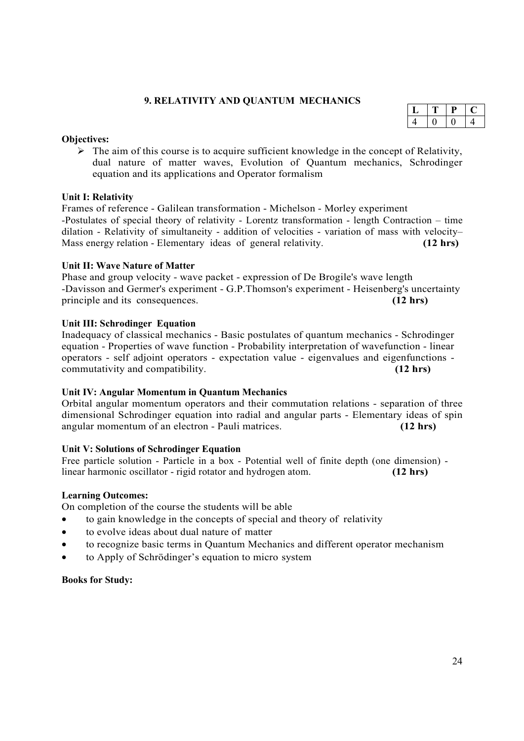## 9. RELATIVITY AND QUANTUM MECHANICS

| L | T | P | C |
|---|---|---|---|
| 4 | 0 | 0 | 4 |

**Objectives:**

- The aim of this course is to acquire sufficient knowledge in the concept of Relativity, dual nature of matter waves, Evolution of Quantum mechanics, Schrodinger equation and its applications and Operator formalism

**Unit I: Relativity**

Frames of reference - Galilean transformation - Michelson - Morley experiment -Postulates of special theory of relativity - Lorentz transformation - length Contraction – time dilation - Relativity of simultaneity - addition of velocities - variation of mass with velocity– Mass energy relation - Elementary ideas of general relativity. **(12 hrs)**

**Unit II: Wave Nature of Matter**

Phase and group velocity - wave packet - expression of De Brogile's wave length -Davisson and Germer's experiment - G.P.Thomson's experiment - Heisenberg's uncertainty principle and its consequences. **(12 hrs)**

**Unit III: Schrodinger Equation**

Inadequacy of classical mechanics - Basic postulates of quantum mechanics - Schrodinger equation - Properties of wave function - Probability interpretation of wavefunction - linear operators - self adjoint operators - expectation value - eigenvalues and eigenfunctions - commutativity and compatibility. **(12 hrs)**

**Unit IV: Angular Momentum in Quantum Mechanics**

Orbital angular momentum operators and their commutation relations - separation of three dimensional Schrodinger equation into radial and angular parts - Elementary ideas of spin angular momentum of an electron - Pauli matrices. **(12 hrs)**

**Unit V: Solutions of Schrodinger Equation**

Free particle solution - Particle in a box - Potential well of finite depth (one dimension) - linear harmonic oscillator - rigid rotator and hydrogen atom. **(12 hrs)**

**Learning Outcomes:**

On completion of the course the students will be able

- to gain knowledge in the concepts of special and theory of relativity
- to evolve ideas about dual nature of matter
- to recognize basic terms in Quantum Mechanics and different operator mechanism
- to Apply of Schrödinger's equation to micro system

**Books for Study:**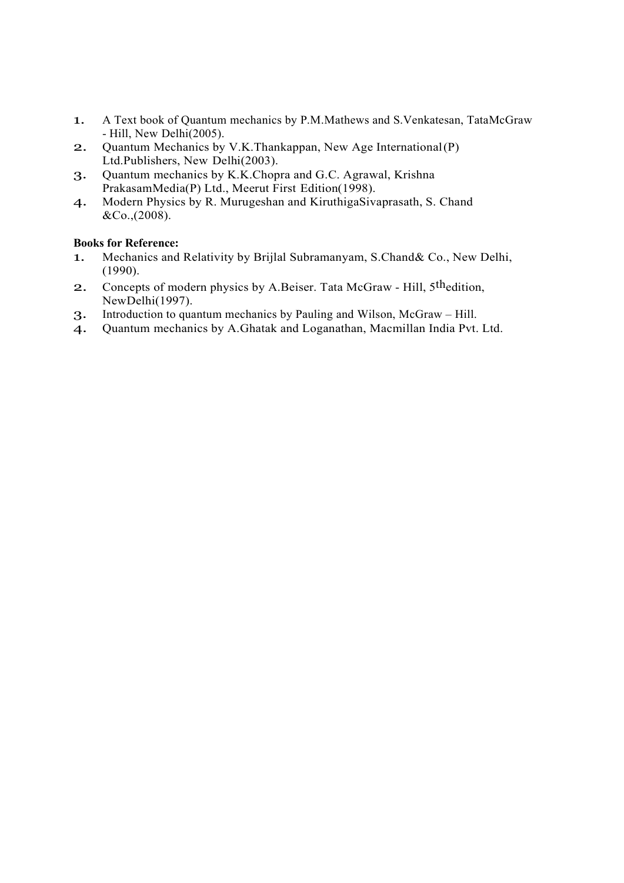1. A Text book of Quantum mechanics by P.M.Mathews and S.Venkatesan, TataMcGraw - Hill, New Delhi(2005).
2. Quantum Mechanics by V.K.Thankappan, New Age International(P) Ltd.Publishers, New Delhi(2003).
3. Quantum mechanics by K.K.Chopra and G.C. Agrawal, Krishna PrakasamMedia(P) Ltd., Meerut First Edition(1998).
4. Modern Physics by R. Murugeshan and KiruthigaSivaprasath, S. Chand &Co.,(2008).

**Books for Reference:**

1. Mechanics and Relativity by Brijlal Subramanyam, S.Chand& Co., New Delhi, (1990).
2. Concepts of modern physics by A.Beiser. Tata McGraw - Hill, $5^{th}$edition, NewDelhi(1997).
3. Introduction to quantum mechanics by Pauling and Wilson, McGraw – Hill.
4. Quantum mechanics by A.Ghatak and Loganathan, Macmillan India Pvt. Ltd.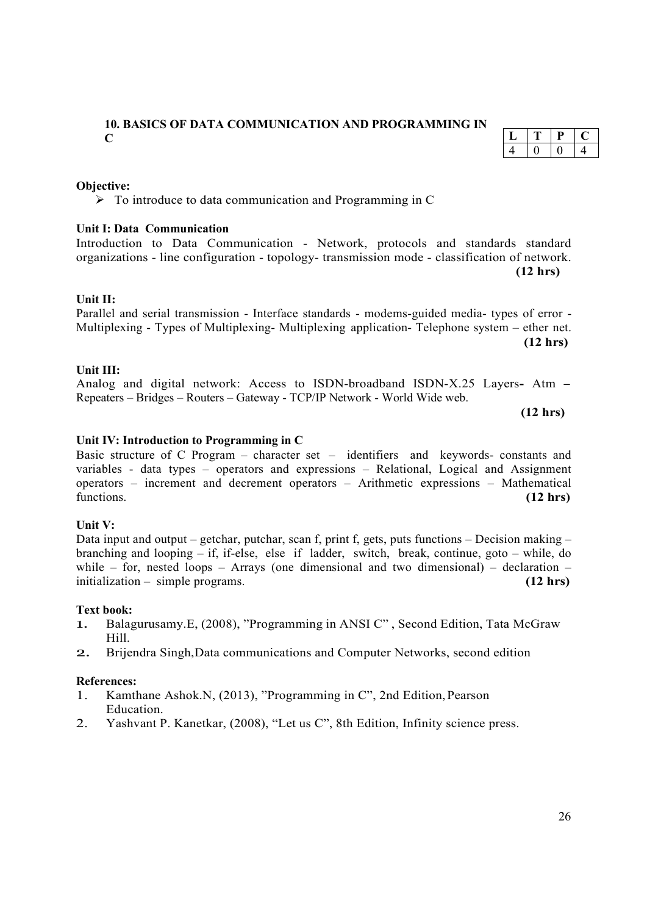## 10. BASICS OF DATA COMMUNICATION AND PROGRAMMING IN C

| L | T | P | C |
|---|---|---|---|
| 4 | 0 | 0 | 4 |

**Objective:**

- To introduce to data communication and Programming in C

**Unit I: Data Communication**

Introduction to Data Communication - Network, protocols and standards standard organizations - line configuration - topology- transmission mode - classification of network. **(12 hrs)**

**Unit II:**

Parallel and serial transmission - Interface standards - modems-guided media- types of error - Multiplexing - Types of Multiplexing- Multiplexing application- Telephone system – ether net. **(12 hrs)**

**Unit III:**

Analog and digital network: Access to ISDN-broadband ISDN-X.25 Layers**-** Atm **–** Repeaters – Bridges – Routers – Gateway - TCP/IP Network - World Wide web. **(12 hrs)**

**Unit IV: Introduction to Programming in C**

Basic structure of C Program – character set – identifiers and keywords- constants and variables - data types – operators and expressions – Relational, Logical and Assignment operators – increment and decrement operators – Arithmetic expressions – Mathematical functions. **(12 hrs)**

**Unit V:**

Data input and output – getchar, putchar, scan f, print f, gets, puts functions – Decision making – branching and looping – if, if-else, else if ladder, switch, break, continue, goto – while, do while – for, nested loops – Arrays (one dimensional and two dimensional) – declaration – initialization – simple programs. **(12 hrs)**

**Text book:**

1. Balagurusamy.E, (2008), "Programming in ANSI C" , Second Edition, Tata McGraw Hill.
2. Brijendra Singh,Data communications and Computer Networks, second edition

**References:**

1. Kamthane Ashok.N, (2013), "Programming in C", 2nd Edition, Pearson Education.
2. Yashvant P. Kanetkar, (2008), "Let us C", 8th Edition, Infinity science press.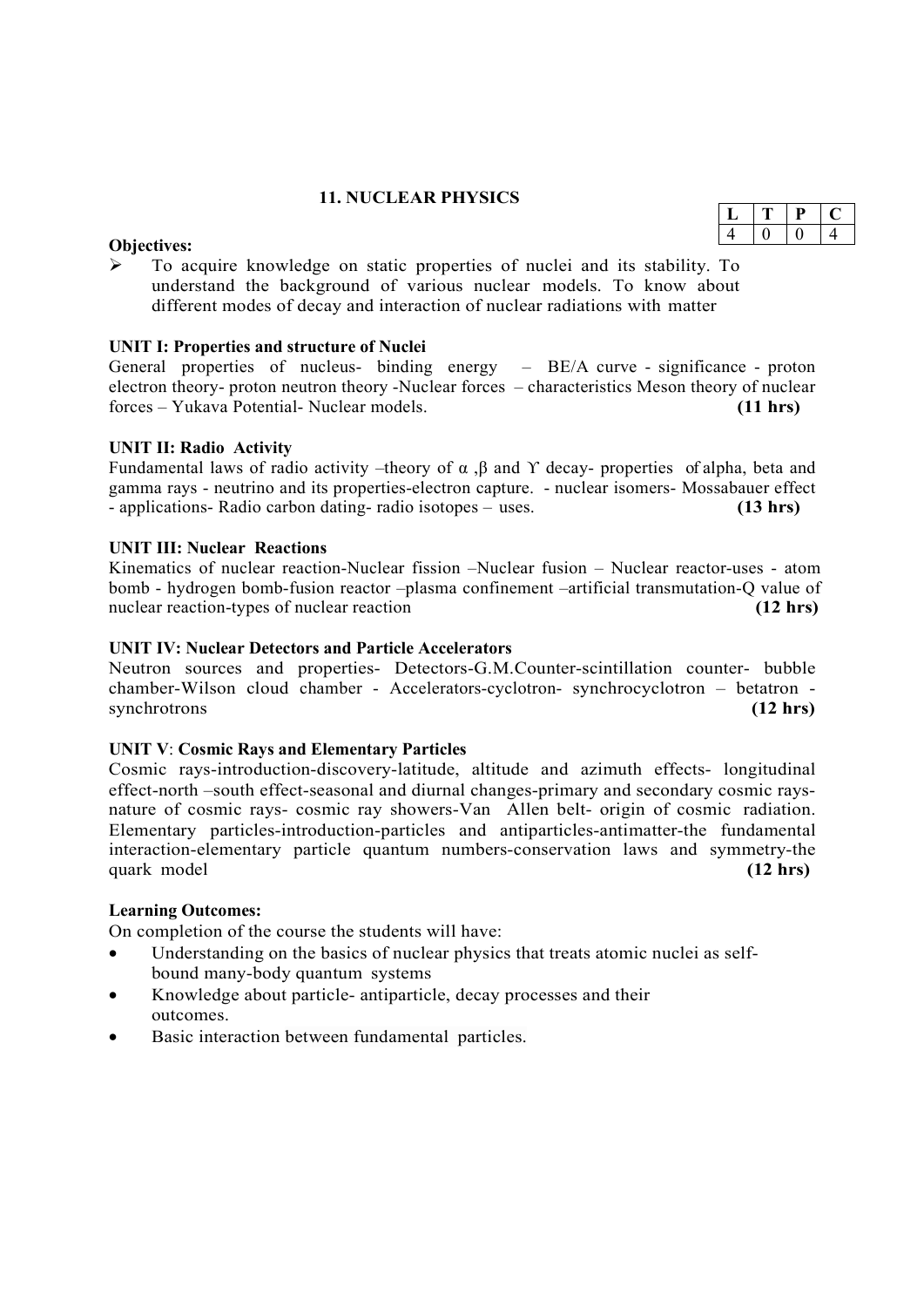## 11. NUCLEAR PHYSICS

| L | T | P | C |
|---|---|---|---|
| 4 | 0 | 0 | 4 |

**Objectives:**

- To acquire knowledge on static properties of nuclei and its stability. To understand the background of various nuclear models. To know about different modes of decay and interaction of nuclear radiations with matter

**UNIT I: Properties and structure of Nuclei**

General properties of nucleus- binding energy – BE/A curve - significance - proton electron theory- proton neutron theory -Nuclear forces – characteristics Meson theory of nuclear forces – Yukava Potential- Nuclear models. **(11 hrs)**

**UNIT II: Radio Activity**

Fundamental laws of radio activity –theory of $\alpha$ ,$\beta$ and $\Upsilon$ decay- properties of alpha, beta and gamma rays - neutrino and its properties-electron capture. - nuclear isomers- Mossabauer effect - applications- Radio carbon dating- radio isotopes – uses. **(13 hrs)**

**UNIT III: Nuclear Reactions**

Kinematics of nuclear reaction-Nuclear fission –Nuclear fusion – Nuclear reactor-uses - atom bomb - hydrogen bomb-fusion reactor –plasma confinement –artificial transmutation-Q value of nuclear reaction-types of nuclear reaction **(12 hrs)**

**UNIT IV: Nuclear Detectors and Particle Accelerators**

Neutron sources and properties- Detectors-G.M.Counter-scintillation counter- bubble chamber-Wilson cloud chamber - Accelerators-cyclotron- synchrocyclotron – betatron - synchrotrons **(12 hrs)**

**UNIT V**: **Cosmic Rays and Elementary Particles**

Cosmic rays-introduction-discovery-latitude, altitude and azimuth effects- longitudinal effect-north –south effect-seasonal and diurnal changes-primary and secondary cosmic rays-nature of cosmic rays- cosmic ray showers-Van Allen belt- origin of cosmic radiation. Elementary particles-introduction-particles and antiparticles-antimatter-the fundamental interaction-elementary particle quantum numbers-conservation laws and symmetry-the quark model **(12 hrs)**

**Learning Outcomes:**

On completion of the course the students will have:

- Understanding on the basics of nuclear physics that treats atomic nuclei as self-bound many-body quantum systems
- Knowledge about particle- antiparticle, decay processes and their outcomes.
- Basic interaction between fundamental particles.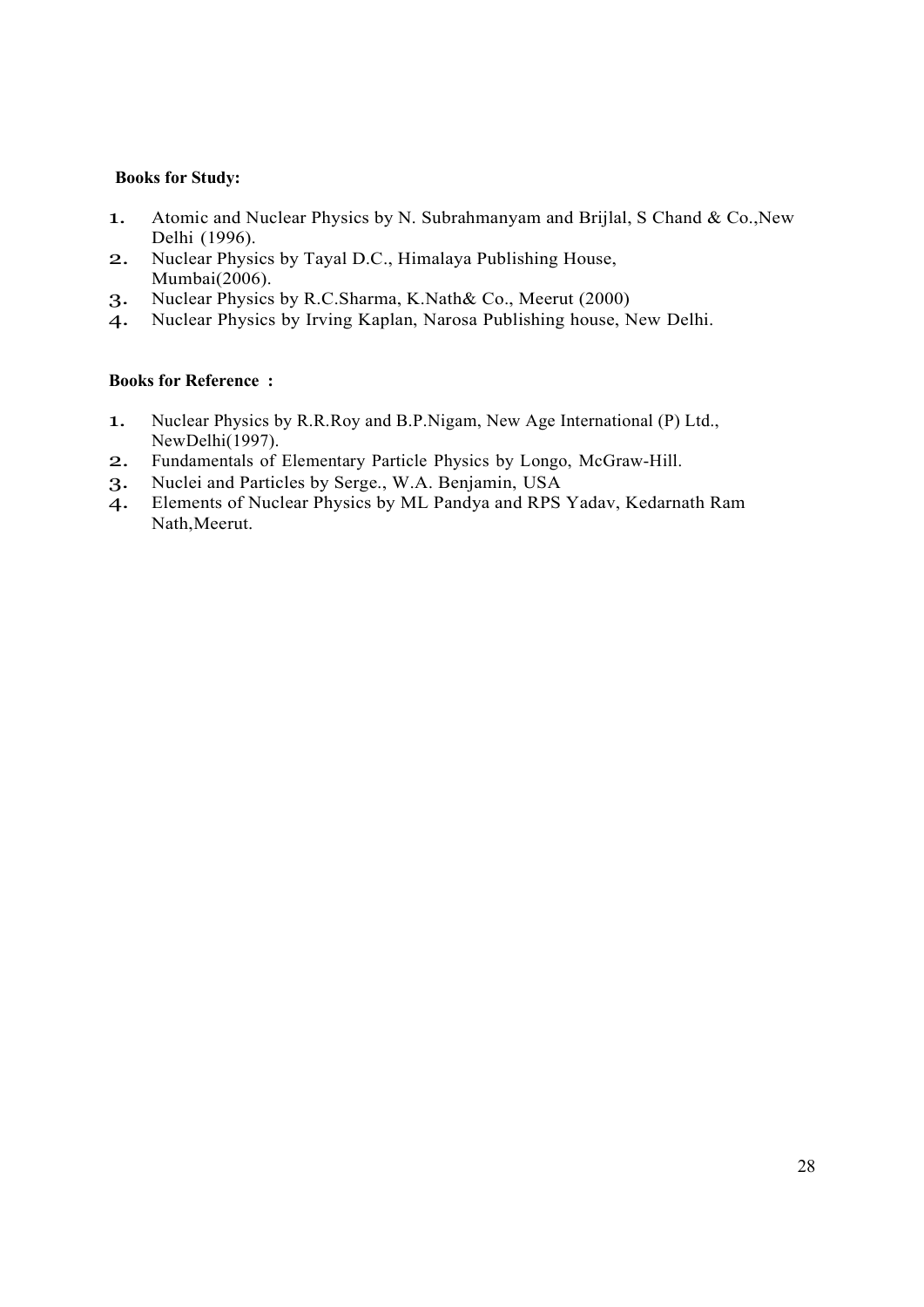**Books for Study:**

1. Atomic and Nuclear Physics by N. Subrahmanyam and Brijlal, S Chand & Co.,New Delhi (1996).
2. Nuclear Physics by Tayal D.C., Himalaya Publishing House, Mumbai(2006).
3. Nuclear Physics by R.C.Sharma, K.Nath& Co., Meerut (2000)
4. Nuclear Physics by Irving Kaplan, Narosa Publishing house, New Delhi.

**Books for Reference :**

1. Nuclear Physics by R.R.Roy and B.P.Nigam, New Age International (P) Ltd., NewDelhi(1997).
2. Fundamentals of Elementary Particle Physics by Longo, McGraw-Hill.
3. Nuclei and Particles by Serge., W.A. Benjamin, USA
4. Elements of Nuclear Physics by ML Pandya and RPS Yadav, Kedarnath Ram Nath,Meerut.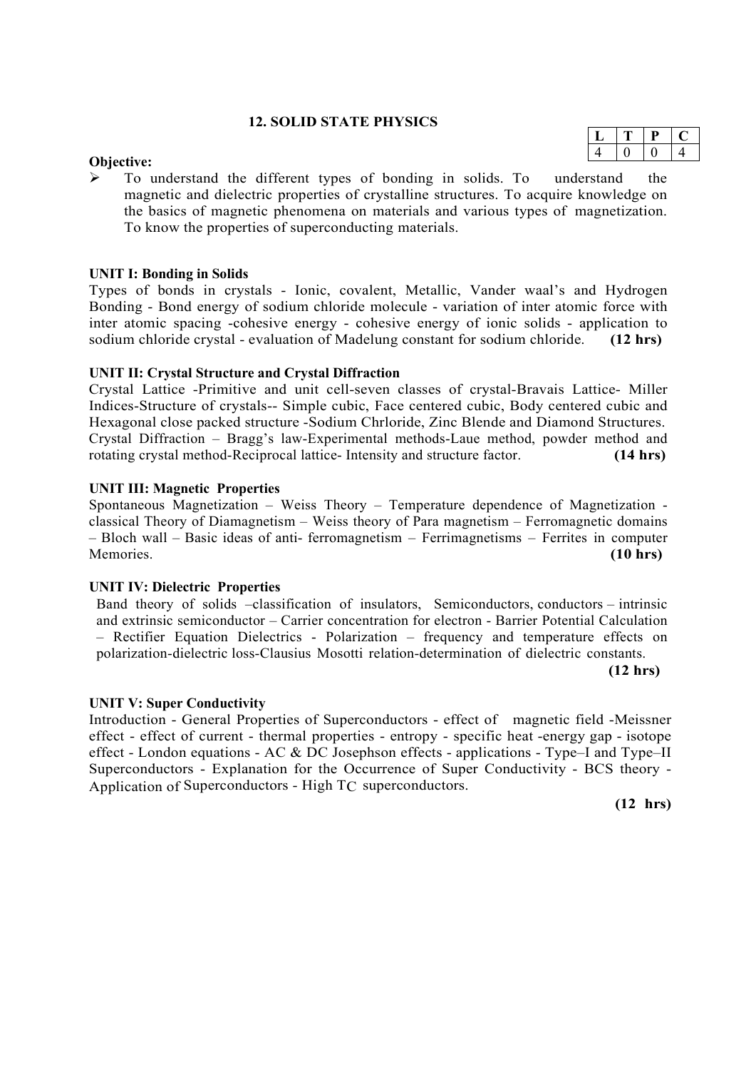## 12. SOLID STATE PHYSICS

| L | T | P | C |
|---|---|---|---|
| 4 | 0 | 0 | 4 |

**Objective:**

- To understand the different types of bonding in solids. To understand the magnetic and dielectric properties of crystalline structures. To acquire knowledge on the basics of magnetic phenomena on materials and various types of magnetization. To know the properties of superconducting materials.

**UNIT I: Bonding in Solids**

Types of bonds in crystals - Ionic, covalent, Metallic, Vander waal's and Hydrogen Bonding - Bond energy of sodium chloride molecule - variation of inter atomic force with inter atomic spacing -cohesive energy - cohesive energy of ionic solids - application to sodium chloride crystal - evaluation of Madelung constant for sodium chloride. **(12 hrs)**

**UNIT II: Crystal Structure and Crystal Diffraction**

Crystal Lattice -Primitive and unit cell-seven classes of crystal-Bravais Lattice- Miller Indices-Structure of crystals-- Simple cubic, Face centered cubic, Body centered cubic and Hexagonal close packed structure -Sodium Chrloride, Zinc Blende and Diamond Structures. Crystal Diffraction – Bragg's law-Experimental methods-Laue method, powder method and rotating crystal method-Reciprocal lattice- Intensity and structure factor. **(14 hrs)**

**UNIT III: Magnetic Properties**

Spontaneous Magnetization – Weiss Theory – Temperature dependence of Magnetization - classical Theory of Diamagnetism – Weiss theory of Para magnetism – Ferromagnetic domains – Bloch wall – Basic ideas of anti- ferromagnetism – Ferrimagnetisms – Ferrites in computer Memories. **(10 hrs)**

**UNIT IV: Dielectric Properties**

Band theory of solids –classification of insulators, Semiconductors, conductors – intrinsic and extrinsic semiconductor – Carrier concentration for electron - Barrier Potential Calculation – Rectifier Equation Dielectrics - Polarization – frequency and temperature effects on polarization-dielectric loss-Clausius Mosotti relation-determination of dielectric constants. **(12 hrs)**

**UNIT V: Super Conductivity**

Introduction - General Properties of Superconductors - effect of magnetic field -Meissner effect - effect of current - thermal properties - entropy - specific heat -energy gap - isotope effect - London equations - AC & DC Josephson effects - applications - Type–I and Type–II Superconductors - Explanation for the Occurrence of Super Conductivity - BCS theory - Application of Superconductors - High $T_C$ superconductors. **(12 hrs)**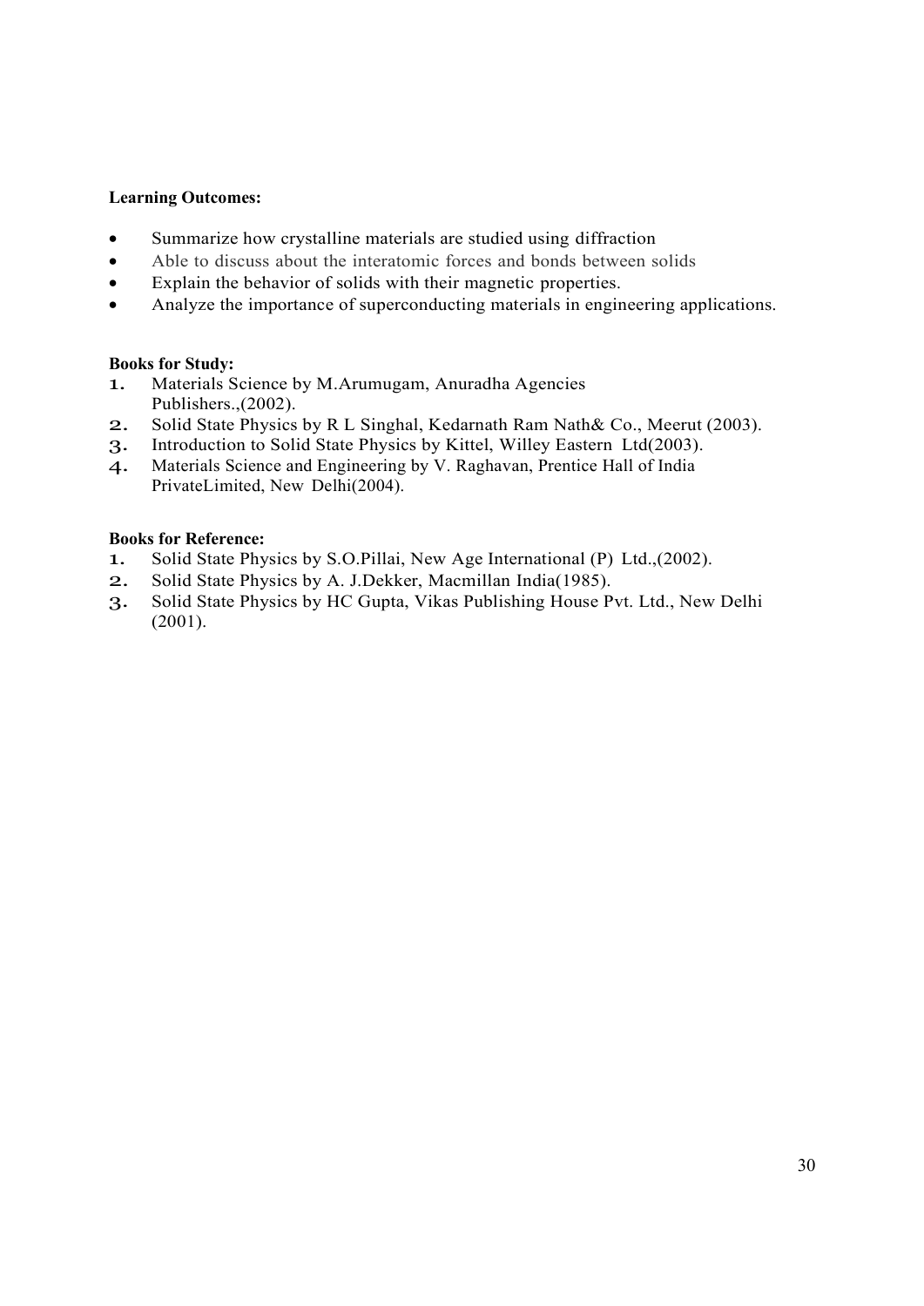**Learning Outcomes:**

- Summarize how crystalline materials are studied using diffraction
- Able to discuss about the interatomic forces and bonds between solids
- Explain the behavior of solids with their magnetic properties.
- Analyze the importance of superconducting materials in engineering applications.

**Books for Study:**

1. Materials Science by M.Arumugam, Anuradha Agencies Publishers.,(2002).
2. Solid State Physics by R L Singhal, Kedarnath Ram Nath& Co., Meerut (2003).
3. Introduction to Solid State Physics by Kittel, Willey Eastern Ltd(2003).
4. Materials Science and Engineering by V. Raghavan, Prentice Hall of India PrivateLimited, New Delhi(2004).

**Books for Reference:**

1. Solid State Physics by S.O.Pillai, New Age International (P) Ltd.,(2002).
2. Solid State Physics by A. J.Dekker, Macmillan India(1985).
3. Solid State Physics by HC Gupta, Vikas Publishing House Pvt. Ltd., New Delhi (2001).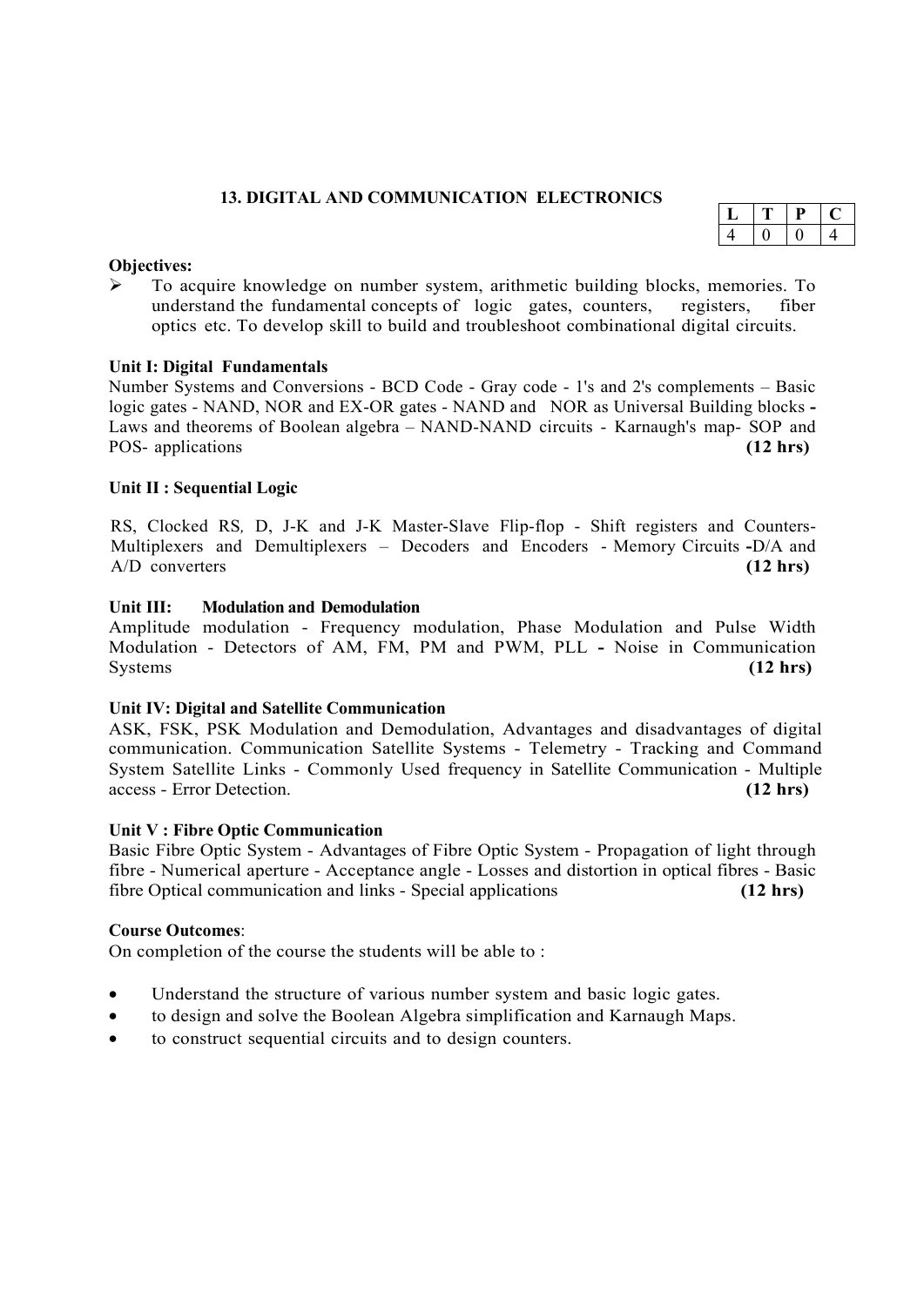## 13. DIGITAL AND COMMUNICATION ELECTRONICS

| L | T | P | C |
|---|---|---|---|
| 4 | 0 | 0 | 4 |

**Objectives:**

- To acquire knowledge on number system, arithmetic building blocks, memories. To understand the fundamental concepts of logic gates, counters, registers, fiber optics etc. To develop skill to build and troubleshoot combinational digital circuits.

**Unit I: Digital Fundamentals**

Number Systems and Conversions - BCD Code - Gray code - 1's and 2's complements – Basic logic gates - NAND, NOR and EX-OR gates - NAND and NOR as Universal Building blocks - Laws and theorems of Boolean algebra – NAND-NAND circuits - Karnaugh's map- SOP and POS- applications **(12 hrs)**

**Unit II : Sequential Logic**

RS, Clocked RS, D, J-K and J-K Master-Slave Flip-flop - Shift registers and Counters- Multiplexers and Demultiplexers – Decoders and Encoders - Memory Circuits -D/A and A/D converters **(12 hrs)**

**Unit III: Modulation and Demodulation**

Amplitude modulation - Frequency modulation, Phase Modulation and Pulse Width Modulation - Detectors of AM, FM, PM and PWM, PLL - Noise in Communication Systems **(12 hrs)**

**Unit IV: Digital and Satellite Communication**

ASK, FSK, PSK Modulation and Demodulation, Advantages and disadvantages of digital communication. Communication Satellite Systems - Telemetry - Tracking and Command System Satellite Links - Commonly Used frequency in Satellite Communication - Multiple access - Error Detection. **(12 hrs)**

**Unit V : Fibre Optic Communication**

Basic Fibre Optic System - Advantages of Fibre Optic System - Propagation of light through fibre - Numerical aperture - Acceptance angle - Losses and distortion in optical fibres - Basic fibre Optical communication and links - Special applications **(12 hrs)**

**Course Outcomes**:

On completion of the course the students will be able to :

- Understand the structure of various number system and basic logic gates.
- to design and solve the Boolean Algebra simplification and Karnaugh Maps.
- to construct sequential circuits and to design counters.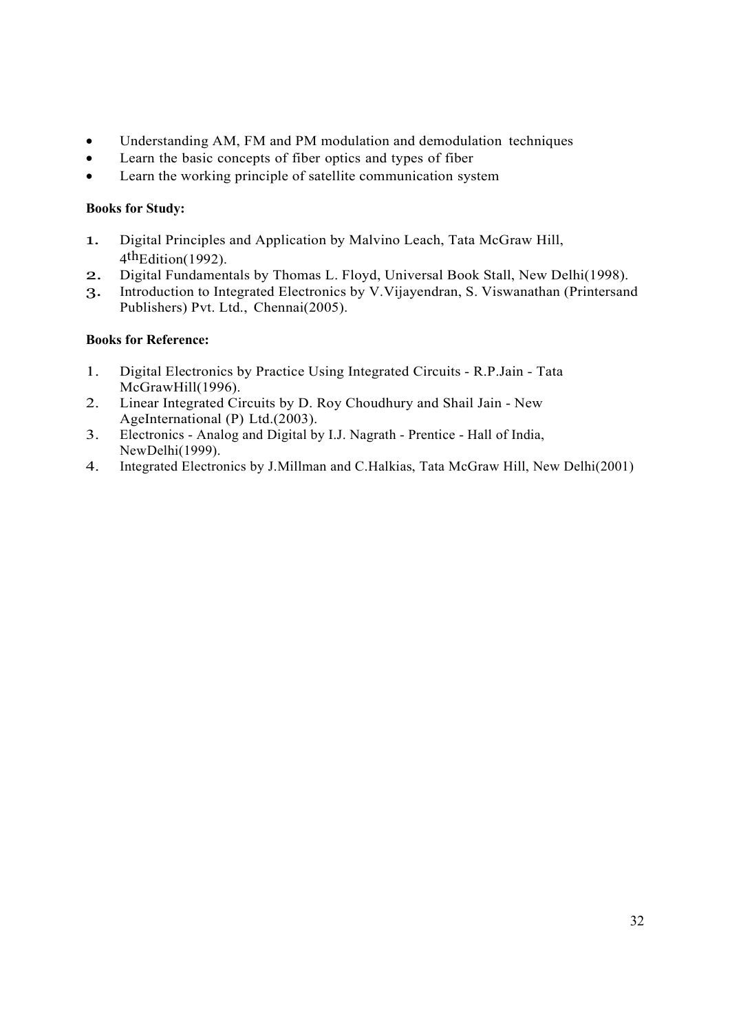- Understanding AM, FM and PM modulation and demodulation techniques
- Learn the basic concepts of fiber optics and types of fiber
- Learn the working principle of satellite communication system

**Books for Study:**

1. Digital Principles and Application by Malvino Leach, Tata McGraw Hill, 4th Edition(1992).
2. Digital Fundamentals by Thomas L. Floyd, Universal Book Stall, New Delhi(1998).
3. Introduction to Integrated Electronics by V.Vijayendran, S. Viswanathan (Printersand Publishers) Pvt. Ltd., Chennai(2005).

**Books for Reference:**

1. Digital Electronics by Practice Using Integrated Circuits - R.P.Jain - Tata McGrawHill(1996).
2. Linear Integrated Circuits by D. Roy Choudhury and Shail Jain - New AgeInternational (P) Ltd.(2003).
3. Electronics - Analog and Digital by I.J. Nagrath - Prentice - Hall of India, NewDelhi(1999).
4. Integrated Electronics by J.Millman and C.Halkias, Tata McGraw Hill, New Delhi(2001)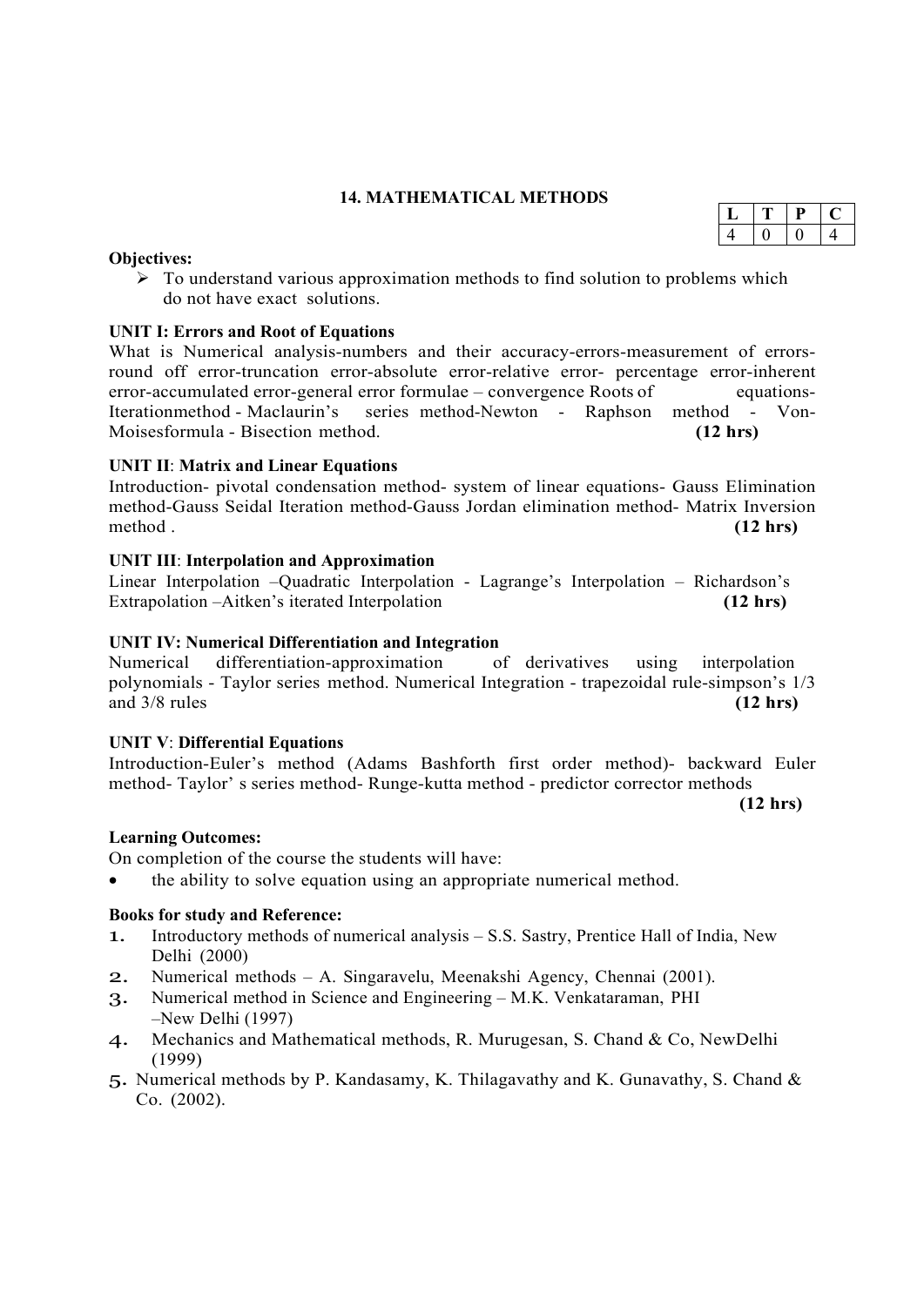## 14. MATHEMATICAL METHODS

| L | T | P | C |
|---|---|---|---|
| 4 | 0 | 0 | 4 |

**Objectives:**

- To understand various approximation methods to find solution to problems which do not have exact solutions.

**UNIT I: Errors and Root of Equations**

What is Numerical analysis-numbers and their accuracy-errors-measurement of errors-round off error-truncation error-absolute error-relative error- percentage error-inherent error-accumulated error-general error formulae – convergence Roots of equations-Iterationmethod - Maclaurin's series method-Newton - Raphson method - Von-Moisesformula - Bisection method. **(12 hrs)**

**UNIT II**: **Matrix and Linear Equations**

Introduction- pivotal condensation method- system of linear equations- Gauss Elimination method-Gauss Seidal Iteration method-Gauss Jordan elimination method- Matrix Inversion method . **(12 hrs)**

**UNIT III**: **Interpolation and Approximation**

Linear Interpolation –Quadratic Interpolation - Lagrange's Interpolation – Richardson's Extrapolation –Aitken's iterated Interpolation **(12 hrs)**

**UNIT IV: Numerical Differentiation and Integration**

Numerical differentiation-approximation of derivatives using interpolation polynomials - Taylor series method. Numerical Integration - trapezoidal rule-simpson's 1/3 and 3/8 rules **(12 hrs)**

**UNIT V**: **Differential Equations**

Introduction-Euler's method (Adams Bashforth first order method)- backward Euler method- Taylor' s series method- Runge-kutta method - predictor corrector methods **(12 hrs)**

**Learning Outcomes:**

On completion of the course the students will have:

- the ability to solve equation using an appropriate numerical method.

**Books for study and Reference:**

1. Introductory methods of numerical analysis – S.S. Sastry, Prentice Hall of India, New Delhi (2000)
2. Numerical methods – A. Singaravelu, Meenakshi Agency, Chennai (2001).
3. Numerical method in Science and Engineering – M.K. Venkataraman, PHI –New Delhi (1997)
4. Mechanics and Mathematical methods, R. Murugesan, S. Chand & Co, NewDelhi (1999)
5. Numerical methods by P. Kandasamy, K. Thilagavathy and K. Gunavathy, S. Chand & Co. (2002).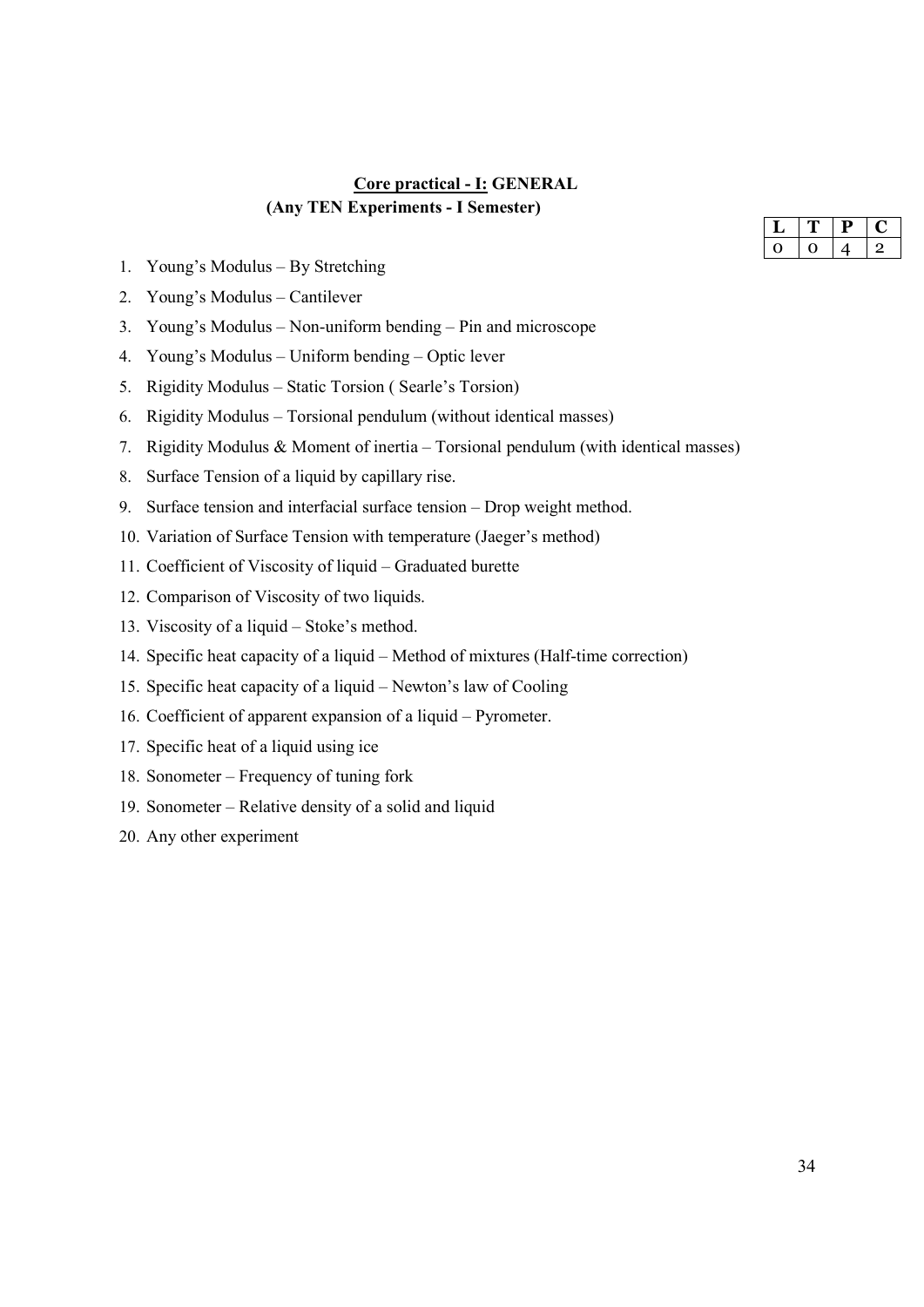## Core practical - I: GENERAL

**(Any TEN Experiments - I Semester)**

| L | T | P | C |
|---|---|---|---|
| 0 | 0 | 4 | 2 |

1. Young's Modulus – By Stretching
2. Young's Modulus – Cantilever
3. Young's Modulus – Non-uniform bending – Pin and microscope
4. Young's Modulus – Uniform bending – Optic lever
5. Rigidity Modulus – Static Torsion ( Searle's Torsion)
6. Rigidity Modulus – Torsional pendulum (without identical masses)
7. Rigidity Modulus & Moment of inertia – Torsional pendulum (with identical masses)
8. Surface Tension of a liquid by capillary rise.
9. Surface tension and interfacial surface tension – Drop weight method.
10. Variation of Surface Tension with temperature (Jaeger's method)
11. Coefficient of Viscosity of liquid – Graduated burette
12. Comparison of Viscosity of two liquids.
13. Viscosity of a liquid – Stoke's method.
14. Specific heat capacity of a liquid – Method of mixtures (Half-time correction)
15. Specific heat capacity of a liquid – Newton's law of Cooling
16. Coefficient of apparent expansion of a liquid – Pyrometer.
17. Specific heat of a liquid using ice
18. Sonometer – Frequency of tuning fork
19. Sonometer – Relative density of a solid and liquid
20. Any other experiment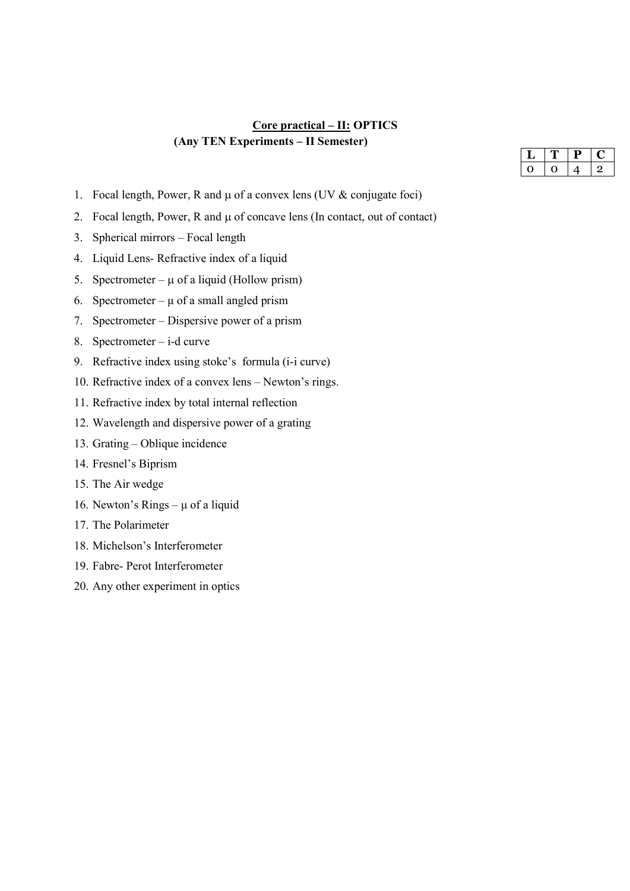## <u>Core practical – II:</u> OPTICS

**(Any TEN Experiments – II Semester)**

| L | T | P | C |
|---|---|---|---|
| 0 | 0 | 4 | 2 |

1. Focal length, Power, R and $\mu$ of a convex lens (UV & conjugate foci)
2. Focal length, Power, R and $\mu$ of concave lens (In contact, out of contact)
3. Spherical mirrors – Focal length
4. Liquid Lens- Refractive index of a liquid
5. Spectrometer – $\mu$ of a liquid (Hollow prism)
6. Spectrometer – $\mu$ of a small angled prism
7. Spectrometer – Dispersive power of a prism
8. Spectrometer – i-d curve
9. Refractive index using stoke's formula (i-i curve)
10. Refractive index of a convex lens – Newton's rings.
11. Refractive index by total internal reflection
12. Wavelength and dispersive power of a grating
13. Grating – Oblique incidence
14. Fresnel's Biprism
15. The Air wedge
16. Newton's Rings – $\mu$ of a liquid
17. The Polarimeter
18. Michelson's Interferometer
19. Fabre- Perot Interferometer
20. Any other experiment in optics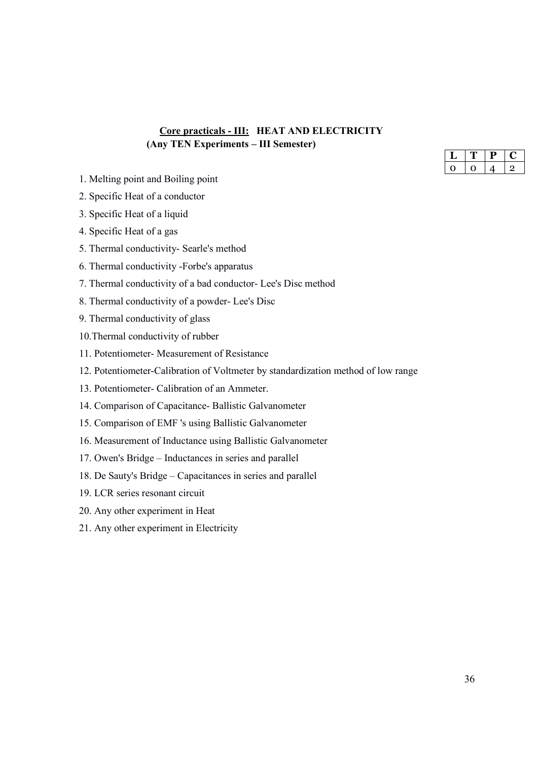## Core practicals - III: HEAT AND ELECTRICITY

**(Any TEN Experiments – III Semester)**

| L | T | P | C |
|---|---|---|---|
| 0 | 0 | 4 | 2 |

1. Melting point and Boiling point
2. Specific Heat of a conductor
3. Specific Heat of a liquid
4. Specific Heat of a gas
5. Thermal conductivity- Searle's method
6. Thermal conductivity -Forbe's apparatus
7. Thermal conductivity of a bad conductor- Lee's Disc method
8. Thermal conductivity of a powder- Lee's Disc
9. Thermal conductivity of glass
10. Thermal conductivity of rubber
11. Potentiometer- Measurement of Resistance
12. Potentiometer-Calibration of Voltmeter by standardization method of low range
13. Potentiometer- Calibration of an Ammeter.
14. Comparison of Capacitance- Ballistic Galvanometer
15. Comparison of EMF 's using Ballistic Galvanometer
16. Measurement of Inductance using Ballistic Galvanometer
17. Owen's Bridge – Inductances in series and parallel
18. De Sauty's Bridge – Capacitances in series and parallel
19. LCR series resonant circuit
20. Any other experiment in Heat
21. Any other experiment in Electricity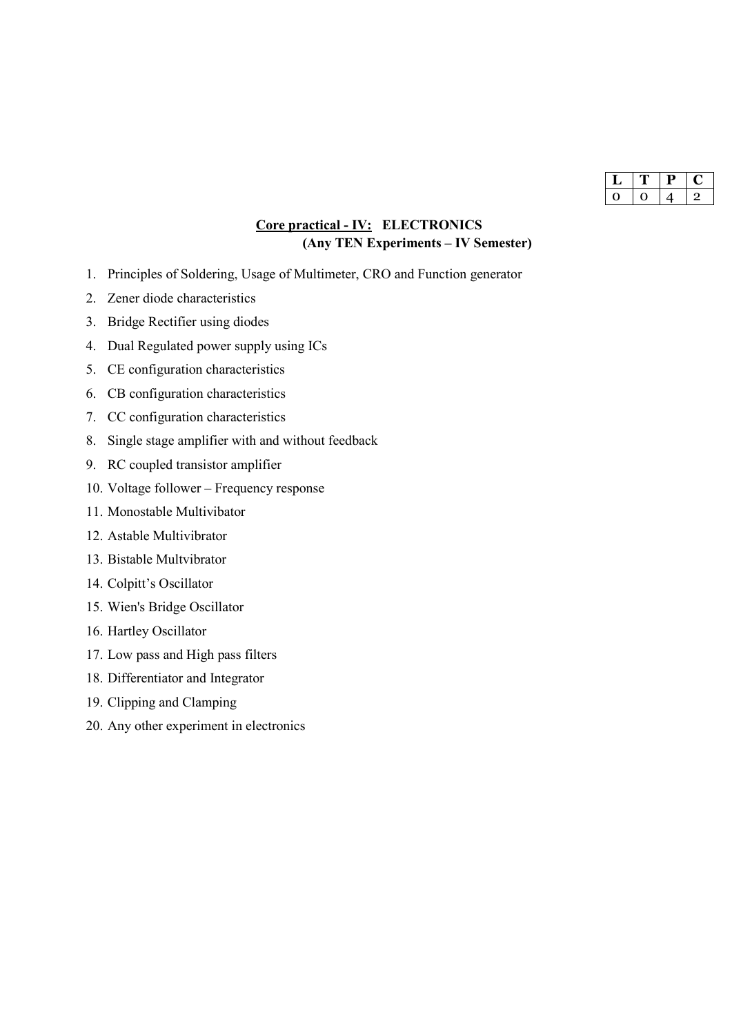| L | T | P | C |
|---|---|---|---|
| 0 | 0 | 4 | 2 |

## **Core practical - IV: ELECTRONICS**
### **(Any TEN Experiments – IV Semester)**

1. Principles of Soldering, Usage of Multimeter, CRO and Function generator
2. Zener diode characteristics
3. Bridge Rectifier using diodes
4. Dual Regulated power supply using ICs
5. CE configuration characteristics
6. CB configuration characteristics
7. CC configuration characteristics
8. Single stage amplifier with and without feedback
9. RC coupled transistor amplifier
10. Voltage follower – Frequency response
11. Monostable Multivibator
12. Astable Multivibrator
13. Bistable Multvibrator
14. Colpitt's Oscillator
15. Wien's Bridge Oscillator
16. Hartley Oscillator
17. Low pass and High pass filters
18. Differentiator and Integrator
19. Clipping and Clamping
20. Any other experiment in electronics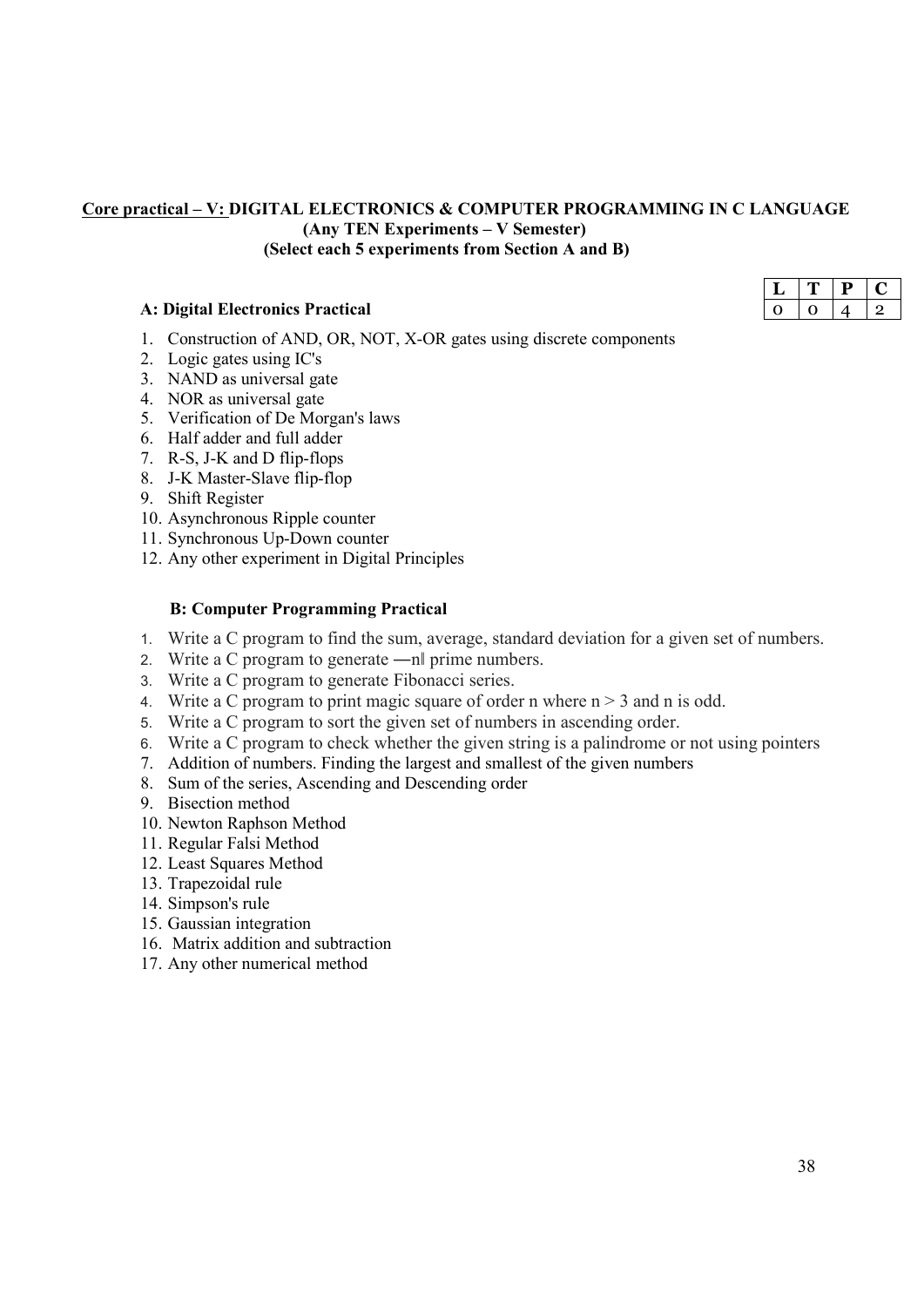**<u>Core practical – V:</u> DIGITAL ELECTRONICS & COMPUTER PROGRAMMING IN C LANGUAGE**
**(Any TEN Experiments – V Semester)**
**(Select each 5 experiments from Section A and B)**

| L | T | P | C |
|---|---|---|---|
| 0 | 0 | 4 | 2 |

**A: Digital Electronics Practical**

1. Construction of AND, OR, NOT, X-OR gates using discrete components
2. Logic gates using IC's
3. NAND as universal gate
4. NOR as universal gate
5. Verification of De Morgan's laws
6. Half adder and full adder
7. R-S, J-K and D flip-flops
8. J-K Master-Slave flip-flop
9. Shift Register
10. Asynchronous Ripple counter
11. Synchronous Up-Down counter
12. Any other experiment in Digital Principles

**B: Computer Programming Practical**

1. Write a C program to find the sum, average, standard deviation for a given set of numbers.
2. Write a C program to generate ―n‖ prime numbers.
3. Write a C program to generate Fibonacci series.
4. Write a C program to print magic square of order n where n > 3 and n is odd.
5. Write a C program to sort the given set of numbers in ascending order.
6. Write a C program to check whether the given string is a palindrome or not using pointers
7. Addition of numbers. Finding the largest and smallest of the given numbers
8. Sum of the series, Ascending and Descending order
9. Bisection method
10. Newton Raphson Method
11. Regular Falsi Method
12. Least Squares Method
13. Trapezoidal rule
14. Simpson's rule
15. Gaussian integration
16. Matrix addition and subtraction
17. Any other numerical method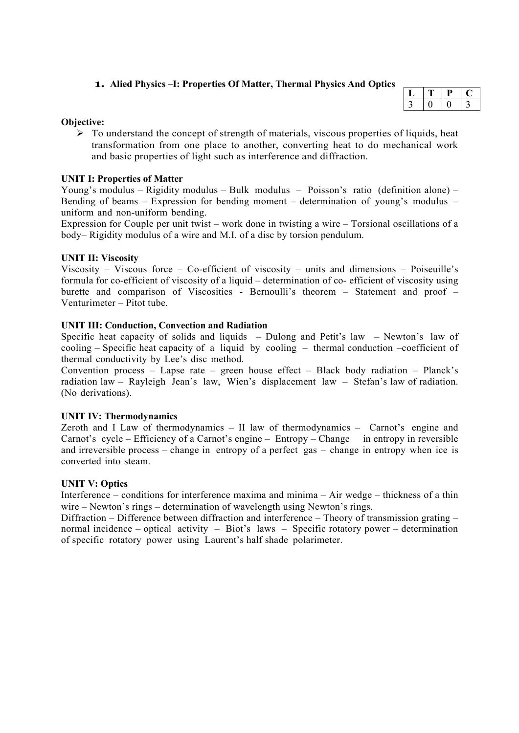## 1. Alied Physics –I: Properties Of Matter, Thermal Physics And Optics

| L | T | P | C |
|---|---|---|---|
| 3 | 0 | 0 | 3 |

**Objective:**

- To understand the concept of strength of materials, viscous properties of liquids, heat transformation from one place to another, converting heat to do mechanical work and basic properties of light such as interference and diffraction.

**UNIT I: Properties of Matter**

Young's modulus – Rigidity modulus – Bulk modulus – Poisson's ratio (definition alone) – Bending of beams – Expression for bending moment – determination of young's modulus – uniform and non-uniform bending.

Expression for Couple per unit twist – work done in twisting a wire – Torsional oscillations of a body– Rigidity modulus of a wire and M.I. of a disc by torsion pendulum.

**UNIT II: Viscosity**

Viscosity – Viscous force – Co-efficient of viscosity – units and dimensions – Poiseuille's formula for co-efficient of viscosity of a liquid – determination of co- efficient of viscosity using burette and comparison of Viscosities - Bernoulli's theorem – Statement and proof – Venturimeter – Pitot tube.

**UNIT III: Conduction, Convection and Radiation**

Specific heat capacity of solids and liquids – Dulong and Petit's law – Newton's law of cooling – Specific heat capacity of a liquid by cooling – thermal conduction –coefficient of thermal conductivity by Lee's disc method.

Convention process – Lapse rate – green house effect – Black body radiation – Planck's radiation law – Rayleigh Jean's law, Wien's displacement law – Stefan's law of radiation. (No derivations).

**UNIT IV: Thermodynamics**

Zeroth and I Law of thermodynamics – II law of thermodynamics – Carnot's engine and Carnot's cycle – Efficiency of a Carnot's engine – Entropy – Change in entropy in reversible and irreversible process – change in entropy of a perfect gas – change in entropy when ice is converted into steam.

**UNIT V: Optics**

Interference – conditions for interference maxima and minima – Air wedge – thickness of a thin wire – Newton's rings – determination of wavelength using Newton's rings.

Diffraction – Difference between diffraction and interference – Theory of transmission grating – normal incidence – optical activity – Biot's laws – Specific rotatory power – determination of specific rotatory power using Laurent's half shade polarimeter.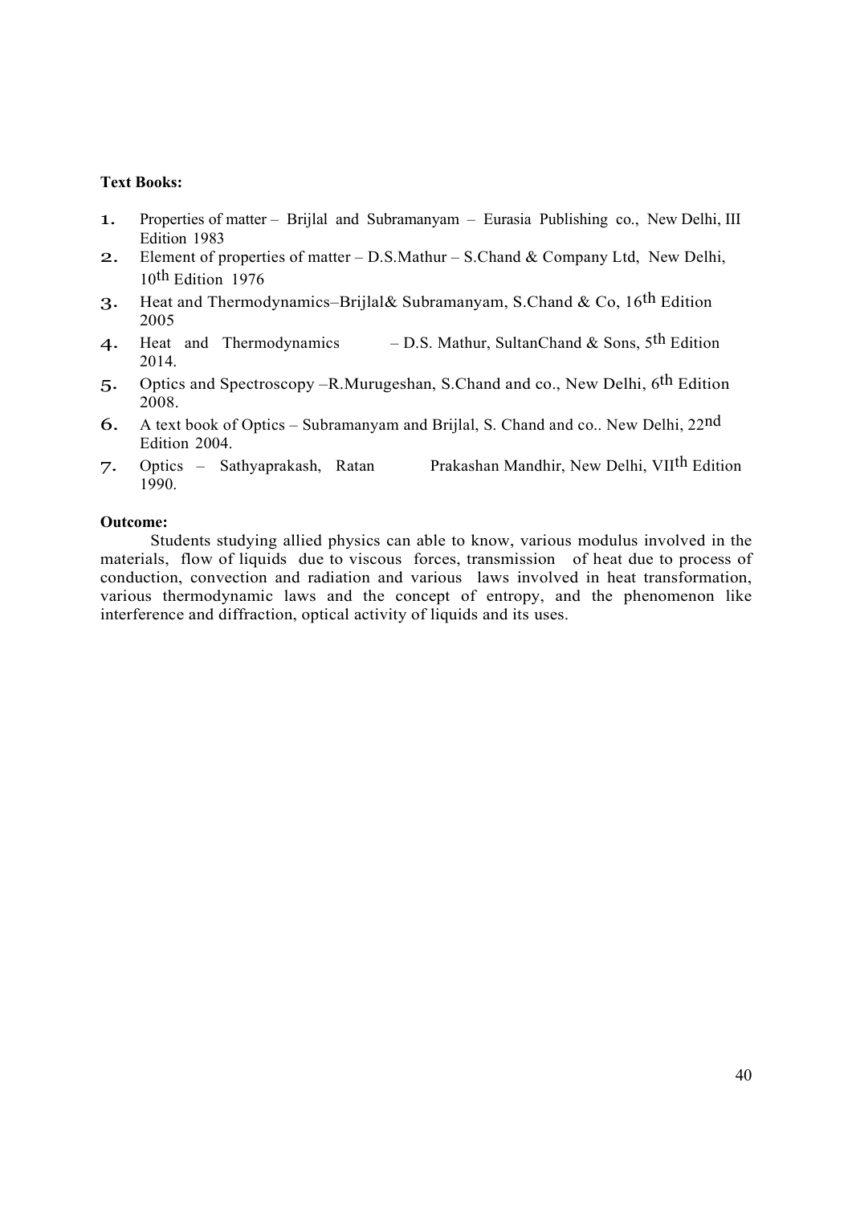**Text Books:**

1. Properties of matter – Brijlal and Subramanyam – Eurasia Publishing co., New Delhi, III Edition 1983
2. Element of properties of matter – D.S.Mathur – S.Chand & Company Ltd, New Delhi, 10th Edition 1976
3. Heat and Thermodynamics–Brijlal& Subramanyam, S.Chand & Co, 16th Edition 2005
4. Heat and Thermodynamics – D.S. Mathur, SultanChand & Sons, 5th Edition 2014.
5. Optics and Spectroscopy –R.Murugeshan, S.Chand and co., New Delhi, 6th Edition 2008.
6. A text book of Optics – Subramanyam and Brijlal, S. Chand and co.. New Delhi, 22nd Edition 2004.
7. Optics – Sathyaprakash, Ratan Prakashan Mandhir, New Delhi, VIIth Edition 1990.

**Outcome:**

Students studying allied physics can able to know, various modulus involved in the materials, flow of liquids due to viscous forces, transmission of heat due to process of conduction, convection and radiation and various laws involved in heat transformation, various thermodynamic laws and the concept of entropy, and the phenomenon like interference and diffraction, optical activity of liquids and its uses.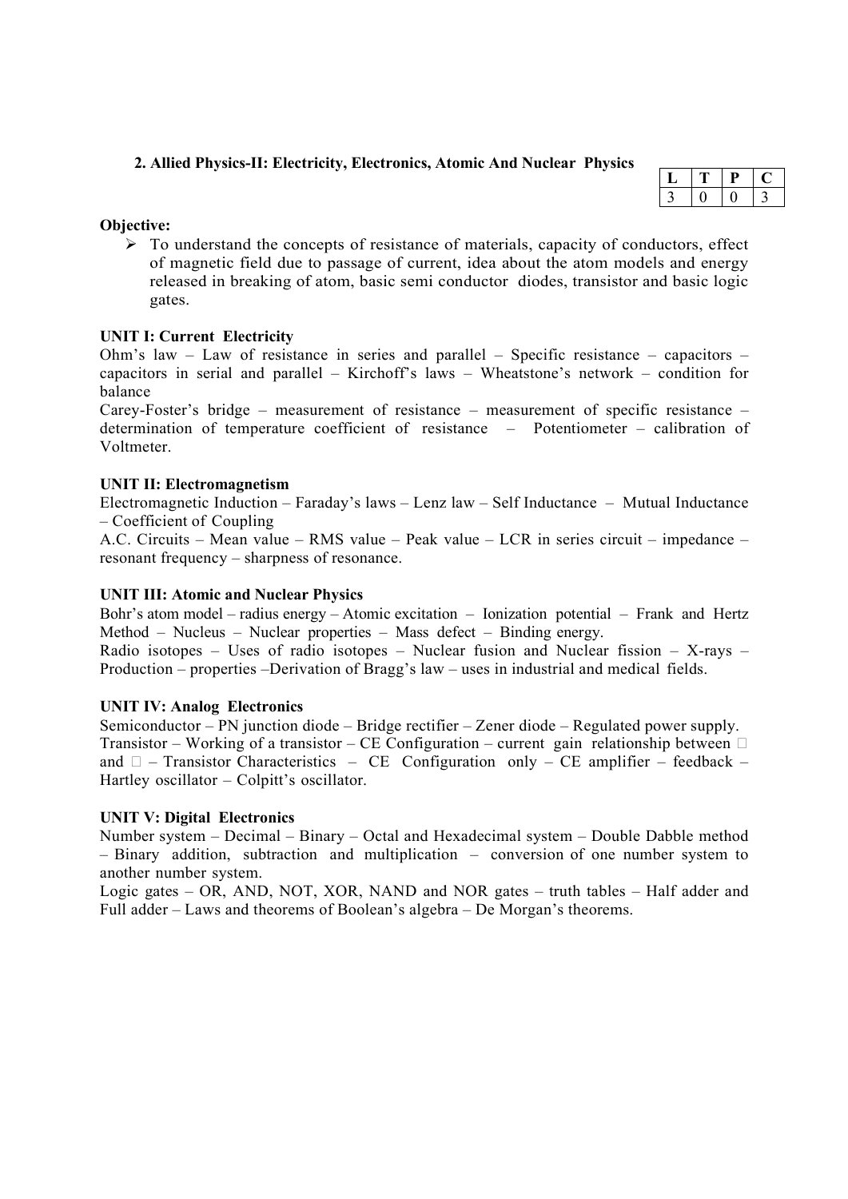### 2. Allied Physics-II: Electricity, Electronics, Atomic And Nuclear Physics

| L | T | P | C |
|---|---|---|---|
| 3 | 0 | 0 | 3 |

**Objective:**

- To understand the concepts of resistance of materials, capacity of conductors, effect of magnetic field due to passage of current, idea about the atom models and energy released in breaking of atom, basic semi conductor diodes, transistor and basic logic gates.

**UNIT I: Current Electricity**

Ohm's law – Law of resistance in series and parallel – Specific resistance – capacitors – capacitors in serial and parallel – Kirchoff's laws – Wheatstone's network – condition for balance

Carey-Foster's bridge – measurement of resistance – measurement of specific resistance – determination of temperature coefficient of resistance – Potentiometer – calibration of Voltmeter.

**UNIT II: Electromagnetism**

Electromagnetic Induction – Faraday's laws – Lenz law – Self Inductance – Mutual Inductance – Coefficient of Coupling

A.C. Circuits – Mean value – RMS value – Peak value – LCR in series circuit – impedance – resonant frequency – sharpness of resonance.

**UNIT III: Atomic and Nuclear Physics**

Bohr's atom model – radius energy – Atomic excitation – Ionization potential – Frank and Hertz Method – Nucleus – Nuclear properties – Mass defect – Binding energy.

Radio isotopes – Uses of radio isotopes – Nuclear fusion and Nuclear fission – X-rays – Production – properties –Derivation of Bragg's law – uses in industrial and medical fields.

**UNIT IV: Analog Electronics**

Semiconductor – PN junction diode – Bridge rectifier – Zener diode – Regulated power supply.

Transistor – Working of a transistor – CE Configuration – current gain relationship between □ and □ – Transistor Characteristics – CE Configuration only – CE amplifier – feedback – Hartley oscillator – Colpitt's oscillator.

**UNIT V: Digital Electronics**

Number system – Decimal – Binary – Octal and Hexadecimal system – Double Dabble method – Binary addition, subtraction and multiplication – conversion of one number system to another number system.

Logic gates – OR, AND, NOT, XOR, NAND and NOR gates – truth tables – Half adder and Full adder – Laws and theorems of Boolean's algebra – De Morgan's theorems.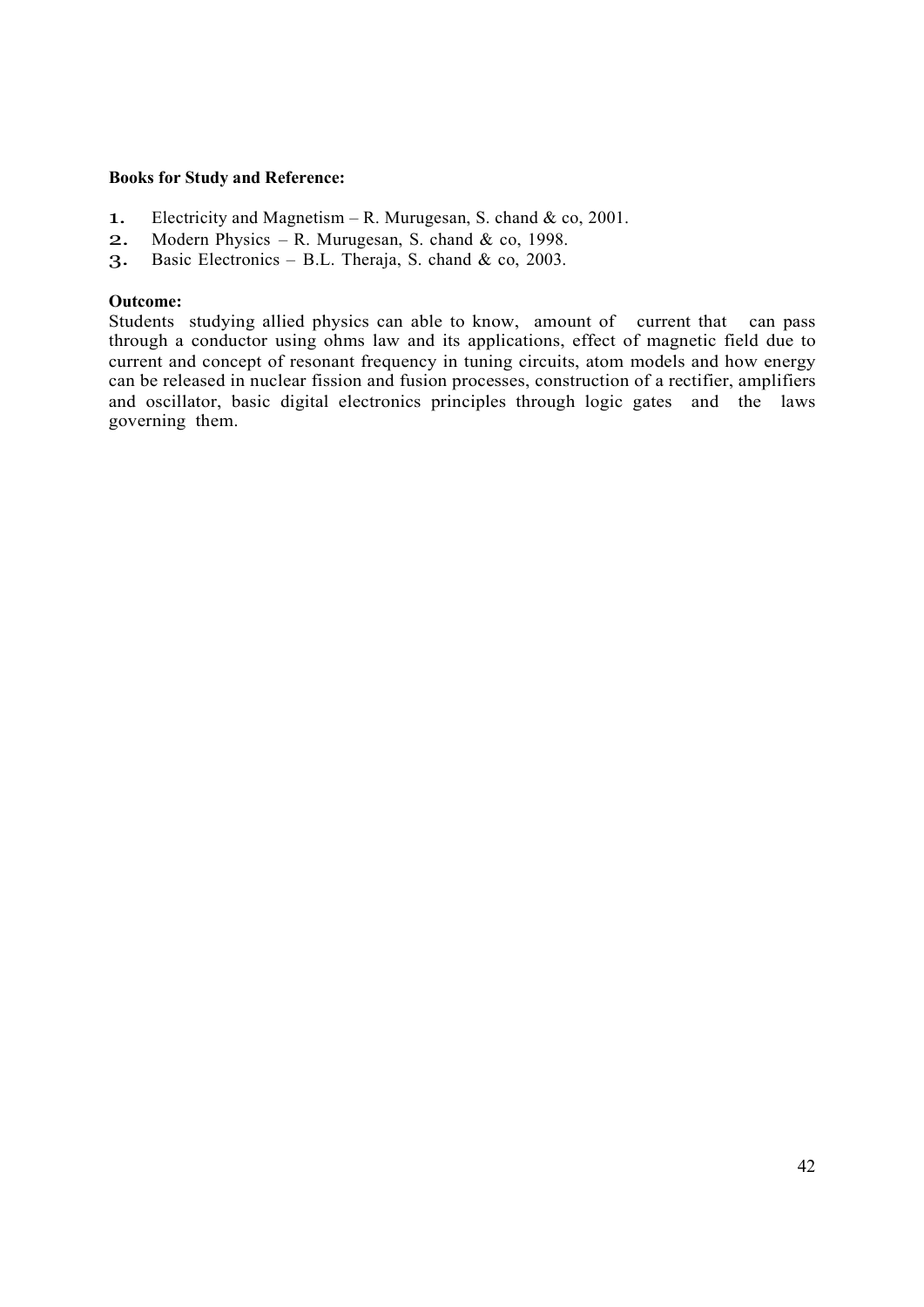**Books for Study and Reference:**

1. Electricity and Magnetism – R. Murugesan, S. chand & co, 2001.
2. Modern Physics – R. Murugesan, S. chand & co, 1998.
3. Basic Electronics – B.L. Theraja, S. chand & co, 2003.

**Outcome:**

Students studying allied physics can able to know, amount of current that can pass through a conductor using ohms law and its applications, effect of magnetic field due to current and concept of resonant frequency in tuning circuits, atom models and how energy can be released in nuclear fission and fusion processes, construction of a rectifier, amplifiers and oscillator, basic digital electronics principles through logic gates and the laws governing them.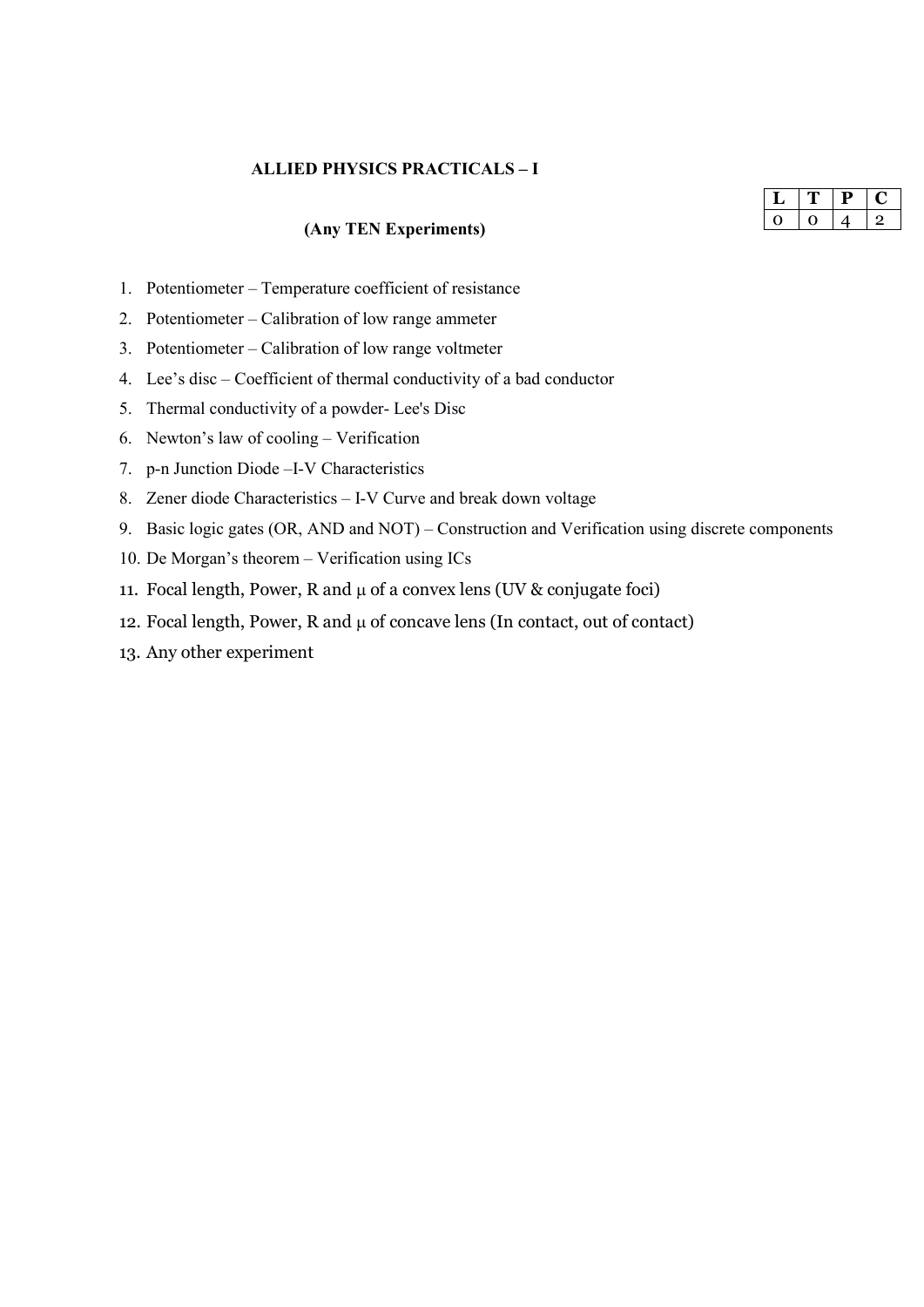## ALLIED PHYSICS PRACTICALS – I

| L | T | P | C |
|---|---|---|---|
| 0 | 0 | 4 | 2 |

**(Any TEN Experiments)**

1. Potentiometer – Temperature coefficient of resistance
2. Potentiometer – Calibration of low range ammeter
3. Potentiometer – Calibration of low range voltmeter
4. Lee's disc – Coefficient of thermal conductivity of a bad conductor
5. Thermal conductivity of a powder- Lee's Disc
6. Newton's law of cooling – Verification
7. p-n Junction Diode –I-V Characteristics
8. Zener diode Characteristics – I-V Curve and break down voltage
9. Basic logic gates (OR, AND and NOT) – Construction and Verification using discrete components
10. De Morgan's theorem – Verification using ICs
11. Focal length, Power, R and $\mu$ of a convex lens (UV & conjugate foci)
12. Focal length, Power, R and $\mu$ of concave lens (In contact, out of contact)
13. Any other experiment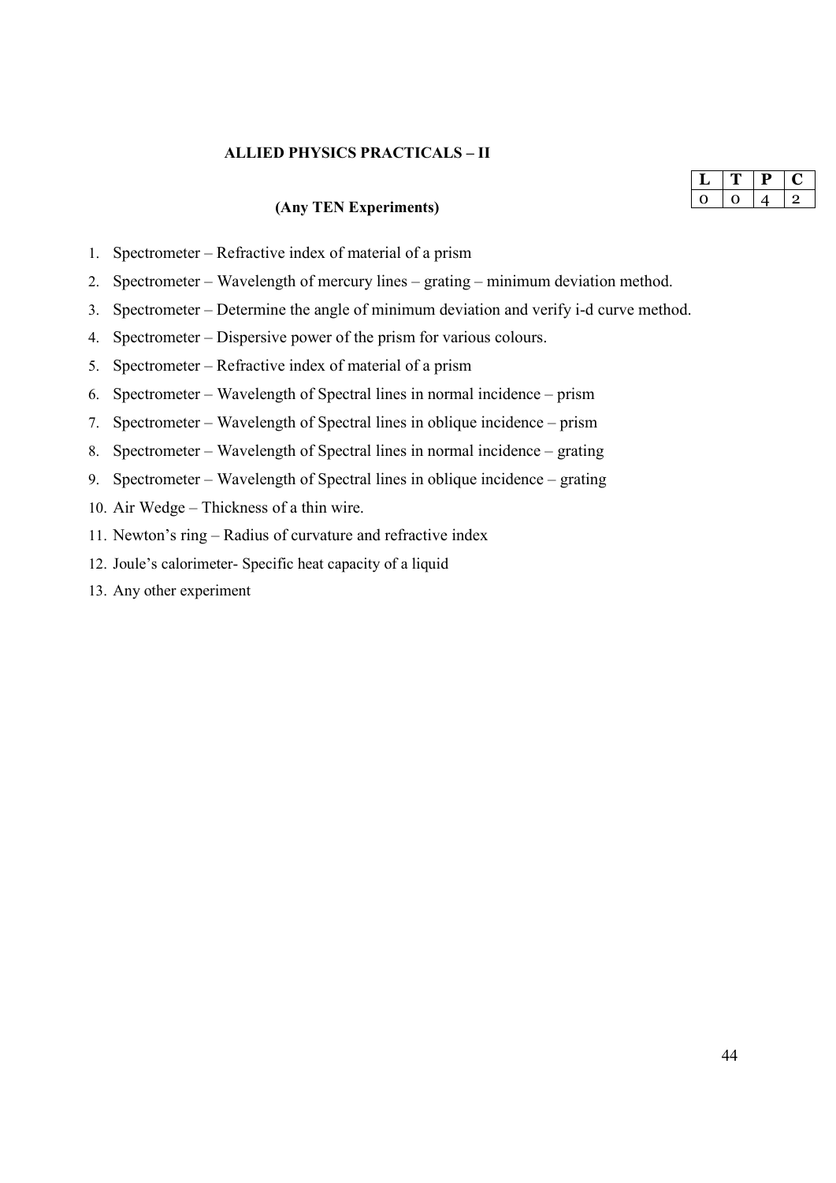**ALLIED PHYSICS PRACTICALS – II**

| L | T | P | C |
|---|---|---|---|
| 0 | 0 | 4 | 2 |

**(Any TEN Experiments)**

1. Spectrometer – Refractive index of material of a prism
2. Spectrometer – Wavelength of mercury lines – grating – minimum deviation method.
3. Spectrometer – Determine the angle of minimum deviation and verify i-d curve method.
4. Spectrometer – Dispersive power of the prism for various colours.
5. Spectrometer – Refractive index of material of a prism
6. Spectrometer – Wavelength of Spectral lines in normal incidence – prism
7. Spectrometer – Wavelength of Spectral lines in oblique incidence – prism
8. Spectrometer – Wavelength of Spectral lines in normal incidence – grating
9. Spectrometer – Wavelength of Spectral lines in oblique incidence – grating
10. Air Wedge – Thickness of a thin wire.
11. Newton's ring – Radius of curvature and refractive index
12. Joule's calorimeter- Specific heat capacity of a liquid
13. Any other experiment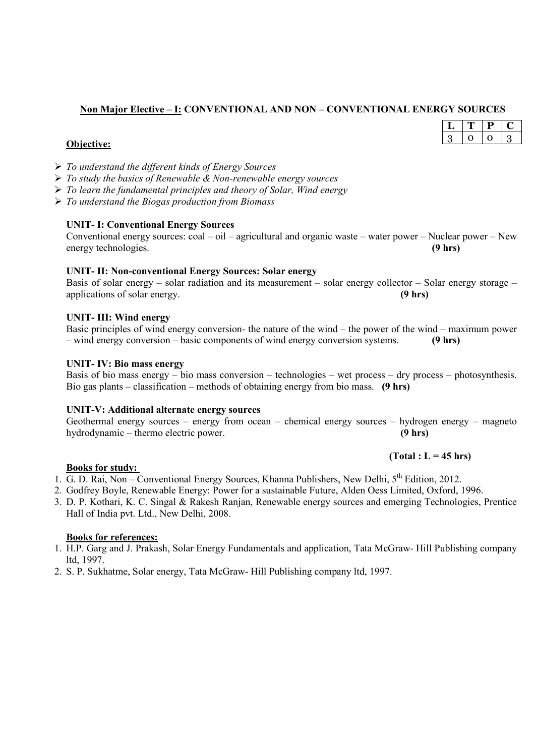## <u>Non Major Elective – I:</u> CONVENTIONAL AND NON – CONVENTIONAL ENERGY SOURCES

| L | T | P | C |
|---|---|---|---|
| 3 | 0 | 0 | 3 |

**<u>Objective:</u>**

- *To understand the different kinds of Energy Sources*
- *To study the basics of Renewable & Non-renewable energy sources*
- *To learn the fundamental principles and theory of Solar, Wind energy*
- *To understand the Biogas production from Biomass*

**UNIT- I: Conventional Energy Sources**

Conventional energy sources: coal – oil – agricultural and organic waste – water power – Nuclear power – New energy technologies. **(9 hrs)**

**UNIT- II: Non-conventional Energy Sources: Solar energy**

Basis of solar energy – solar radiation and its measurement – solar energy collector – Solar energy storage – applications of solar energy. **(9 hrs)**

**UNIT- III: Wind energy**

Basic principles of wind energy conversion- the nature of the wind – the power of the wind – maximum power – wind energy conversion – basic components of wind energy conversion systems. **(9 hrs)**

**UNIT- IV: Bio mass energy**

Basis of bio mass energy – bio mass conversion – technologies – wet process – dry process – photosynthesis. Bio gas plants – classification – methods of obtaining energy from bio mass. **(9 hrs)**

**UNIT-V: Additional alternate energy sources**

Geothermal energy sources – energy from ocean – chemical energy sources – hydrogen energy – magneto hydrodynamic – thermo electric power. **(9 hrs)**

**(Total : L = 45 hrs)**

**<u>Books for study:</u>**

1. G. D. Rai, Non – Conventional Energy Sources, Khanna Publishers, New Delhi, 5th Edition, 2012.
2. Godfrey Boyle, Renewable Energy: Power for a sustainable Future, Alden Oess Limited, Oxford, 1996.
3. D. P. Kothari, K. C. Singal & Rakesh Ranjan, Renewable energy sources and emerging Technologies, Prentice Hall of India pvt. Ltd., New Delhi, 2008.

**<u>Books for references:</u>**

1. H.P. Garg and J. Prakash, Solar Energy Fundamentals and application, Tata McGraw- Hill Publishing company ltd, 1997.
2. S. P. Sukhatme, Solar energy, Tata McGraw- Hill Publishing company ltd, 1997.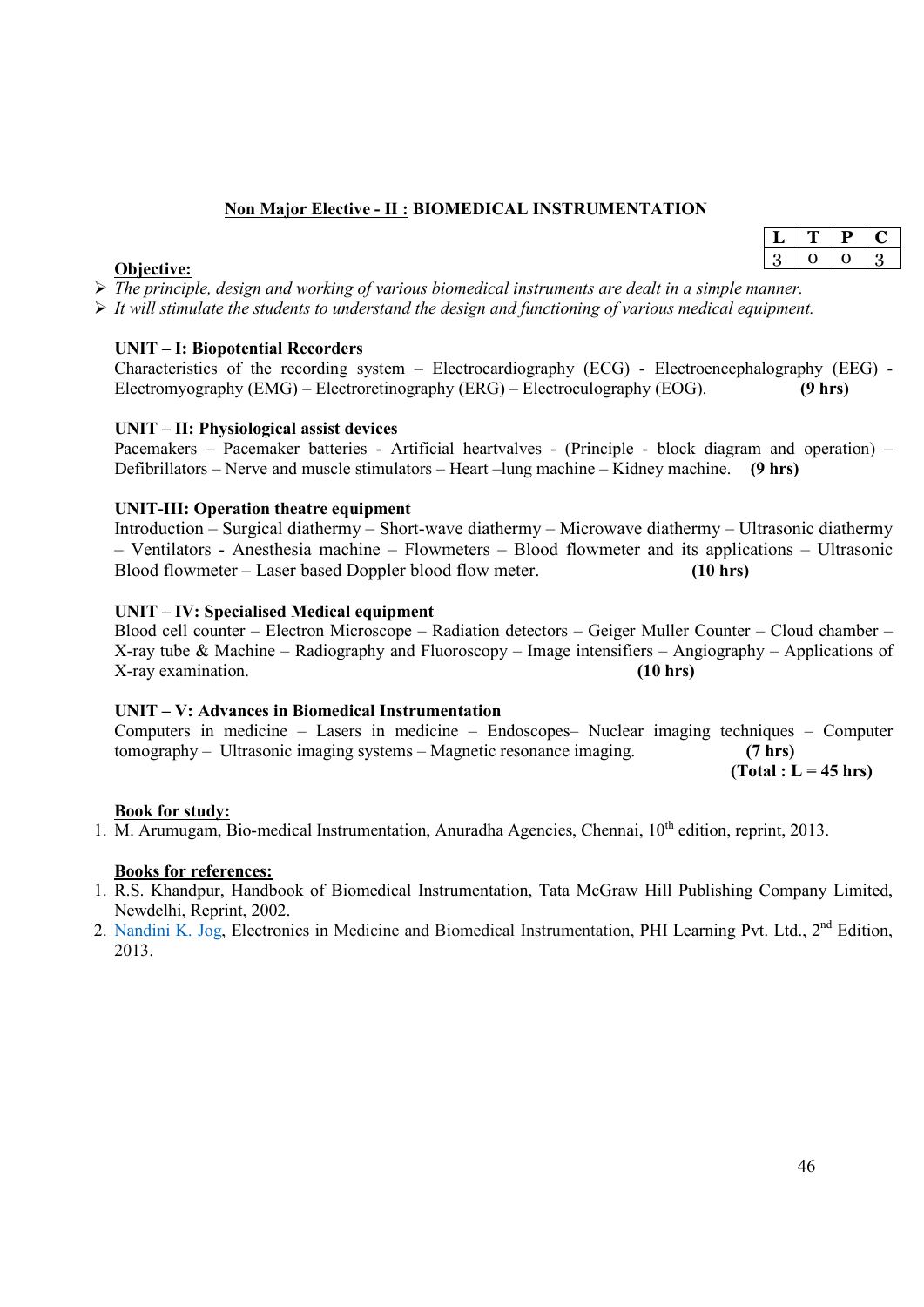## Non Major Elective - II : BIOMEDICAL INSTRUMENTATION

| L | T | P | C |
|---|---|---|---|
| 3 | 0 | 0 | 3 |

**Objective:**

- *The principle, design and working of various biomedical instruments are dealt in a simple manner.*
- *It will stimulate the students to understand the design and functioning of various medical equipment.*

**UNIT – I: Biopotential Recorders**

Characteristics of the recording system – Electrocardiography (ECG) - Electroencephalography (EEG) - Electromyography (EMG) – Electroretinography (ERG) – Electroculography (EOG). **(9 hrs)**

**UNIT – II: Physiological assist devices**

Pacemakers – Pacemaker batteries - Artificial heartvalves - (Principle - block diagram and operation) – Defibrillators – Nerve and muscle stimulators – Heart –lung machine – Kidney machine. **(9 hrs)**

**UNIT-III: Operation theatre equipment**

Introduction – Surgical diathermy – Short-wave diathermy – Microwave diathermy – Ultrasonic diathermy – Ventilators - Anesthesia machine – Flowmeters – Blood flowmeter and its applications – Ultrasonic Blood flowmeter – Laser based Doppler blood flow meter. **(10 hrs)**

**UNIT – IV: Specialised Medical equipment**

Blood cell counter – Electron Microscope – Radiation detectors – Geiger Muller Counter – Cloud chamber – X-ray tube & Machine – Radiography and Fluoroscopy – Image intensifiers – Angiography – Applications of X-ray examination. **(10 hrs)**

**UNIT – V: Advances in Biomedical Instrumentation**

Computers in medicine – Lasers in medicine – Endoscopes– Nuclear imaging techniques – Computer tomography – Ultrasonic imaging systems – Magnetic resonance imaging. **(7 hrs)**

**(Total : L = 45 hrs)**

**Book for study:**

1. M. Arumugam, Bio-medical Instrumentation, Anuradha Agencies, Chennai, 10th edition, reprint, 2013.

**Books for references:**

1. R.S. Khandpur, Handbook of Biomedical Instrumentation, Tata McGraw Hill Publishing Company Limited, Newdelhi, Reprint, 2002.
2. Nandini K. Jog, Electronics in Medicine and Biomedical Instrumentation, PHI Learning Pvt. Ltd., 2nd Edition, 2013.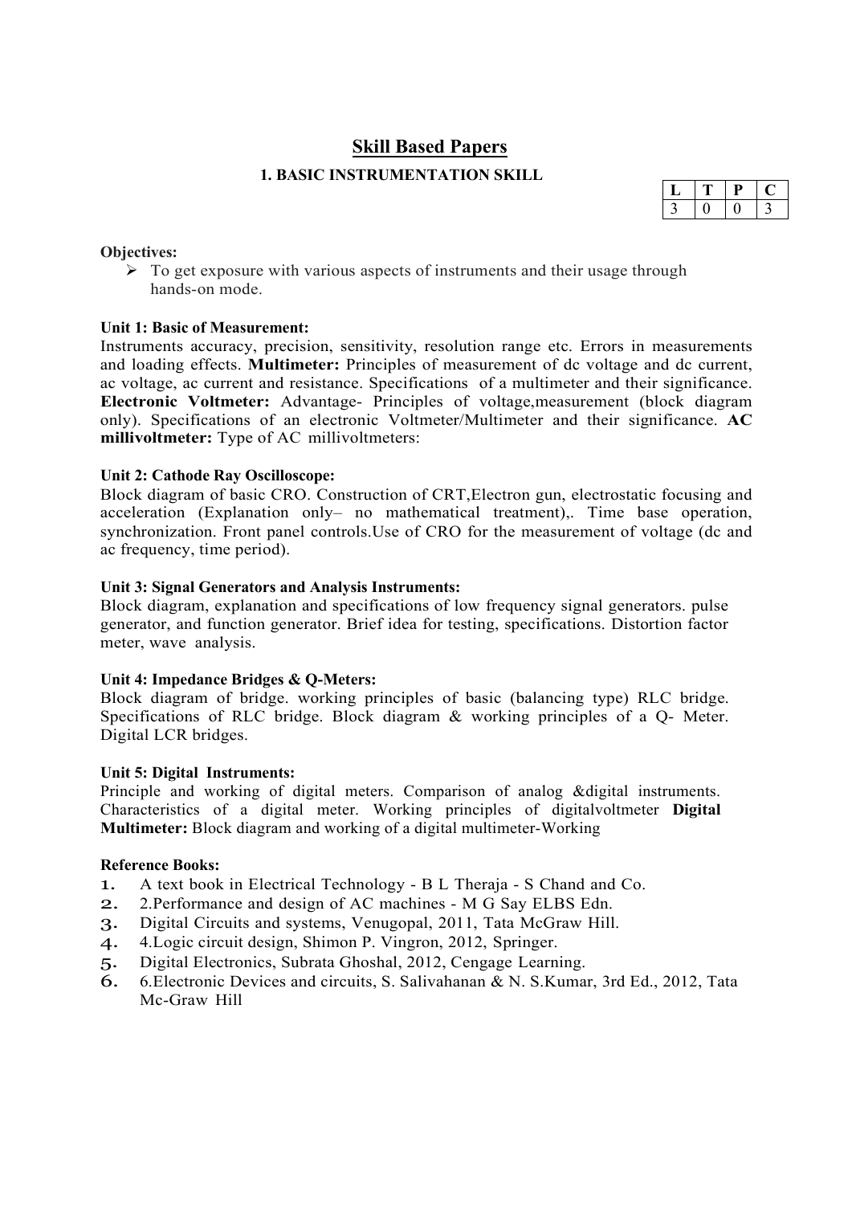## Skill Based Papers

### 1. BASIC INSTRUMENTATION SKILL

| L | T | P | C |
|---|---|---|---|
| 3 | 0 | 0 | 3 |

**Objectives:**

- To get exposure with various aspects of instruments and their usage through hands-on mode.

**Unit 1: Basic of Measurement:**

Instruments accuracy, precision, sensitivity, resolution range etc. Errors in measurements and loading effects. **Multimeter:** Principles of measurement of dc voltage and dc current, ac voltage, ac current and resistance. Specifications of a multimeter and their significance. **Electronic Voltmeter:** Advantage- Principles of voltage,measurement (block diagram only). Specifications of an electronic Voltmeter/Multimeter and their significance. **AC millivoltmeter:** Type of AC millivoltmeters:

**Unit 2: Cathode Ray Oscilloscope:**

Block diagram of basic CRO. Construction of CRT,Electron gun, electrostatic focusing and acceleration (Explanation only– no mathematical treatment),. Time base operation, synchronization. Front panel controls.Use of CRO for the measurement of voltage (dc and ac frequency, time period).

**Unit 3: Signal Generators and Analysis Instruments:**

Block diagram, explanation and specifications of low frequency signal generators. pulse generator, and function generator. Brief idea for testing, specifications. Distortion factor meter, wave analysis.

**Unit 4: Impedance Bridges & Q-Meters:**

Block diagram of bridge. working principles of basic (balancing type) RLC bridge. Specifications of RLC bridge. Block diagram & working principles of a Q- Meter. Digital LCR bridges.

**Unit 5: Digital Instruments:**

Principle and working of digital meters. Comparison of analog &digital instruments. Characteristics of a digital meter. Working principles of digitalvoltmeter **Digital Multimeter:** Block diagram and working of a digital multimeter-Working

**Reference Books:**

1. A text book in Electrical Technology - B L Theraja - S Chand and Co.
2. 2.Performance and design of AC machines - M G Say ELBS Edn.
3. Digital Circuits and systems, Venugopal, 2011, Tata McGraw Hill.
4. 4.Logic circuit design, Shimon P. Vingron, 2012, Springer.
5. Digital Electronics, Subrata Ghoshal, 2012, Cengage Learning.
6. 6.Electronic Devices and circuits, S. Salivahanan & N. S.Kumar, 3rd Ed., 2012, Tata Mc-Graw Hill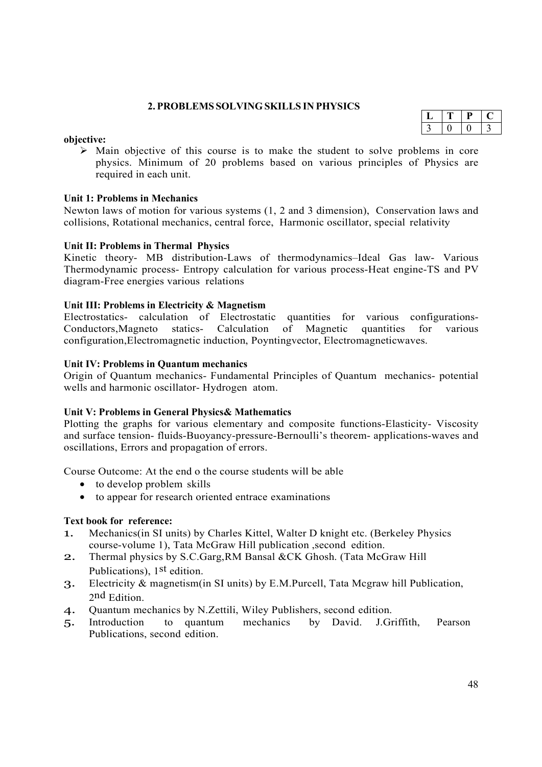## 2. PROBLEMS SOLVING SKILLS IN PHYSICS

| L | T | P | C |
|---|---|---|---|
| 3 | 0 | 0 | 3 |

**objective:**

- Main objective of this course is to make the student to solve problems in core physics. Minimum of 20 problems based on various principles of Physics are required in each unit.

**Unit 1: Problems in Mechanics**

Newton laws of motion for various systems (1, 2 and 3 dimension), Conservation laws and collisions, Rotational mechanics, central force, Harmonic oscillator, special relativity

**Unit II: Problems in Thermal Physics**

Kinetic theory- MB distribution-Laws of thermodynamics–Ideal Gas law- Various Thermodynamic process- Entropy calculation for various process-Heat engine-TS and PV diagram-Free energies various relations

**Unit III: Problems in Electricity & Magnetism**

Electrostatics- calculation of Electrostatic quantities for various configurations- Conductors,Magneto statics- Calculation of Magnetic quantities for various configuration,Electromagnetic induction, Poyntingvector, Electromagneticwaves.

**Unit IV: Problems in Quantum mechanics**

Origin of Quantum mechanics- Fundamental Principles of Quantum mechanics- potential wells and harmonic oscillator- Hydrogen atom.

**Unit V: Problems in General Physics& Mathematics**

Plotting the graphs for various elementary and composite functions-Elasticity- Viscosity and surface tension- fluids-Buoyancy-pressure-Bernoulli's theorem- applications-waves and oscillations, Errors and propagation of errors.

Course Outcome: At the end o the course students will be able

- to develop problem skills
- to appear for research oriented entrace examinations

**Text book for reference:**

1. Mechanics(in SI units) by Charles Kittel, Walter D knight etc. (Berkeley Physics course-volume 1), Tata McGraw Hill publication ,second edition.
2. Thermal physics by S.C.Garg,RM Bansal &CK Ghosh. (Tata McGraw Hill Publications), 1st edition.
3. Electricity & magnetism(in SI units) by E.M.Purcell, Tata Mcgraw hill Publication, 2nd Edition.
4. Quantum mechanics by N.Zettili, Wiley Publishers, second edition.
5. Introduction to quantum mechanics by David. J.Griffith, Pearson Publications, second edition.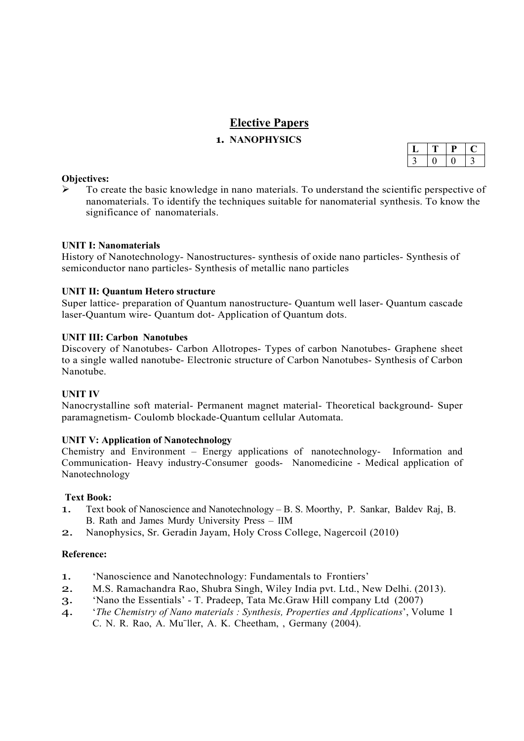## Elective Papers

### 1. NANOPHYSICS

| L | T | P | C |
|---|---|---|---|
| 3 | 0 | 0 | 3 |

**Objectives:**

- To create the basic knowledge in nano materials. To understand the scientific perspective of nanomaterials. To identify the techniques suitable for nanomaterial synthesis. To know the significance of nanomaterials.

**UNIT I: Nanomaterials**

History of Nanotechnology- Nanostructures- synthesis of oxide nano particles- Synthesis of semiconductor nano particles- Synthesis of metallic nano particles

**UNIT II: Quantum Hetero structure**

Super lattice- preparation of Quantum nanostructure- Quantum well laser- Quantum cascade laser-Quantum wire- Quantum dot- Application of Quantum dots.

**UNIT III: Carbon Nanotubes**

Discovery of Nanotubes- Carbon Allotropes- Types of carbon Nanotubes- Graphene sheet to a single walled nanotube- Electronic structure of Carbon Nanotubes- Synthesis of Carbon Nanotube.

**UNIT IV**

Nanocrystalline soft material- Permanent magnet material- Theoretical background- Super paramagnetism- Coulomb blockade-Quantum cellular Automata.

**UNIT V: Application of Nanotechnology**

Chemistry and Environment – Energy applications of nanotechnology- Information and Communication- Heavy industry-Consumer goods- Nanomedicine - Medical application of Nanotechnology

**Text Book:**

1. Text book of Nanoscience and Nanotechnology – B. S. Moorthy, P. Sankar, Baldev Raj, B. B. Rath and James Murdy University Press – IIM
2. Nanophysics, Sr. Geradin Jayam, Holy Cross College, Nagercoil (2010)

**Reference:**

1. 'Nanoscience and Nanotechnology: Fundamentals to Frontiers'
2. M.S. Ramachandra Rao, Shubra Singh, Wiley India pvt. Ltd., New Delhi. (2013).
3. 'Nano the Essentials' - T. Pradeep, Tata Mc.Graw Hill company Ltd (2007)
4. '*The Chemistry of Nano materials : Synthesis, Properties and Applications*', Volume 1 C. N. R. Rao, A. Mu¨ller, A. K. Cheetham, , Germany (2004).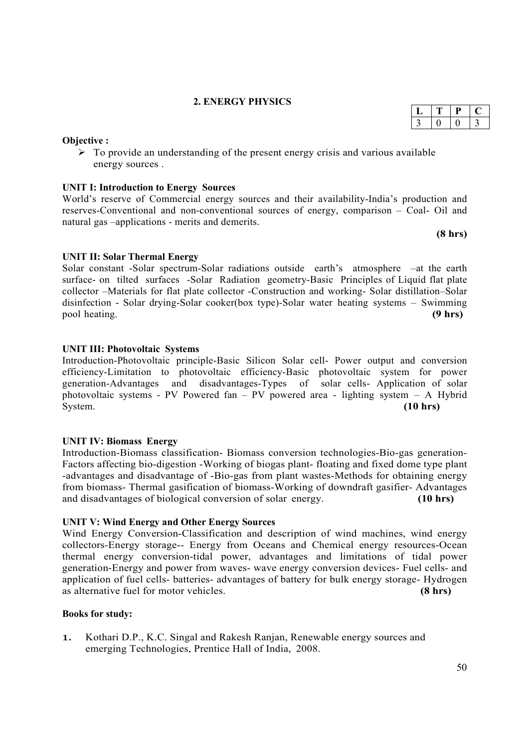## 2. ENERGY PHYSICS

| L | T | P | C |
|---|---|---|---|
| 3 | 0 | 0 | 3 |

**Objective :**

- To provide an understanding of the present energy crisis and various available energy sources .

**UNIT I: Introduction to Energy Sources**

World's reserve of Commercial energy sources and their availability-India's production and reserves-Conventional and non-conventional sources of energy, comparison – Coal- Oil and natural gas –applications - merits and demerits.

**(8 hrs)**

**UNIT II: Solar Thermal Energy**

Solar constant -Solar spectrum-Solar radiations outside earth's atmosphere –at the earth surface- on tilted surfaces -Solar Radiation geometry-Basic Principles of Liquid flat plate collector –Materials for flat plate collector -Construction and working- Solar distillation–Solar disinfection - Solar drying-Solar cooker(box type)-Solar water heating systems – Swimming pool heating. **(9 hrs)**

**UNIT III: Photovoltaic Systems**

Introduction-Photovoltaic principle-Basic Silicon Solar cell- Power output and conversion efficiency-Limitation to photovoltaic efficiency-Basic photovoltaic system for power generation-Advantages and disadvantages-Types of solar cells- Application of solar photovoltaic systems - PV Powered fan – PV powered area - lighting system – A Hybrid System. **(10 hrs)**

**UNIT IV: Biomass Energy**

Introduction-Biomass classification- Biomass conversion technologies-Bio-gas generation-Factors affecting bio-digestion -Working of biogas plant- floating and fixed dome type plant -advantages and disadvantage of -Bio-gas from plant wastes-Methods for obtaining energy from biomass- Thermal gasification of biomass-Working of downdraft gasifier- Advantages and disadvantages of biological conversion of solar energy. **(10 hrs)**

**UNIT V: Wind Energy and Other Energy Sources**

Wind Energy Conversion-Classification and description of wind machines, wind energy collectors-Energy storage-- Energy from Oceans and Chemical energy resources-Ocean thermal energy conversion-tidal power, advantages and limitations of tidal power generation-Energy and power from waves- wave energy conversion devices- Fuel cells- and application of fuel cells- batteries- advantages of battery for bulk energy storage- Hydrogen as alternative fuel for motor vehicles. **(8 hrs)**

**Books for study:**

1. Kothari D.P., K.C. Singal and Rakesh Ranjan, Renewable energy sources and emerging Technologies, Prentice Hall of India, 2008.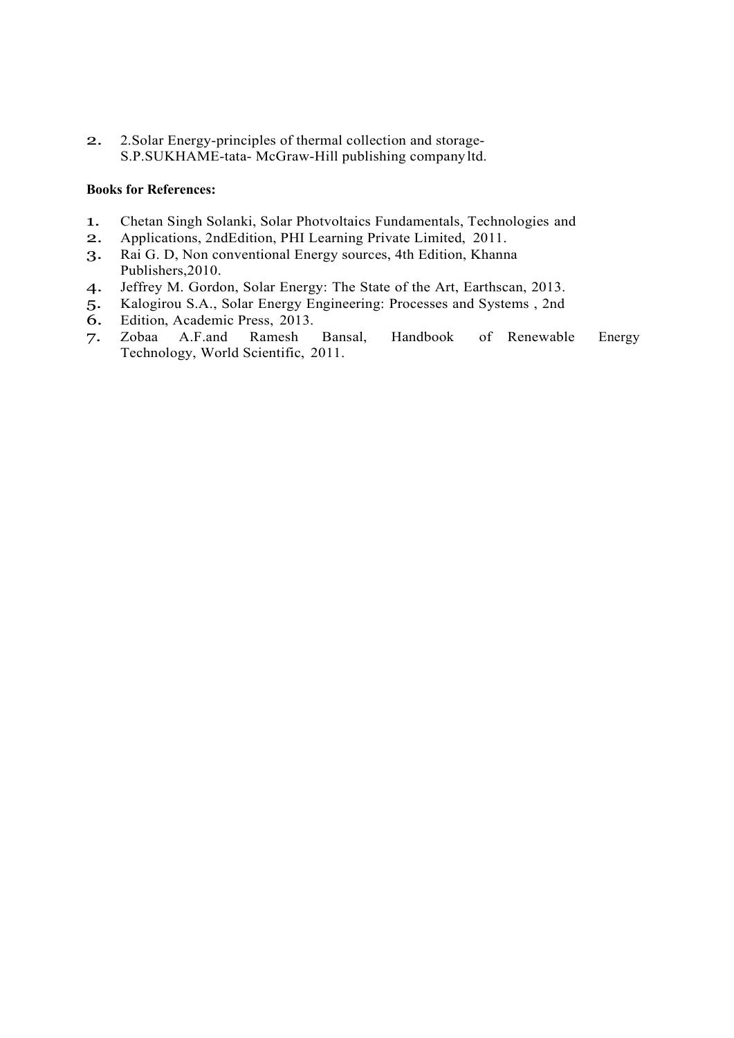2. 2.Solar Energy-principles of thermal collection and storage- S.P.SUKHAME-tata- McGraw-Hill publishing company ltd.

**Books for References:**

1. Chetan Singh Solanki, Solar Photvoltaics Fundamentals, Technologies and
2. Applications, 2ndEdition, PHI Learning Private Limited, 2011.
3. Rai G. D, Non conventional Energy sources, 4th Edition, Khanna Publishers,2010.
4. Jeffrey M. Gordon, Solar Energy: The State of the Art, Earthscan, 2013.
5. Kalogirou S.A., Solar Energy Engineering: Processes and Systems , 2nd
6. Edition, Academic Press, 2013.
7. Zobaa A.F.and Ramesh Bansal, Handbook of Renewable Energy Technology, World Scientific, 2011.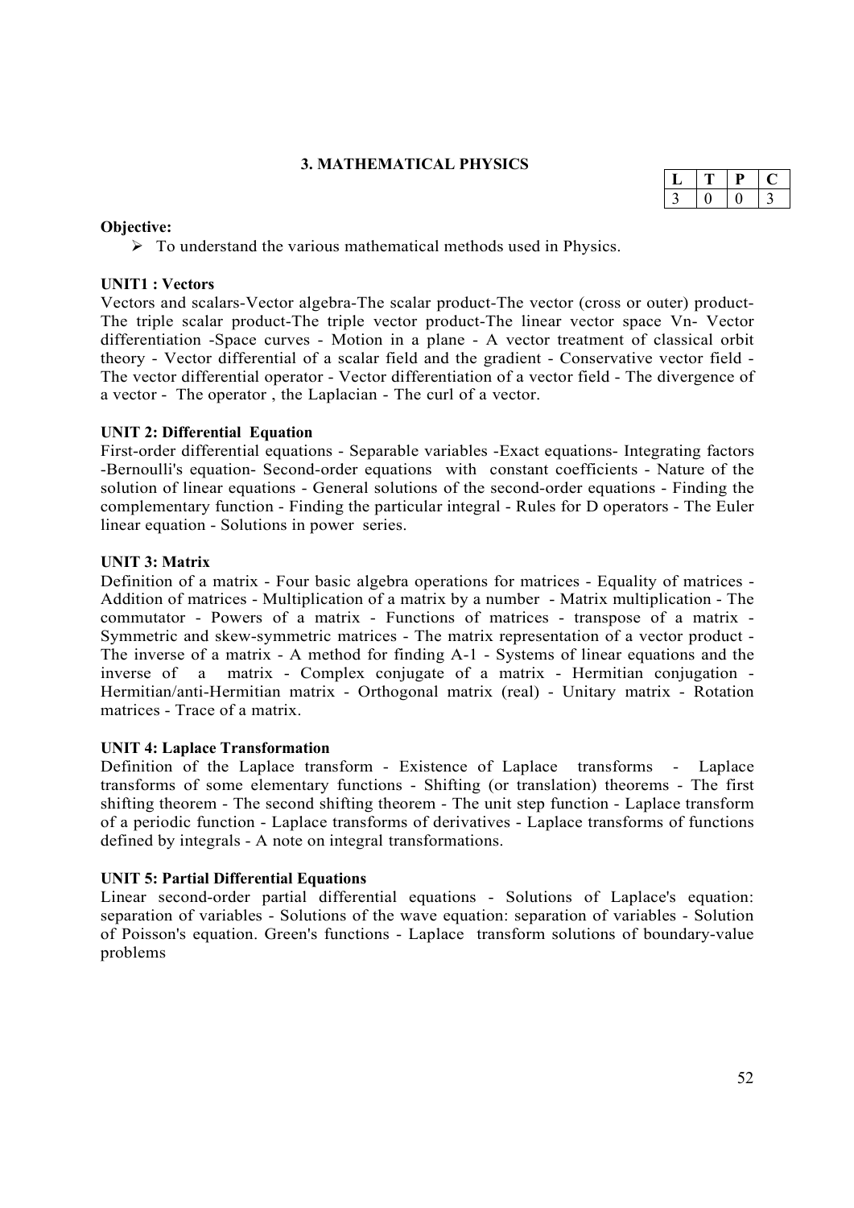### 3. MATHEMATICAL PHYSICS

| L | T | P | C |
|---|---|---|---|
| 3 | 0 | 0 | 3 |

**Objective:**

- To understand the various mathematical methods used in Physics.

**UNIT1 : Vectors**

Vectors and scalars-Vector algebra-The scalar product-The vector (cross or outer) product-The triple scalar product-The triple vector product-The linear vector space Vn- Vector differentiation -Space curves - Motion in a plane - A vector treatment of classical orbit theory - Vector differential of a scalar field and the gradient - Conservative vector field - The vector differential operator - Vector differentiation of a vector field - The divergence of a vector - The operator , the Laplacian - The curl of a vector.

**UNIT 2: Differential Equation**

First-order differential equations - Separable variables -Exact equations- Integrating factors -Bernoulli's equation- Second-order equations with constant coefficients - Nature of the solution of linear equations - General solutions of the second-order equations - Finding the complementary function - Finding the particular integral - Rules for D operators - The Euler linear equation - Solutions in power series.

**UNIT 3: Matrix**

Definition of a matrix - Four basic algebra operations for matrices - Equality of matrices - Addition of matrices - Multiplication of a matrix by a number - Matrix multiplication - The commutator - Powers of a matrix - Functions of matrices - transpose of a matrix - Symmetric and skew-symmetric matrices - The matrix representation of a vector product - The inverse of a matrix - A method for finding A-1 - Systems of linear equations and the inverse of a matrix - Complex conjugate of a matrix - Hermitian conjugation - Hermitian/anti-Hermitian matrix - Orthogonal matrix (real) - Unitary matrix - Rotation matrices - Trace of a matrix.

**UNIT 4: Laplace Transformation**

Definition of the Laplace transform - Existence of Laplace transforms - Laplace transforms of some elementary functions - Shifting (or translation) theorems - The first shifting theorem - The second shifting theorem - The unit step function - Laplace transform of a periodic function - Laplace transforms of derivatives - Laplace transforms of functions defined by integrals - A note on integral transformations.

**UNIT 5: Partial Differential Equations**

Linear second-order partial differential equations - Solutions of Laplace's equation: separation of variables - Solutions of the wave equation: separation of variables - Solution of Poisson's equation. Green's functions - Laplace transform solutions of boundary-value problems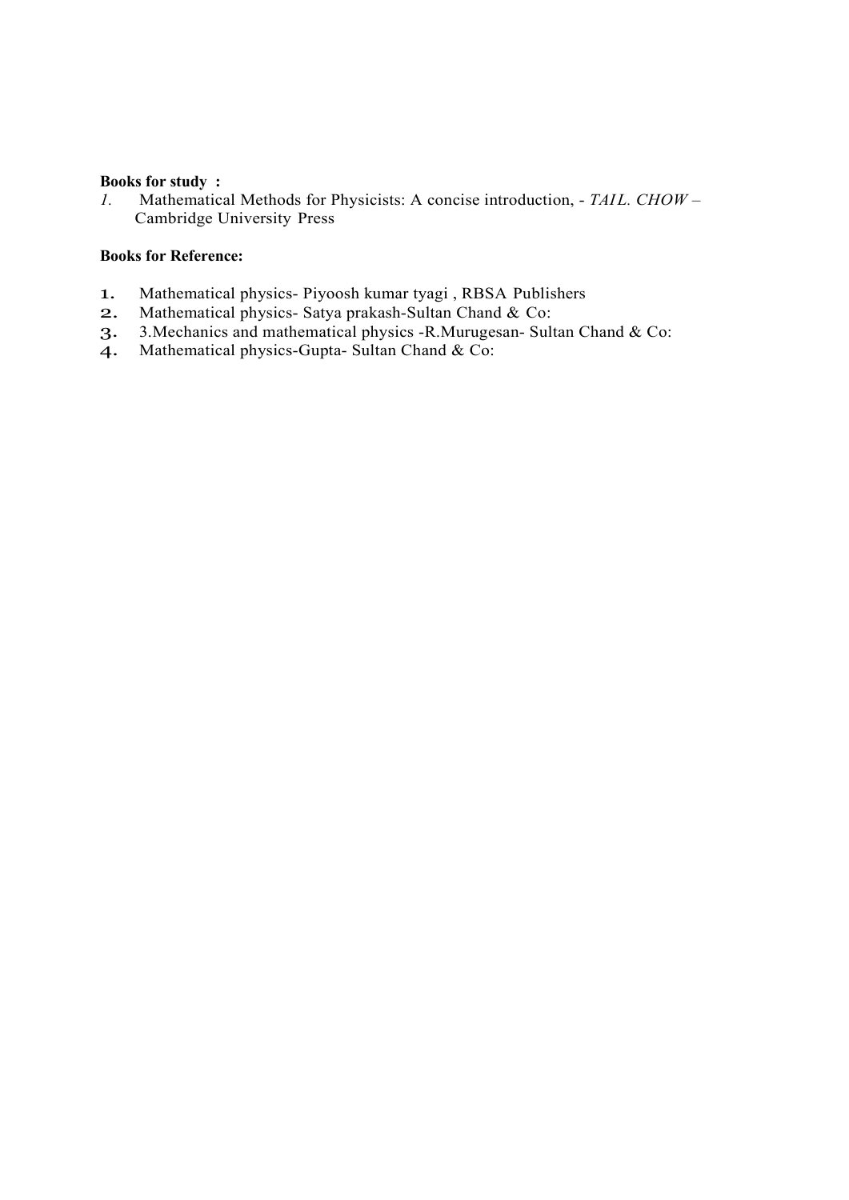**Books for study :**

1. Mathematical Methods for Physicists: A concise introduction, - *TAIL. CHOW* – Cambridge University Press

**Books for Reference:**

1. Mathematical physics- Piyoosh kumar tyagi , RBSA Publishers
2. Mathematical physics- Satya prakash-Sultan Chand & Co:
3. 3.Mechanics and mathematical physics -R.Murugesan- Sultan Chand & Co:
4. Mathematical physics-Gupta- Sultan Chand & Co: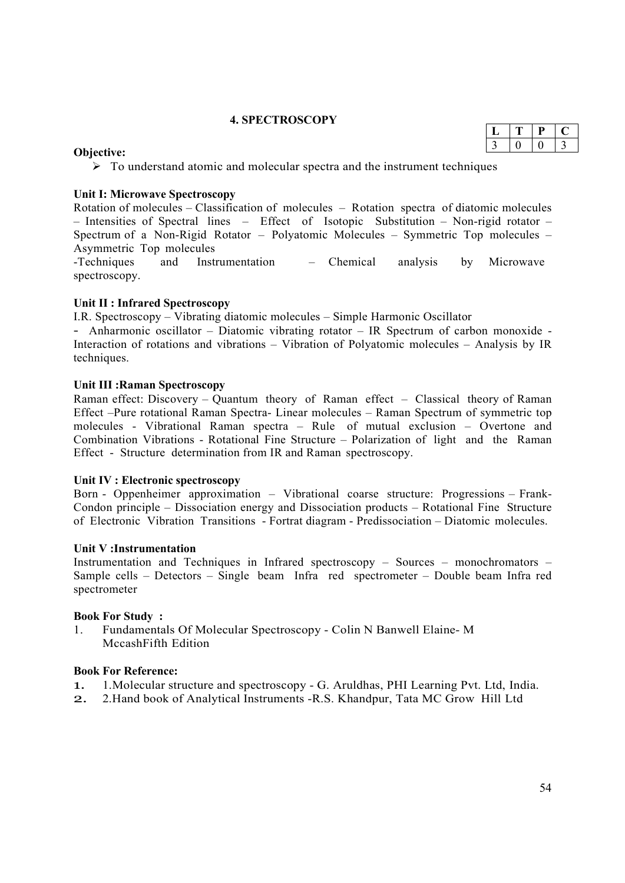## 4. SPECTROSCOPY

| L | T | P | C |
|---|---|---|---|
| 3 | 0 | 0 | 3 |

**Objective:**

- To understand atomic and molecular spectra and the instrument techniques

**Unit I: Microwave Spectroscopy**

Rotation of molecules – Classification of molecules – Rotation spectra of diatomic molecules – Intensities of Spectral lines – Effect of Isotopic Substitution – Non-rigid rotator – Spectrum of a Non-Rigid Rotator – Polyatomic Molecules – Symmetric Top molecules – Asymmetric Top molecules -Techniques and Instrumentation – Chemical analysis by Microwave spectroscopy.

**Unit II : Infrared Spectroscopy**

I.R. Spectroscopy – Vibrating diatomic molecules – Simple Harmonic Oscillator - Anharmonic oscillator – Diatomic vibrating rotator – IR Spectrum of carbon monoxide - Interaction of rotations and vibrations – Vibration of Polyatomic molecules – Analysis by IR techniques.

**Unit III :Raman Spectroscopy**

Raman effect: Discovery – Quantum theory of Raman effect – Classical theory of Raman Effect –Pure rotational Raman Spectra- Linear molecules – Raman Spectrum of symmetric top molecules - Vibrational Raman spectra – Rule of mutual exclusion – Overtone and Combination Vibrations - Rotational Fine Structure – Polarization of light and the Raman Effect - Structure determination from IR and Raman spectroscopy.

**Unit IV : Electronic spectroscopy**

Born - Oppenheimer approximation – Vibrational coarse structure: Progressions – Frank-Condon principle – Dissociation energy and Dissociation products – Rotational Fine Structure of Electronic Vibration Transitions - Fortrat diagram - Predissociation – Diatomic molecules.

**Unit V :Instrumentation**

Instrumentation and Techniques in Infrared spectroscopy – Sources – monochromators – Sample cells – Detectors – Single beam Infra red spectrometer – Double beam Infra red spectrometer

**Book For Study :**

1. Fundamentals Of Molecular Spectroscopy - Colin N Banwell Elaine- M MccashFifth Edition

**Book For Reference:**

1. 1.Molecular structure and spectroscopy - G. Aruldhas, PHI Learning Pvt. Ltd, India.
2. 2.Hand book of Analytical Instruments -R.S. Khandpur, Tata MC Grow Hill Ltd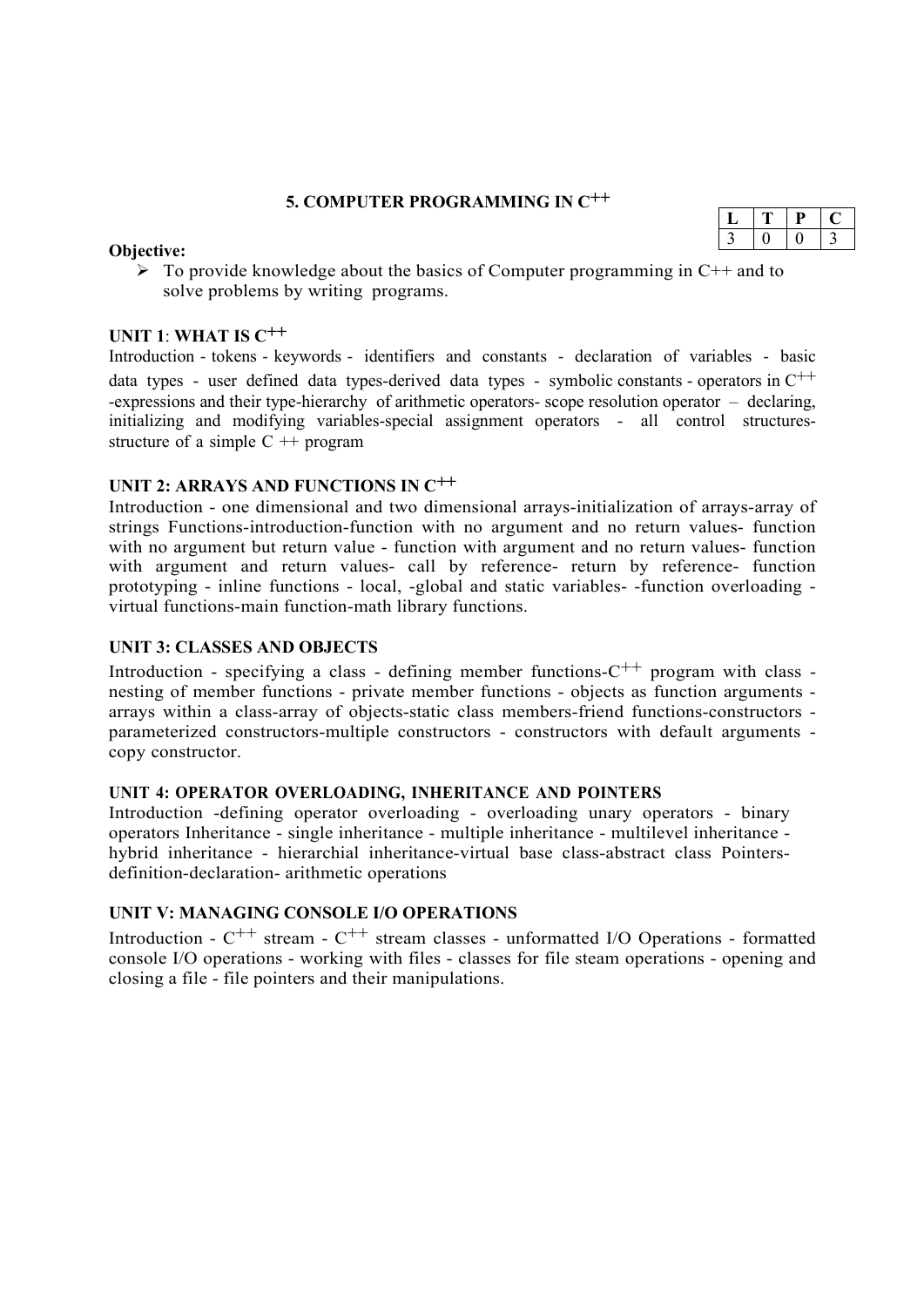## 5. COMPUTER PROGRAMMING IN $C^{++}$

| L | T | P | C |
|---|---|---|---|
| 3 | 0 | 0 | 3 |

**Objective:**

- To provide knowledge about the basics of Computer programming in C++ and to solve problems by writing programs.

### UNIT 1: WHAT IS $C^{++}$

Introduction - tokens - keywords - identifiers and constants - declaration of variables - basic data types - user defined data types-derived data types - symbolic constants - operators in $C^{++}$ -expressions and their type-hierarchy of arithmetic operators- scope resolution operator – declaring, initializing and modifying variables-special assignment operators - all control structures-structure of a simple C ++ program

### UNIT 2: ARRAYS AND FUNCTIONS IN $C^{++}$

Introduction - one dimensional and two dimensional arrays-initialization of arrays-array of strings Functions-introduction-function with no argument and no return values- function with no argument but return value - function with argument and no return values- function with argument and return values- call by reference- return by reference- function prototyping - inline functions - local, -global and static variables- -function overloading - virtual functions-main function-math library functions.

### UNIT 3: CLASSES AND OBJECTS

Introduction - specifying a class - defining member functions-$C^{++}$ program with class - nesting of member functions - private member functions - objects as function arguments - arrays within a class-array of objects-static class members-friend functions-constructors - parameterized constructors-multiple constructors - constructors with default arguments - copy constructor.

### UNIT 4: OPERATOR OVERLOADING, INHERITANCE AND POINTERS

Introduction -defining operator overloading - overloading unary operators - binary operators Inheritance - single inheritance - multiple inheritance - multilevel inheritance - hybrid inheritance - hierarchial inheritance-virtual base class-abstract class Pointers-definition-declaration- arithmetic operations

### UNIT V: MANAGING CONSOLE I/O OPERATIONS

Introduction - $C^{++}$ stream - $C^{++}$ stream classes - unformatted I/O Operations - formatted console I/O operations - working with files - classes for file steam operations - opening and closing a file - file pointers and their manipulations.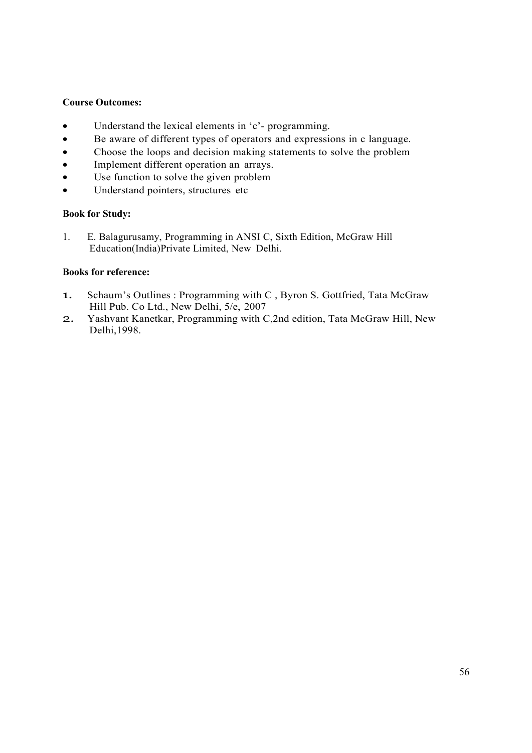**Course Outcomes:**

- Understand the lexical elements in 'c'- programming.
- Be aware of different types of operators and expressions in c language.
- Choose the loops and decision making statements to solve the problem
- Implement different operation an arrays.
- Use function to solve the given problem
- Understand pointers, structures etc

**Book for Study:**

1. E. Balagurusamy, Programming in ANSI C, Sixth Edition, McGraw Hill Education(India)Private Limited, New Delhi.

**Books for reference:**

1. Schaum's Outlines : Programming with C , Byron S. Gottfried, Tata McGraw Hill Pub. Co Ltd., New Delhi, 5/e, 2007
2. Yashvant Kanetkar, Programming with C,2nd edition, Tata McGraw Hill, New Delhi,1998.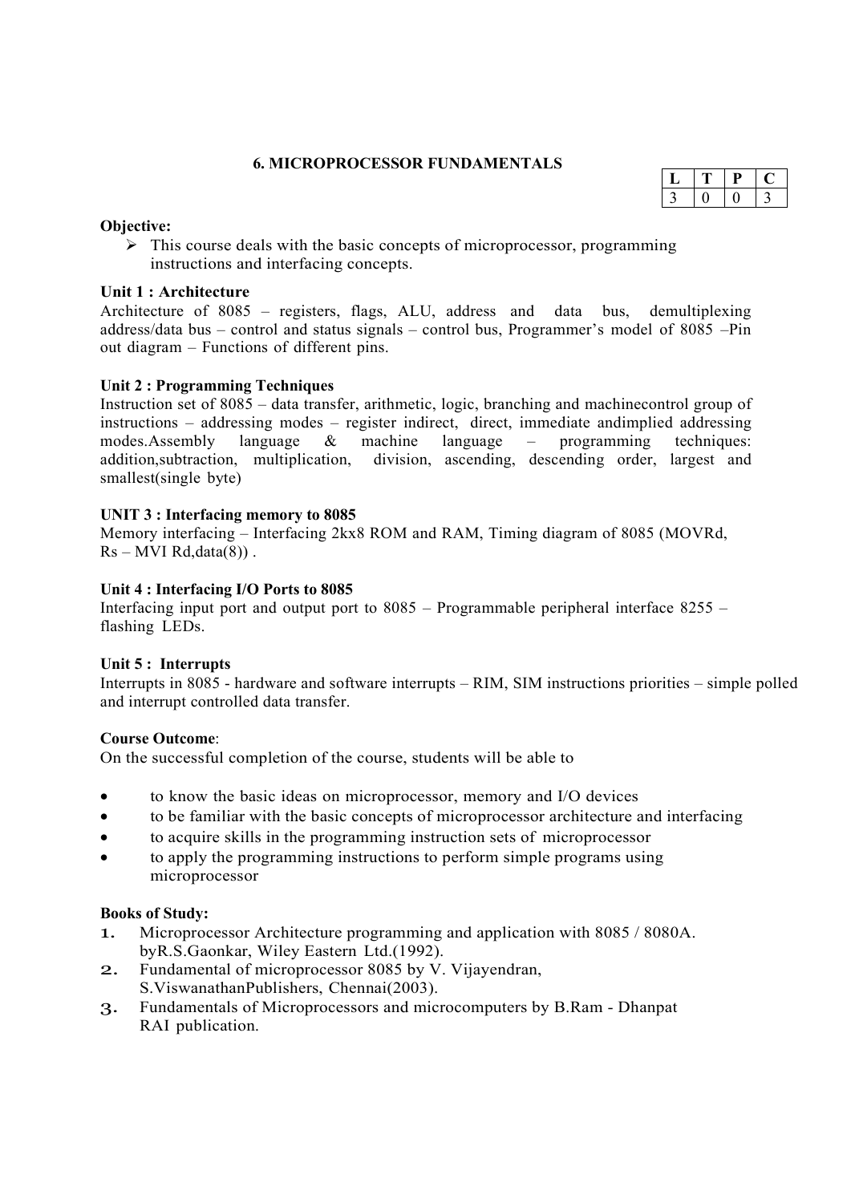## 6. MICROPROCESSOR FUNDAMENTALS

| L | T | P | C |
|---|---|---|---|
| 3 | 0 | 0 | 3 |

**Objective:**

- This course deals with the basic concepts of microprocessor, programming instructions and interfacing concepts.

**Unit 1 : Architecture**

Architecture of 8085 – registers, flags, ALU, address and data bus, demultiplexing address/data bus – control and status signals – control bus, Programmer's model of 8085 –Pin out diagram – Functions of different pins.

**Unit 2 : Programming Techniques**

Instruction set of 8085 – data transfer, arithmetic, logic, branching and machinecontrol group of instructions – addressing modes – register indirect, direct, immediate andimplied addressing modes.Assembly language & machine language – programming techniques: addition,subtraction, multiplication, division, ascending, descending order, largest and smallest(single byte)

**UNIT 3 : Interfacing memory to 8085**

Memory interfacing – Interfacing 2kx8 ROM and RAM, Timing diagram of 8085 (MOVRd, Rs – MVI Rd,data(8)) .

**Unit 4 : Interfacing I/O Ports to 8085**

Interfacing input port and output port to 8085 – Programmable peripheral interface 8255 – flashing LEDs.

**Unit 5 : Interrupts**

Interrupts in 8085 - hardware and software interrupts – RIM, SIM instructions priorities – simple polled and interrupt controlled data transfer.

**Course Outcome**:

On the successful completion of the course, students will be able to

- to know the basic ideas on microprocessor, memory and I/O devices
- to be familiar with the basic concepts of microprocessor architecture and interfacing
- to acquire skills in the programming instruction sets of microprocessor
- to apply the programming instructions to perform simple programs using microprocessor

**Books of Study:**

1. Microprocessor Architecture programming and application with 8085 / 8080A. byR.S.Gaonkar, Wiley Eastern Ltd.(1992).
2. Fundamental of microprocessor 8085 by V. Vijayendran, S.ViswanathanPublishers, Chennai(2003).
3. Fundamentals of Microprocessors and microcomputers by B.Ram - Dhanpat RAI publication.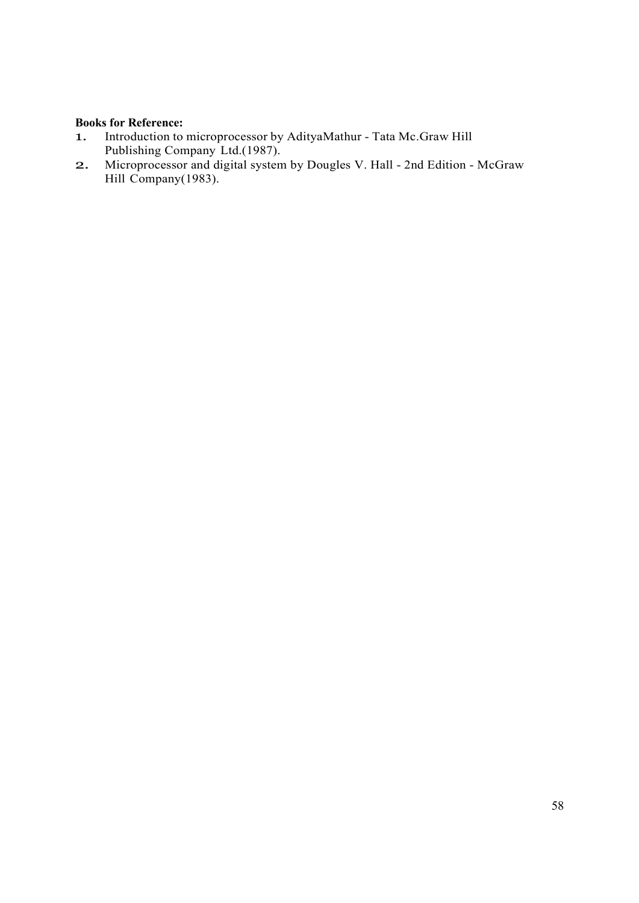**Books for Reference:**

1. Introduction to microprocessor by AdityaMathur - Tata Mc.Graw Hill Publishing Company Ltd.(1987).
2. Microprocessor and digital system by Dougles V. Hall - 2nd Edition - McGraw Hill Company(1983).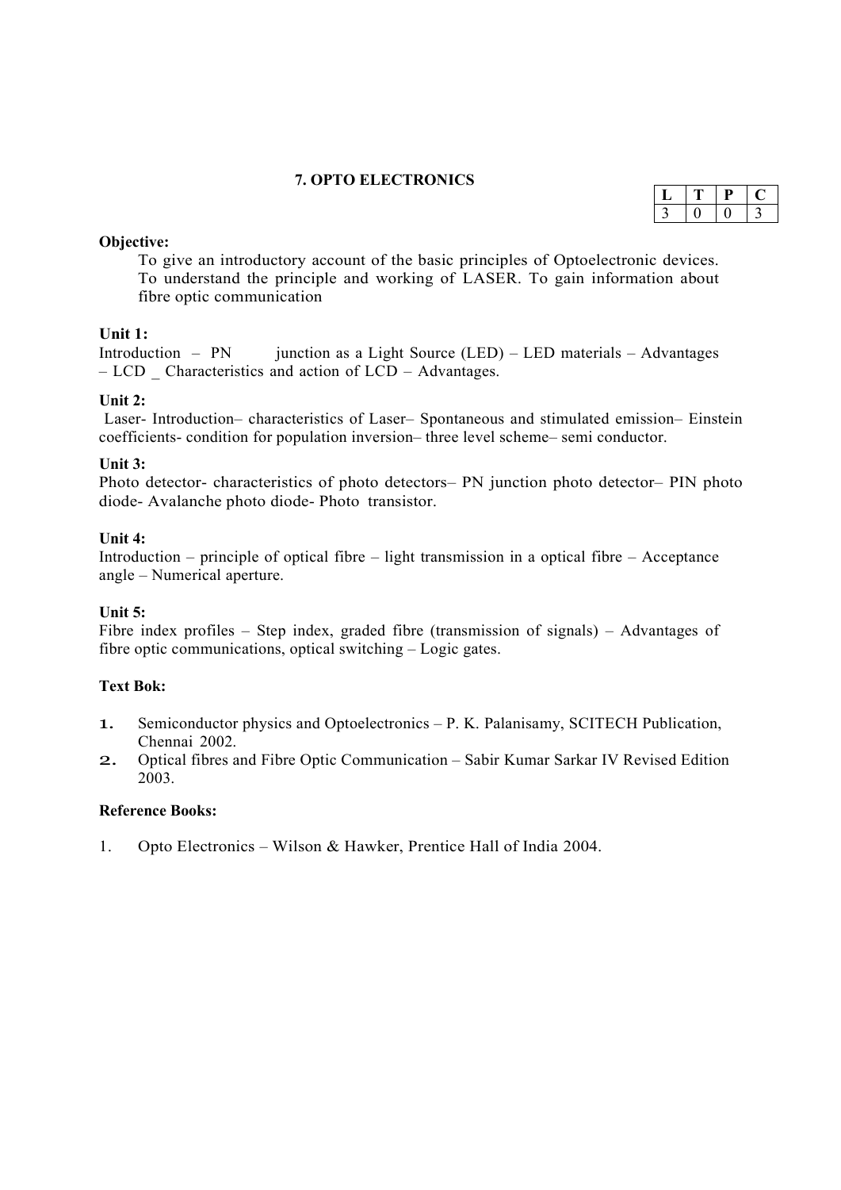## 7. OPTO ELECTRONICS

| L | T | P | C |
|---|---|---|---|
| 3 | 0 | 0 | 3 |

**Objective:**

To give an introductory account of the basic principles of Optoelectronic devices. To understand the principle and working of LASER. To gain information about fibre optic communication

**Unit 1:**

Introduction – PN junction as a Light Source (LED) – LED materials – Advantages – LCD _ Characteristics and action of LCD – Advantages.

**Unit 2:**

Laser- Introduction– characteristics of Laser– Spontaneous and stimulated emission– Einstein coefficients- condition for population inversion– three level scheme– semi conductor.

**Unit 3:**

Photo detector- characteristics of photo detectors– PN junction photo detector– PIN photo diode- Avalanche photo diode- Photo transistor.

**Unit 4:**

Introduction – principle of optical fibre – light transmission in a optical fibre – Acceptance angle – Numerical aperture.

**Unit 5:**

Fibre index profiles – Step index, graded fibre (transmission of signals) – Advantages of fibre optic communications, optical switching – Logic gates.

**Text Bok:**

1. Semiconductor physics and Optoelectronics – P. K. Palanisamy, SCITECH Publication, Chennai 2002.
2. Optical fibres and Fibre Optic Communication – Sabir Kumar Sarkar IV Revised Edition 2003.

**Reference Books:**

1. Opto Electronics – Wilson & Hawker, Prentice Hall of India 2004.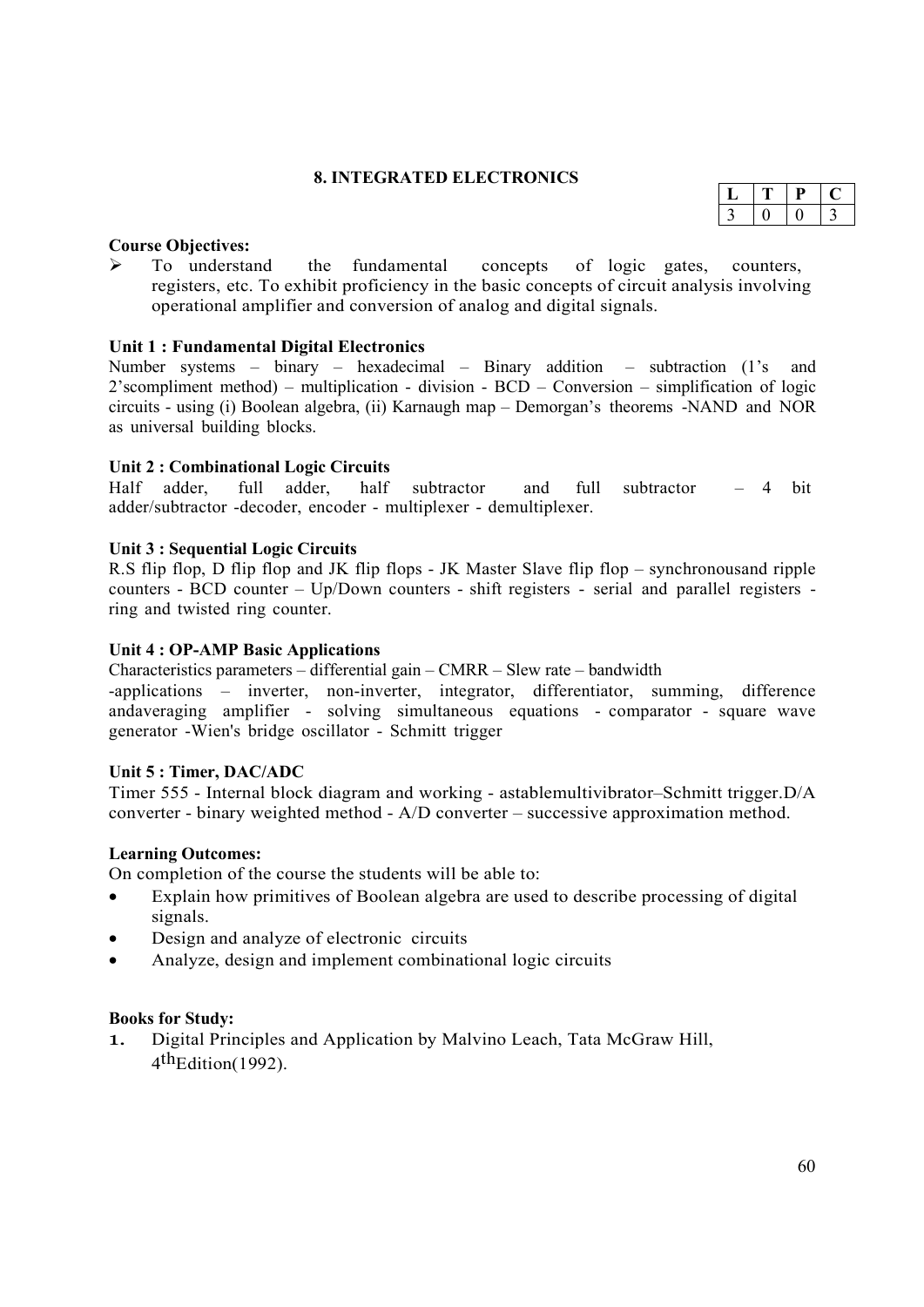## 8. INTEGRATED ELECTRONICS

| L | T | P | C |
|---|---|---|---|
| 3 | 0 | 0 | 3 |

**Course Objectives:**

- To understand the fundamental concepts of logic gates, counters, registers, etc. To exhibit proficiency in the basic concepts of circuit analysis involving operational amplifier and conversion of analog and digital signals.

**Unit 1 : Fundamental Digital Electronics**

Number systems – binary – hexadecimal – Binary addition – subtraction (1's and 2'scompliment method) – multiplication - division - BCD – Conversion – simplification of logic circuits - using (i) Boolean algebra, (ii) Karnaugh map – Demorgan's theorems -NAND and NOR as universal building blocks.

**Unit 2 : Combinational Logic Circuits**

Half adder, full adder, half subtractor and full subtractor – 4 bit adder/subtractor -decoder, encoder - multiplexer - demultiplexer.

**Unit 3 : Sequential Logic Circuits**

R.S flip flop, D flip flop and JK flip flops - JK Master Slave flip flop – synchronousand ripple counters - BCD counter – Up/Down counters - shift registers - serial and parallel registers - ring and twisted ring counter.

**Unit 4 : OP-AMP Basic Applications**

Characteristics parameters – differential gain – CMRR – Slew rate – bandwidth -applications – inverter, non-inverter, integrator, differentiator, summing, difference andaveraging amplifier - solving simultaneous equations - comparator - square wave generator -Wien's bridge oscillator - Schmitt trigger

**Unit 5 : Timer, DAC/ADC**

Timer 555 - Internal block diagram and working - astablemultivibrator–Schmitt trigger.D/A converter - binary weighted method - A/D converter – successive approximation method.

**Learning Outcomes:**

On completion of the course the students will be able to:

- Explain how primitives of Boolean algebra are used to describe processing of digital signals.
- Design and analyze of electronic circuits
- Analyze, design and implement combinational logic circuits

**Books for Study:**

1. Digital Principles and Application by Malvino Leach, Tata McGraw Hill, 4th Edition(1992).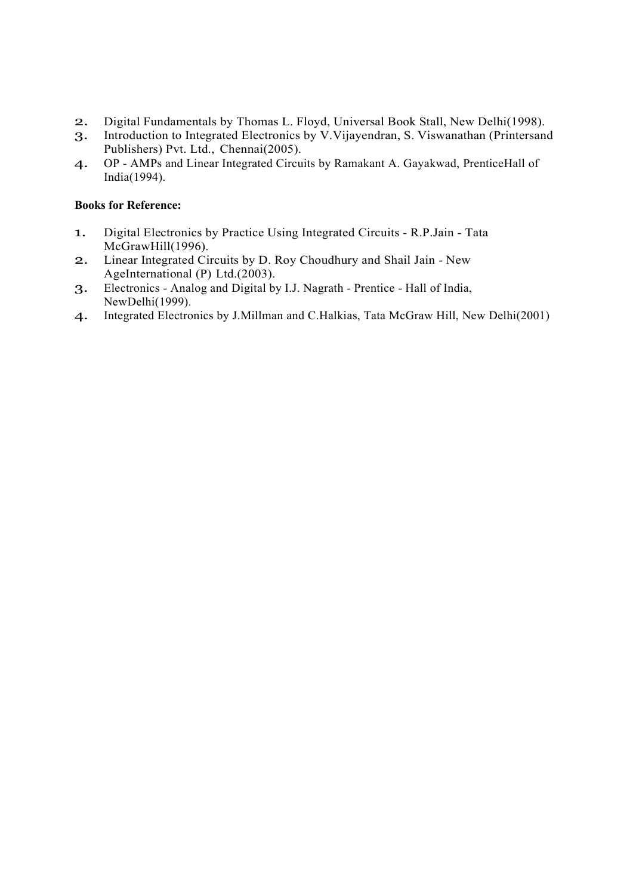2. Digital Fundamentals by Thomas L. Floyd, Universal Book Stall, New Delhi(1998).
3. Introduction to Integrated Electronics by V.Vijayendran, S. Viswanathan (Printersand Publishers) Pvt. Ltd., Chennai(2005).
4. OP - AMPs and Linear Integrated Circuits by Ramakant A. Gayakwad, PrenticeHall of India(1994).

**Books for Reference:**

1. Digital Electronics by Practice Using Integrated Circuits - R.P.Jain - Tata McGrawHill(1996).
2. Linear Integrated Circuits by D. Roy Choudhury and Shail Jain - New AgeInternational (P) Ltd.(2003).
3. Electronics - Analog and Digital by I.J. Nagrath - Prentice - Hall of India, NewDelhi(1999).
4. Integrated Electronics by J.Millman and C.Halkias, Tata McGraw Hill, New Delhi(2001)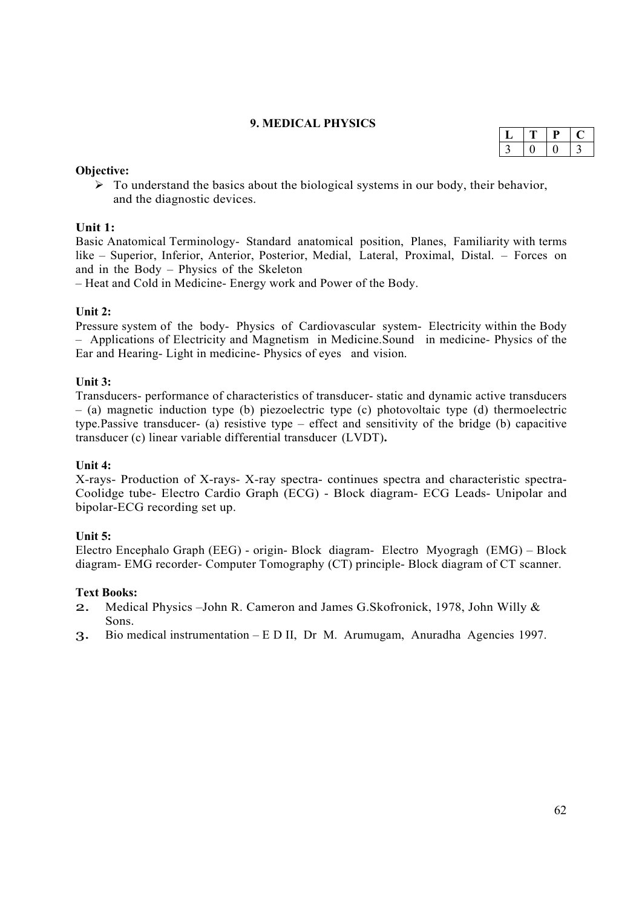## 9. MEDICAL PHYSICS

| L | T | P | C |
|---|---|---|---|
| 3 | 0 | 0 | 3 |

**Objective:**

- To understand the basics about the biological systems in our body, their behavior, and the diagnostic devices.

**Unit 1:**

Basic Anatomical Terminology- Standard anatomical position, Planes, Familiarity with terms like – Superior, Inferior, Anterior, Posterior, Medial, Lateral, Proximal, Distal. – Forces on and in the Body – Physics of the Skeleton
– Heat and Cold in Medicine- Energy work and Power of the Body.

**Unit 2:**

Pressure system of the body- Physics of Cardiovascular system- Electricity within the Body – Applications of Electricity and Magnetism in Medicine.Sound in medicine- Physics of the Ear and Hearing- Light in medicine- Physics of eyes and vision.

**Unit 3:**

Transducers- performance of characteristics of transducer- static and dynamic active transducers – (a) magnetic induction type (b) piezoelectric type (c) photovoltaic type (d) thermoelectric type.Passive transducer- (a) resistive type – effect and sensitivity of the bridge (b) capacitive transducer (c) linear variable differential transducer (LVDT)**.**

**Unit 4:**

X-rays- Production of X-rays- X-ray spectra- continues spectra and characteristic spectra- Coolidge tube- Electro Cardio Graph (ECG) - Block diagram- ECG Leads- Unipolar and bipolar-ECG recording set up.

**Unit 5:**

Electro Encephalo Graph (EEG) - origin- Block diagram- Electro Myogragh (EMG) – Block diagram- EMG recorder- Computer Tomography (CT) principle- Block diagram of CT scanner.

**Text Books:**

2. Medical Physics –John R. Cameron and James G.Skofronick, 1978, John Willy & Sons.
3. Bio medical instrumentation – E D II, Dr M. Arumugam, Anuradha Agencies 1997.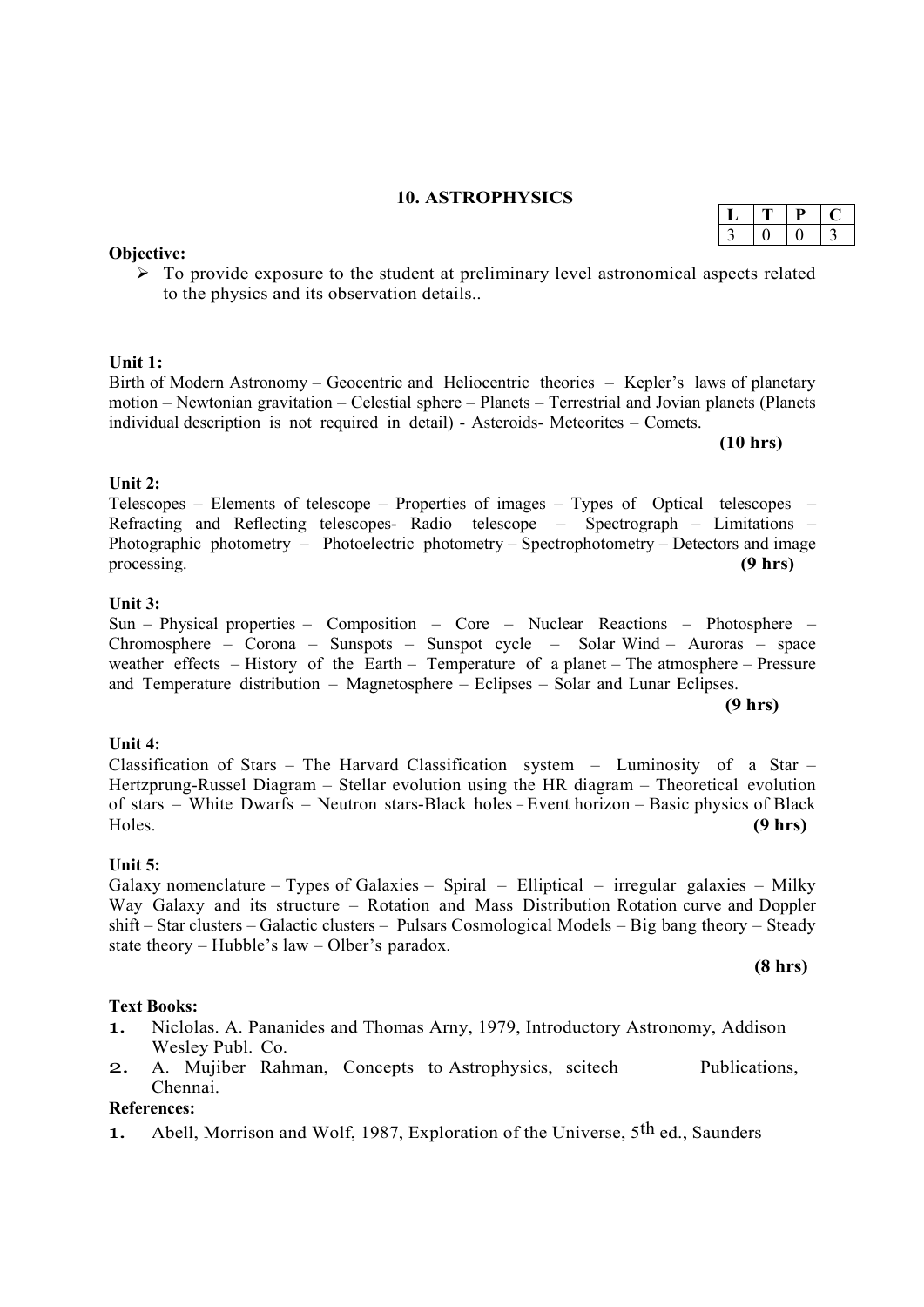# 10. ASTROPHYSICS

| L | T | P | C |
|---|---|---|---|
| 3 | 0 | 0 | 3 |

**Objective:**

- To provide exposure to the student at preliminary level astronomical aspects related to the physics and its observation details..

**Unit 1:**

Birth of Modern Astronomy – Geocentric and Heliocentric theories – Kepler's laws of planetary motion – Newtonian gravitation – Celestial sphere – Planets – Terrestrial and Jovian planets (Planets individual description is not required in detail) - Asteroids- Meteorites – Comets.

**(10 hrs)**

**Unit 2:**

Telescopes – Elements of telescope – Properties of images – Types of Optical telescopes – Refracting and Reflecting telescopes- Radio telescope – Spectrograph – Limitations – Photographic photometry – Photoelectric photometry – Spectrophotometry – Detectors and image processing. **(9 hrs)**

**Unit 3:**

Sun – Physical properties – Composition – Core – Nuclear Reactions – Photosphere – Chromosphere – Corona – Sunspots – Sunspot cycle – Solar Wind – Auroras – space weather effects – History of the Earth – Temperature of a planet – The atmosphere – Pressure and Temperature distribution – Magnetosphere – Eclipses – Solar and Lunar Eclipses.

**(9 hrs)**

**Unit 4:**

Classification of Stars – The Harvard Classification system – Luminosity of a Star – Hertzprung-Russel Diagram – Stellar evolution using the HR diagram – Theoretical evolution of stars – White Dwarfs – Neutron stars-Black holes – Event horizon – Basic physics of Black Holes. **(9 hrs)**

**Unit 5:**

Galaxy nomenclature – Types of Galaxies – Spiral – Elliptical – irregular galaxies – Milky Way Galaxy and its structure – Rotation and Mass Distribution Rotation curve and Doppler shift – Star clusters – Galactic clusters – Pulsars Cosmological Models – Big bang theory – Steady state theory – Hubble's law – Olber's paradox.

**(8 hrs)**

**Text Books:**

1. Niclolas. A. Pananides and Thomas Arny, 1979, Introductory Astronomy, Addison Wesley Publ. Co.
2. A. Mujiber Rahman, Concepts to Astrophysics, scitech Publications, Chennai.

**References:**

1. Abell, Morrison and Wolf, 1987, Exploration of the Universe, 5th ed., Saunders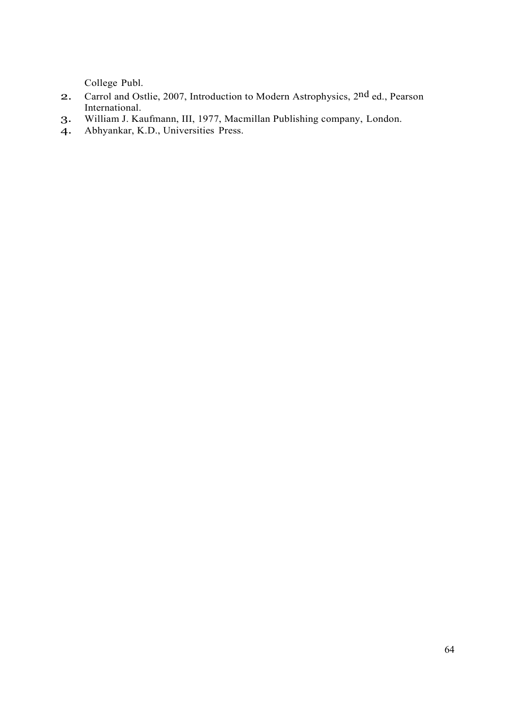College Publ.

2. Carrol and Ostlie, 2007, Introduction to Modern Astrophysics, 2nd ed., Pearson International.
3. William J. Kaufmann, III, 1977, Macmillan Publishing company, London.
4. Abhyankar, K.D., Universities Press.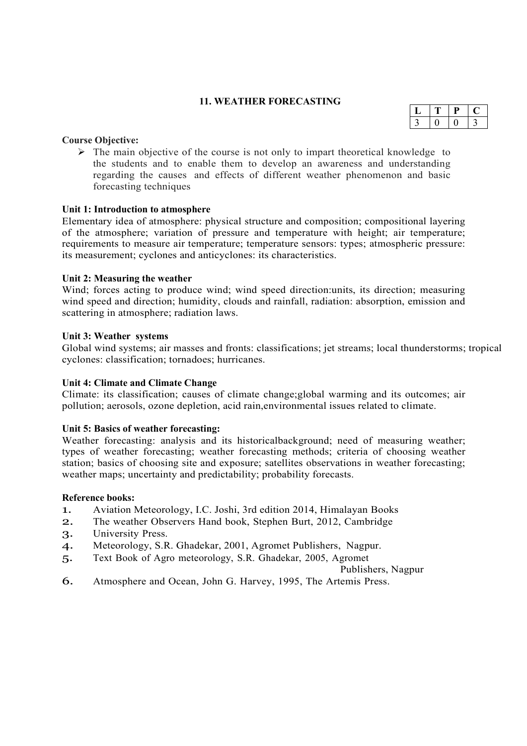## 11. WEATHER FORECASTING

| L | T | P | C |
|---|---|---|---|
| 3 | 0 | 0 | 3 |

**Course Objective:**

- The main objective of the course is not only to impart theoretical knowledge to the students and to enable them to develop an awareness and understanding regarding the causes and effects of different weather phenomenon and basic forecasting techniques

**Unit 1: Introduction to atmosphere**

Elementary idea of atmosphere: physical structure and composition; compositional layering of the atmosphere; variation of pressure and temperature with height; air temperature; requirements to measure air temperature; temperature sensors: types; atmospheric pressure: its measurement; cyclones and anticyclones: its characteristics.

**Unit 2: Measuring the weather**

Wind; forces acting to produce wind; wind speed direction:units, its direction; measuring wind speed and direction; humidity, clouds and rainfall, radiation: absorption, emission and scattering in atmosphere; radiation laws.

**Unit 3: Weather systems**

Global wind systems; air masses and fronts: classifications; jet streams; local thunderstorms; tropical cyclones: classification; tornadoes; hurricanes.

**Unit 4: Climate and Climate Change**

Climate: its classification; causes of climate change;global warming and its outcomes; air pollution; aerosols, ozone depletion, acid rain,environmental issues related to climate.

**Unit 5: Basics of weather forecasting:**

Weather forecasting: analysis and its historicalbackground; need of measuring weather; types of weather forecasting; weather forecasting methods; criteria of choosing weather station; basics of choosing site and exposure; satellites observations in weather forecasting; weather maps; uncertainty and predictability; probability forecasts.

**Reference books:**

1. Aviation Meteorology, I.C. Joshi, 3rd edition 2014, Himalayan Books
2. The weather Observers Hand book, Stephen Burt, 2012, Cambridge
3. University Press.
4. Meteorology, S.R. Ghadekar, 2001, Agromet Publishers, Nagpur.
5. Text Book of Agro meteorology, S.R. Ghadekar, 2005, Agromet Publishers, Nagpur
6. Atmosphere and Ocean, John G. Harvey, 1995, The Artemis Press.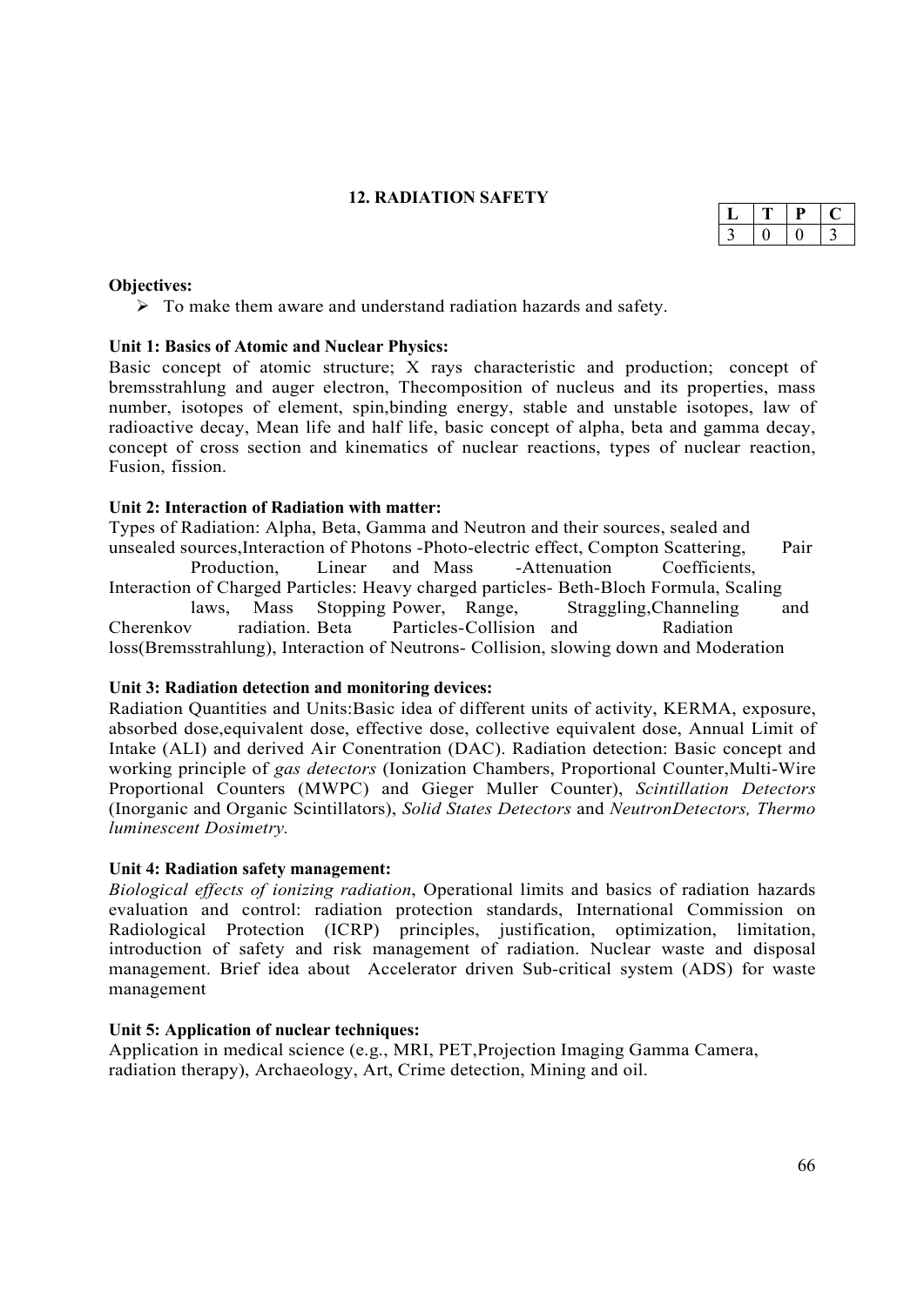## 12. RADIATION SAFETY

| L | T | P | C |
|---|---|---|---|
| 3 | 0 | 0 | 3 |

**Objectives:**

- To make them aware and understand radiation hazards and safety.

**Unit 1: Basics of Atomic and Nuclear Physics:**

Basic concept of atomic structure; X rays characteristic and production; concept of bremsstrahlung and auger electron, Thecomposition of nucleus and its properties, mass number, isotopes of element, spin,binding energy, stable and unstable isotopes, law of radioactive decay, Mean life and half life, basic concept of alpha, beta and gamma decay, concept of cross section and kinematics of nuclear reactions, types of nuclear reaction, Fusion, fission.

**Unit 2: Interaction of Radiation with matter:**

Types of Radiation: Alpha, Beta, Gamma and Neutron and their sources, sealed and unsealed sources,Interaction of Photons -Photo-electric effect, Compton Scattering, Pair Production, Linear and Mass -Attenuation Coefficients, Interaction of Charged Particles: Heavy charged particles- Beth-Bloch Formula, Scaling laws, Mass Stopping Power, Range, Straggling,Channeling and Cherenkov radiation. Beta Particles-Collision and Radiation loss(Bremsstrahlung), Interaction of Neutrons- Collision, slowing down and Moderation

**Unit 3: Radiation detection and monitoring devices:**

Radiation Quantities and Units:Basic idea of different units of activity, KERMA, exposure, absorbed dose,equivalent dose, effective dose, collective equivalent dose, Annual Limit of Intake (ALI) and derived Air Conentration (DAC). Radiation detection: Basic concept and working principle of *gas detectors* (Ionization Chambers, Proportional Counter,Multi-Wire Proportional Counters (MWPC) and Gieger Muller Counter), *Scintillation Detectors* (Inorganic and Organic Scintillators), *Solid States Detectors* and *NeutronDetectors, Thermo luminescent Dosimetry.*

**Unit 4: Radiation safety management:**

*Biological effects of ionizing radiation*, Operational limits and basics of radiation hazards evaluation and control: radiation protection standards, International Commission on Radiological Protection (ICRP) principles, justification, optimization, limitation, introduction of safety and risk management of radiation. Nuclear waste and disposal management. Brief idea about Accelerator driven Sub-critical system (ADS) for waste management

**Unit 5: Application of nuclear techniques:**

Application in medical science (e.g., MRI, PET,Projection Imaging Gamma Camera, radiation therapy), Archaeology, Art, Crime detection, Mining and oil.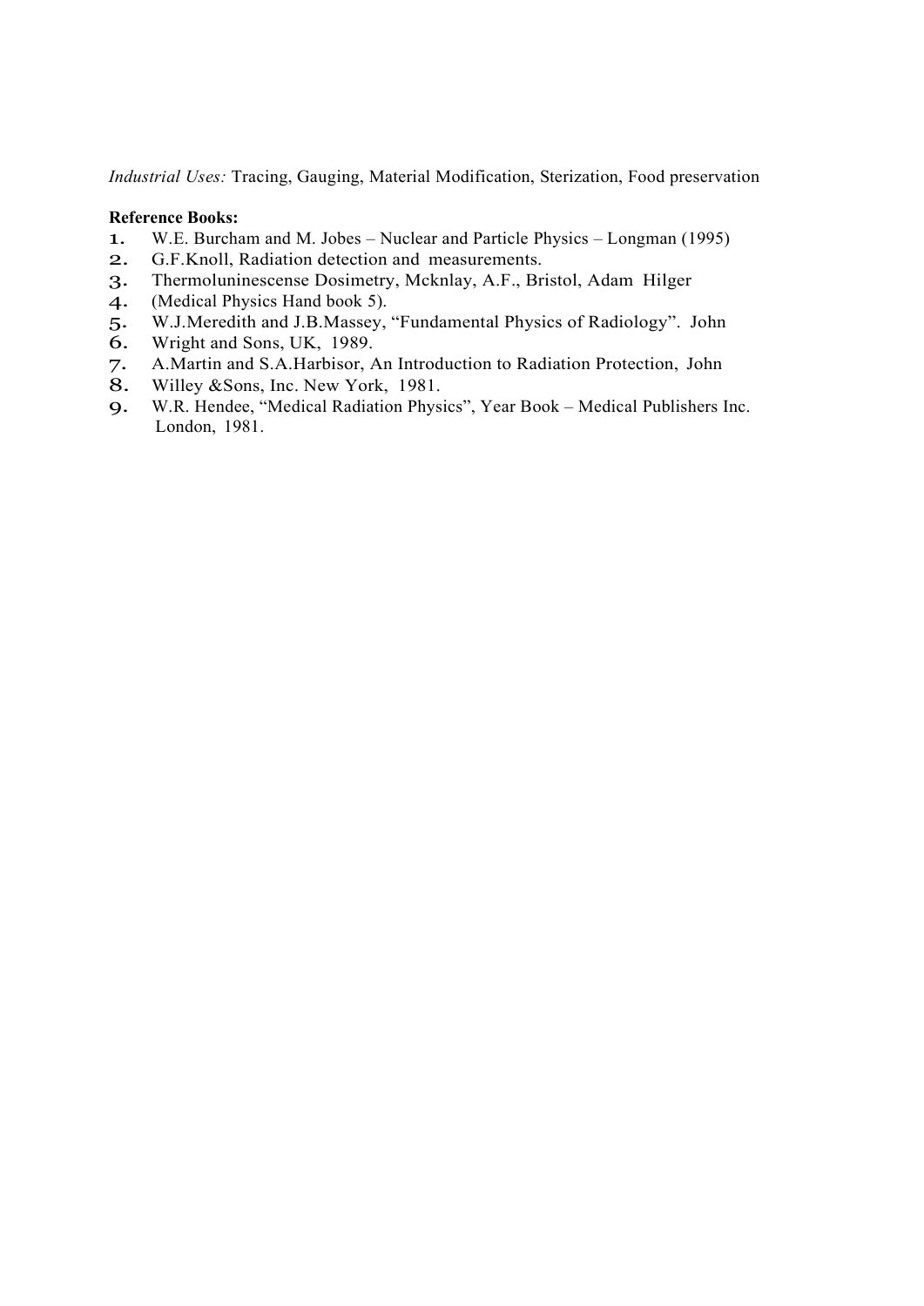*Industrial Uses:* Tracing, Gauging, Material Modification, Sterization, Food preservation

**Reference Books:**

1. W.E. Burcham and M. Jobes – Nuclear and Particle Physics – Longman (1995)
2. G.F.Knoll, Radiation detection and measurements.
3. Thermoluninescense Dosimetry, Mcknlay, A.F., Bristol, Adam Hilger
4. (Medical Physics Hand book 5).
5. W.J.Meredith and J.B.Massey, "Fundamental Physics of Radiology". John
6. Wright and Sons, UK, 1989.
7. A.Martin and S.A.Harbisor, An Introduction to Radiation Protection, John
8. Willey &Sons, Inc. New York, 1981.
9. W.R. Hendee, "Medical Radiation Physics", Year Book – Medical Publishers Inc. London, 1981.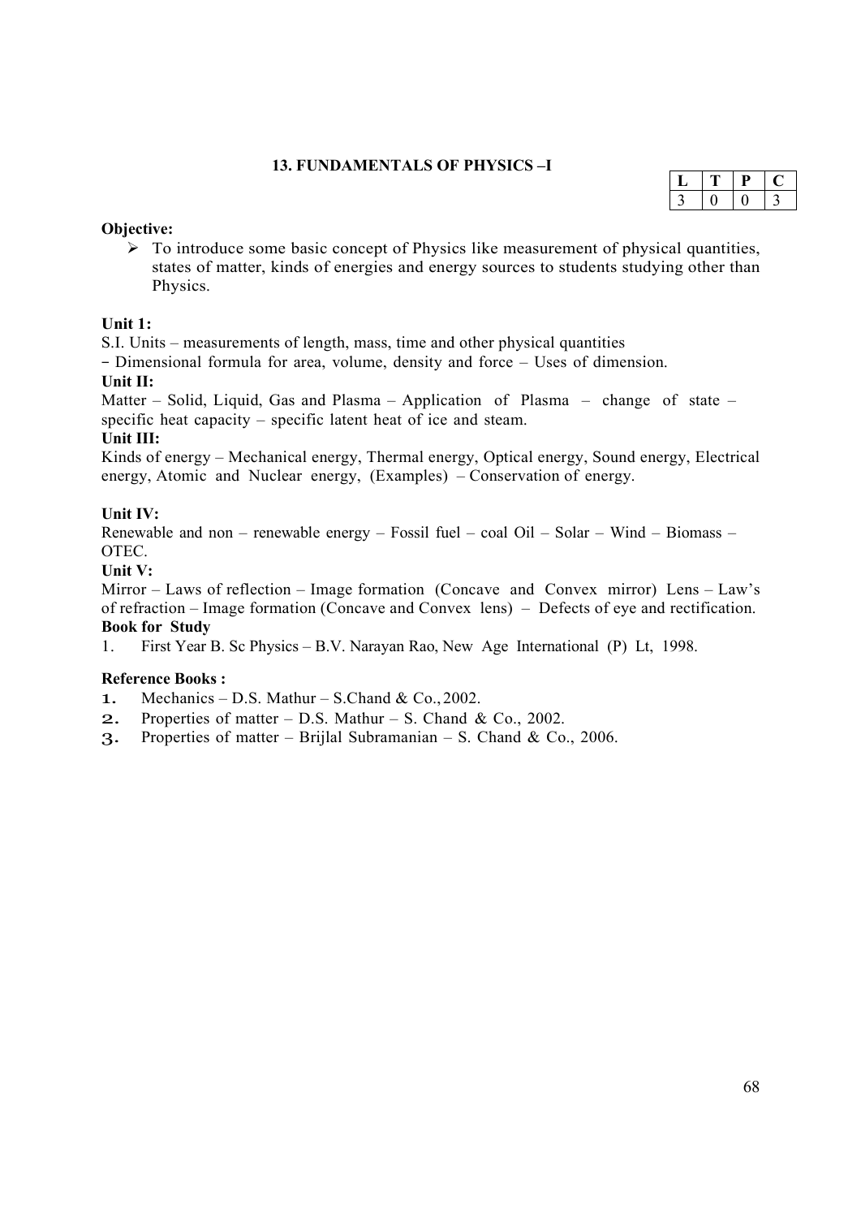## 13. FUNDAMENTALS OF PHYSICS –I

| L | T | P | C |
|---|---|---|---|
| 3 | 0 | 0 | 3 |

**Objective:**

- To introduce some basic concept of Physics like measurement of physical quantities, states of matter, kinds of energies and energy sources to students studying other than Physics.

**Unit 1:**

S.I. Units – measurements of length, mass, time and other physical quantities – Dimensional formula for area, volume, density and force – Uses of dimension.

**Unit II:**

Matter – Solid, Liquid, Gas and Plasma – Application of Plasma – change of state – specific heat capacity – specific latent heat of ice and steam.

**Unit III:**

Kinds of energy – Mechanical energy, Thermal energy, Optical energy, Sound energy, Electrical energy, Atomic and Nuclear energy, (Examples) – Conservation of energy.

**Unit IV:**

Renewable and non – renewable energy – Fossil fuel – coal Oil – Solar – Wind – Biomass – OTEC.

**Unit V:**

Mirror – Laws of reflection – Image formation (Concave and Convex mirror) Lens – Law's of refraction – Image formation (Concave and Convex lens) – Defects of eye and rectification.

**Book for Study**

1. First Year B. Sc Physics – B.V. Narayan Rao, New Age International (P) Lt, 1998.

**Reference Books :**

1. Mechanics – D.S. Mathur – S.Chand & Co., 2002.
2. Properties of matter – D.S. Mathur – S. Chand & Co., 2002.
3. Properties of matter – Brijlal Subramanian – S. Chand & Co., 2006.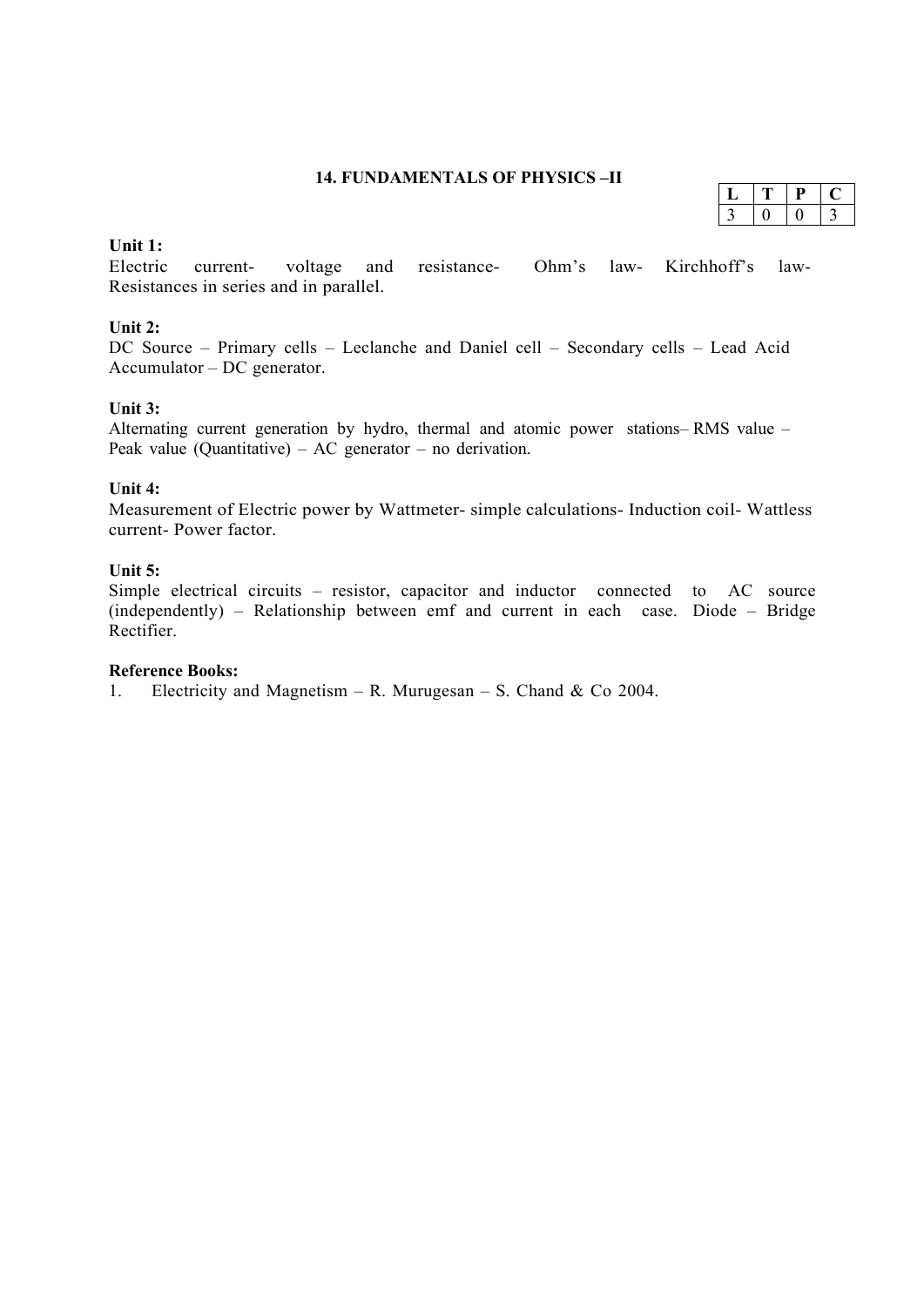### 14. FUNDAMENTALS OF PHYSICS –II

| L | T | P | C |
|---|---|---|---|
| 3 | 0 | 0 | 3 |

**Unit 1:**
Electric current- voltage and resistance- Ohm's law- Kirchhoff's law- Resistances in series and in parallel.

**Unit 2:**
DC Source – Primary cells – Leclanche and Daniel cell – Secondary cells – Lead Acid Accumulator – DC generator.

**Unit 3:**
Alternating current generation by hydro, thermal and atomic power stations– RMS value – Peak value (Quantitative) – AC generator – no derivation.

**Unit 4:**
Measurement of Electric power by Wattmeter- simple calculations- Induction coil- Wattless current- Power factor.

**Unit 5:**
Simple electrical circuits – resistor, capacitor and inductor connected to AC source (independently) – Relationship between emf and current in each case. Diode – Bridge Rectifier.

**Reference Books:**

1. Electricity and Magnetism – R. Murugesan – S. Chand & Co 2004.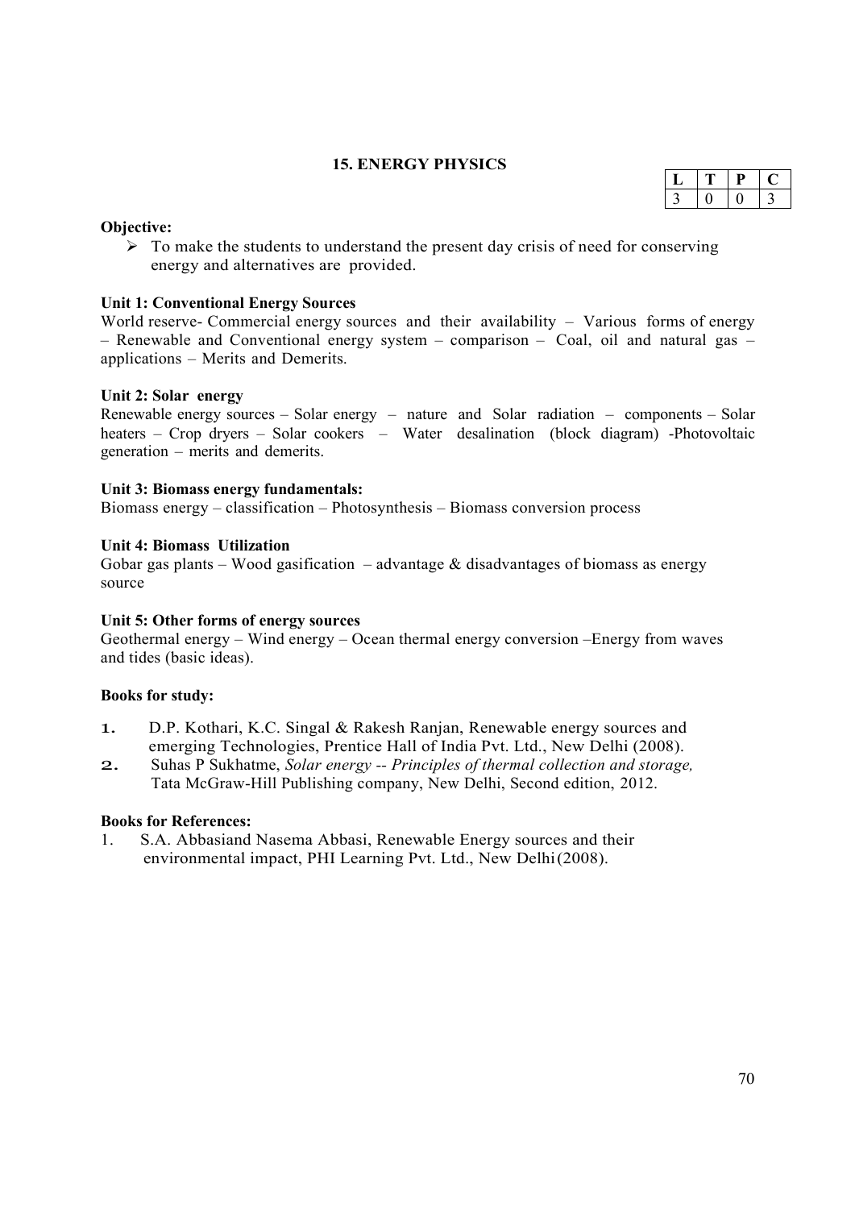## 15. ENERGY PHYSICS

| L | T | P | C |
|---|---|---|---|
| 3 | 0 | 0 | 3 |

**Objective:**

- To make the students to understand the present day crisis of need for conserving energy and alternatives are provided.

**Unit 1: Conventional Energy Sources**

World reserve- Commercial energy sources and their availability – Various forms of energy – Renewable and Conventional energy system – comparison – Coal, oil and natural gas – applications – Merits and Demerits.

**Unit 2: Solar energy**

Renewable energy sources – Solar energy – nature and Solar radiation – components – Solar heaters – Crop dryers – Solar cookers – Water desalination (block diagram) -Photovoltaic generation – merits and demerits.

**Unit 3: Biomass energy fundamentals:**

Biomass energy – classification – Photosynthesis – Biomass conversion process

**Unit 4: Biomass Utilization**

Gobar gas plants – Wood gasification – advantage & disadvantages of biomass as energy source

**Unit 5: Other forms of energy sources**

Geothermal energy – Wind energy – Ocean thermal energy conversion –Energy from waves and tides (basic ideas).

**Books for study:**

1. D.P. Kothari, K.C. Singal & Rakesh Ranjan, Renewable energy sources and emerging Technologies, Prentice Hall of India Pvt. Ltd., New Delhi (2008).
2. Suhas P Sukhatme, *Solar energy -- Principles of thermal collection and storage,* Tata McGraw-Hill Publishing company, New Delhi, Second edition, 2012.

**Books for References:**

1. S.A. Abbasiand Nasema Abbasi, Renewable Energy sources and their environmental impact, PHI Learning Pvt. Ltd., New Delhi(2008).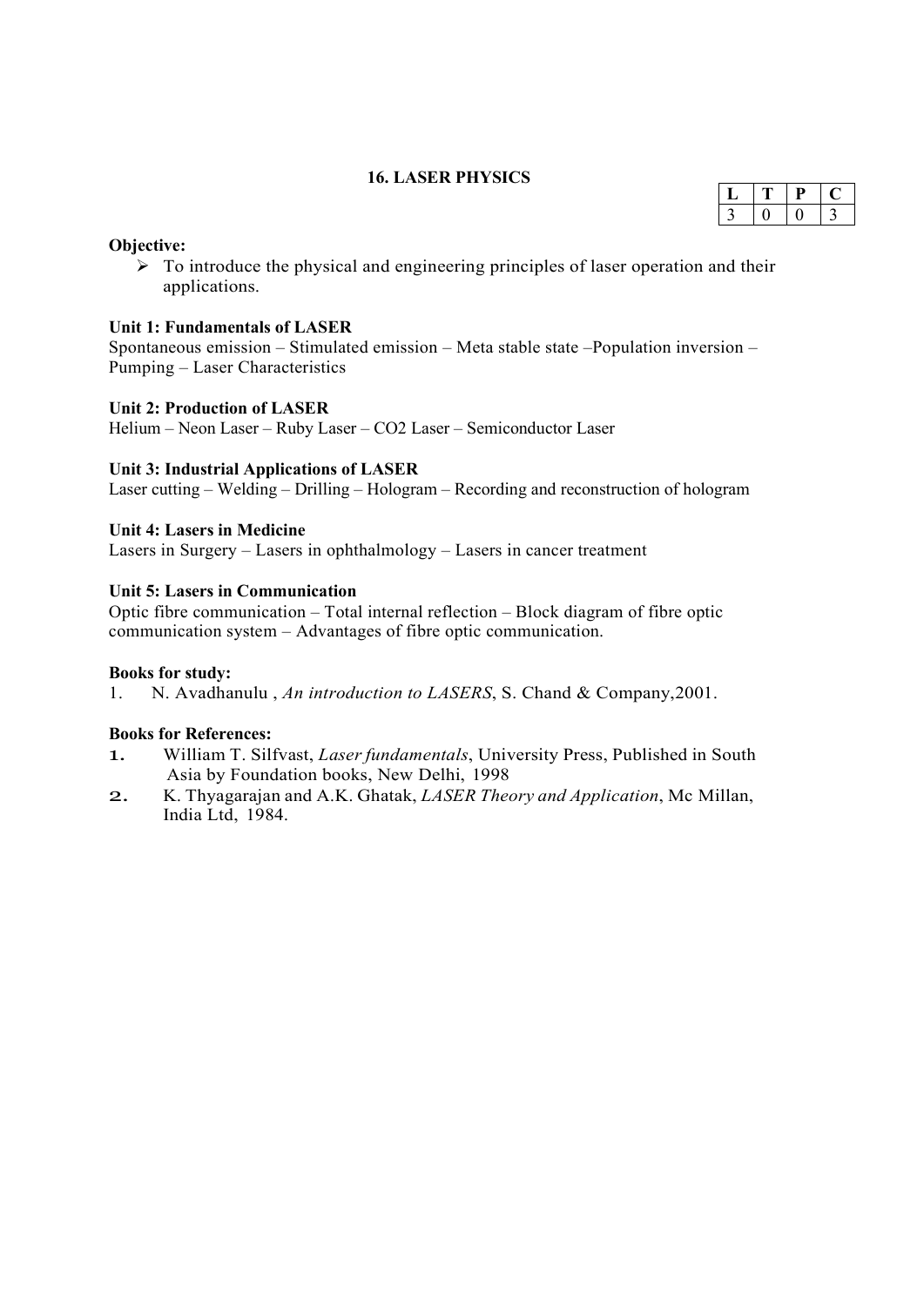## 16. LASER PHYSICS

| L | T | P | C |
|---|---|---|---|
| 3 | 0 | 0 | 3 |

**Objective:**

- To introduce the physical and engineering principles of laser operation and their applications.

**Unit 1: Fundamentals of LASER**

Spontaneous emission – Stimulated emission – Meta stable state –Population inversion – Pumping – Laser Characteristics

**Unit 2: Production of LASER**

Helium – Neon Laser – Ruby Laser – $CO_2$ Laser – Semiconductor Laser

**Unit 3: Industrial Applications of LASER**

Laser cutting – Welding – Drilling – Hologram – Recording and reconstruction of hologram

**Unit 4: Lasers in Medicine**

Lasers in Surgery – Lasers in ophthalmology – Lasers in cancer treatment

**Unit 5: Lasers in Communication**

Optic fibre communication – Total internal reflection – Block diagram of fibre optic communication system – Advantages of fibre optic communication.

**Books for study:**

1. N. Avadhanulu , *An introduction to LASERS*, S. Chand & Company,2001.

**Books for References:**

1. William T. Silfvast, *Laser fundamentals*, University Press, Published in South Asia by Foundation books, New Delhi, 1998
2. K. Thyagarajan and A.K. Ghatak, *LASER Theory and Application*, Mc Millan, India Ltd, 1984.